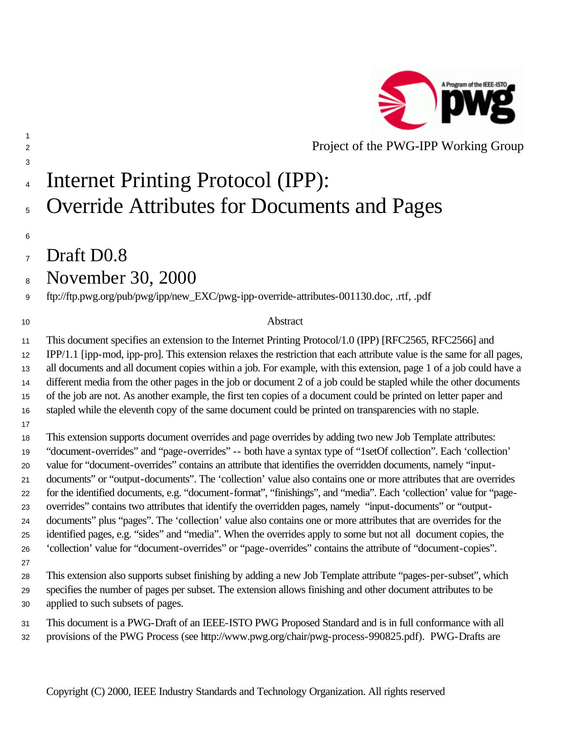Project of the PWG-IPP Working Group

# Internet Printing Protocol (IPP): Override Attributes for Documents and Pages

## Draft D0.8

## November 30, 2000

ftp://ftp.pwg.org/pub/pwg/ipp/new_EXC/pwg-ipp-override-attributes-001130.doc, .rtf, .pdf

### Abstract

This document specifies an extension to the Internet Printing Protocol/1.0 (IPP) [RFC2565, RFC2566] and IPP/1.1 [ipp-mod, ipp-pro]. This extension relaxes the restriction that each attribute value is the same for all pages, all documents and all document copies within a job. For example, with this extension, page 1 of a job could have a different media from the other pages in the job or document 2 of a job could be stapled while the other documents of the job are not. As another example, the first ten copies of a document could be printed on letter paper and stapled while the eleventh copy of the same document could be printed on transparencies with no staple.

This extension supports document overrides and page overrides by adding two new Job Template attributes: "document-overrides" and "page-overrides" -- both have a syntax type of "1setOf collection". Each 'collection' value for "document-overrides" contains an attribute that identifies the overridden documents, namely "input-documents" or "output-documents". The 'collection' value also contains one or more attributes that are overrides for the identified documents, e.g. "document-format", "finishings", and "media". Each 'collection' value for "page-overrides" contains two attributes that identify the overridden pages, namely "input-documents" or "output-documents" plus "pages". The 'collection' value also contains one or more attributes that are overrides for the identified pages, e.g. "sides" and "media". When the overrides apply to some but not all document copies, the 'collection' value for "document-overrides" or "page-overrides" contains the attribute of "document-copies".

This extension also supports subset finishing by adding a new Job Template attribute "pages-per-subset", which specifies the number of pages per subset. The extension allows finishing and other document attributes to be applied to such subsets of pages.

This document is a PWG-Draft of an IEEE-ISTO PWG Proposed Standard and is in full conformance with all provisions of the PWG Process (see http://www.pwg.org/chair/pwg-process-990825.pdf). PWG-Drafts are

Copyright (C) 2000, IEEE Industry Standards and Technology Organization. All rights reserved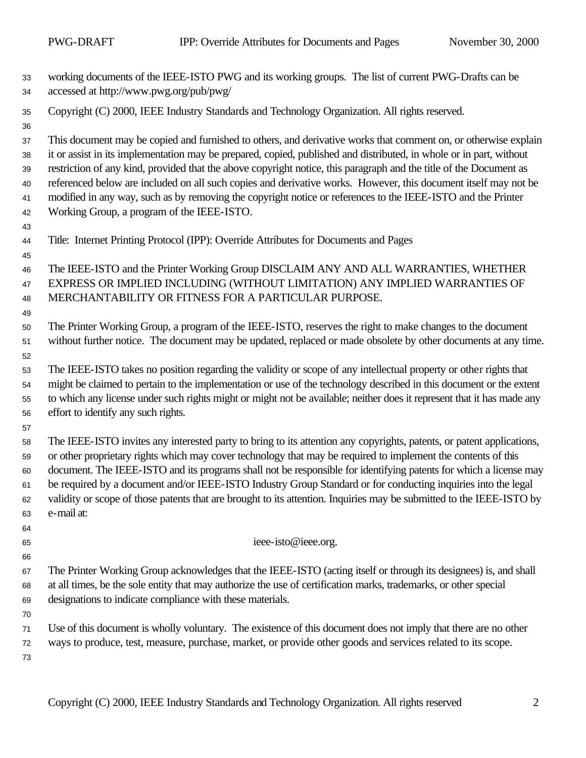working documents of the IEEE-ISTO PWG and its working groups. The list of current PWG-Drafts can be accessed at http://www.pwg.org/pub/pwg/

Copyright (C) 2000, IEEE Industry Standards and Technology Organization. All rights reserved.

This document may be copied and furnished to others, and derivative works that comment on, or otherwise explain it or assist in its implementation may be prepared, copied, published and distributed, in whole or in part, without restriction of any kind, provided that the above copyright notice, this paragraph and the title of the Document as referenced below are included on all such copies and derivative works. However, this document itself may not be modified in any way, such as by removing the copyright notice or references to the IEEE-ISTO and the Printer Working Group, a program of the IEEE-ISTO.

Title: Internet Printing Protocol (IPP): Override Attributes for Documents and Pages

The IEEE-ISTO and the Printer Working Group DISCLAIM ANY AND ALL WARRANTIES, WHETHER EXPRESS OR IMPLIED INCLUDING (WITHOUT LIMITATION) ANY IMPLIED WARRANTIES OF MERCHANTABILITY OR FITNESS FOR A PARTICULAR PURPOSE.

The Printer Working Group, a program of the IEEE-ISTO, reserves the right to make changes to the document without further notice. The document may be updated, replaced or made obsolete by other documents at any time.

The IEEE-ISTO takes no position regarding the validity or scope of any intellectual property or other rights that might be claimed to pertain to the implementation or use of the technology described in this document or the extent to which any license under such rights might or might not be available; neither does it represent that it has made any effort to identify any such rights.

The IEEE-ISTO invites any interested party to bring to its attention any copyrights, patents, or patent applications, or other proprietary rights which may cover technology that may be required to implement the contents of this document. The IEEE-ISTO and its programs shall not be responsible for identifying patents for which a license may be required by a document and/or IEEE-ISTO Industry Group Standard or for conducting inquiries into the legal validity or scope of those patents that are brought to its attention. Inquiries may be submitted to the IEEE-ISTO by e-mail at:

ieee-isto@ieee.org.

The Printer Working Group acknowledges that the IEEE-ISTO (acting itself or through its designees) is, and shall at all times, be the sole entity that may authorize the use of certification marks, trademarks, or other special designations to indicate compliance with these materials.

Use of this document is wholly voluntary. The existence of this document does not imply that there are no other ways to produce, test, measure, purchase, market, or provide other goods and services related to its scope.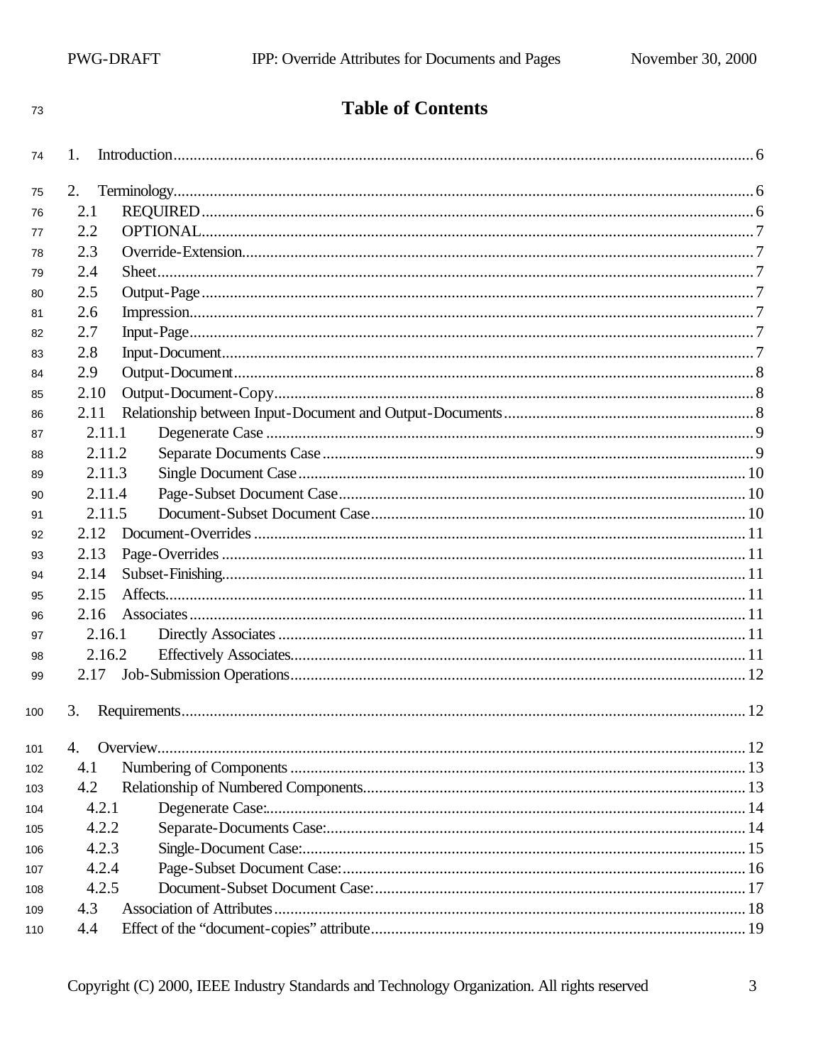# Table of Contents

1. Introduction.......................................................6

2. Terminology.......................................................6
   - 2.1 REQUIRED.......................................................6
   - 2.2 OPTIONAL.......................................................7
   - 2.3 Override-Extension.......................................................7
   - 2.4 Sheet.......................................................7
   - 2.5 Output-Page.......................................................7
   - 2.6 Impression.......................................................7
   - 2.7 Input-Page.......................................................7
   - 2.8 Input-Document.......................................................7
   - 2.9 Output-Document.......................................................8
   - 2.10 Output-Document-Copy.......................................................8
   - 2.11 Relationship between Input-Document and Output-Documents.......................................................8
     - 2.11.1 Degenerate Case.......................................................9
     - 2.11.2 Separate Documents Case.......................................................9
     - 2.11.3 Single Document Case.......................................................10
     - 2.11.4 Page-Subset Document Case.......................................................10
     - 2.11.5 Document-Subset Document Case.......................................................10
   - 2.12 Document-Overrides.......................................................11
   - 2.13 Page-Overrides.......................................................11
   - 2.14 Subset-Finishing.......................................................11
   - 2.15 Affects.......................................................11
   - 2.16 Associates.......................................................11
     - 2.16.1 Directly Associates.......................................................11
     - 2.16.2 Effectively Associates.......................................................11
   - 2.17 Job-Submission Operations.......................................................12

3. Requirements.......................................................12

4. Overview.......................................................12
   - 4.1 Numbering of Components.......................................................13
   - 4.2 Relationship of Numbered Components.......................................................13
     - 4.2.1 Degenerate Case:.......................................................14
     - 4.2.2 Separate-Documents Case:.......................................................14
     - 4.2.3 Single-Document Case:.......................................................15
     - 4.2.4 Page-Subset Document Case:.......................................................16
     - 4.2.5 Document-Subset Document Case:.......................................................17
   - 4.3 Association of Attributes.......................................................18
   - 4.4 Effect of the “document-copies” attribute.......................................................19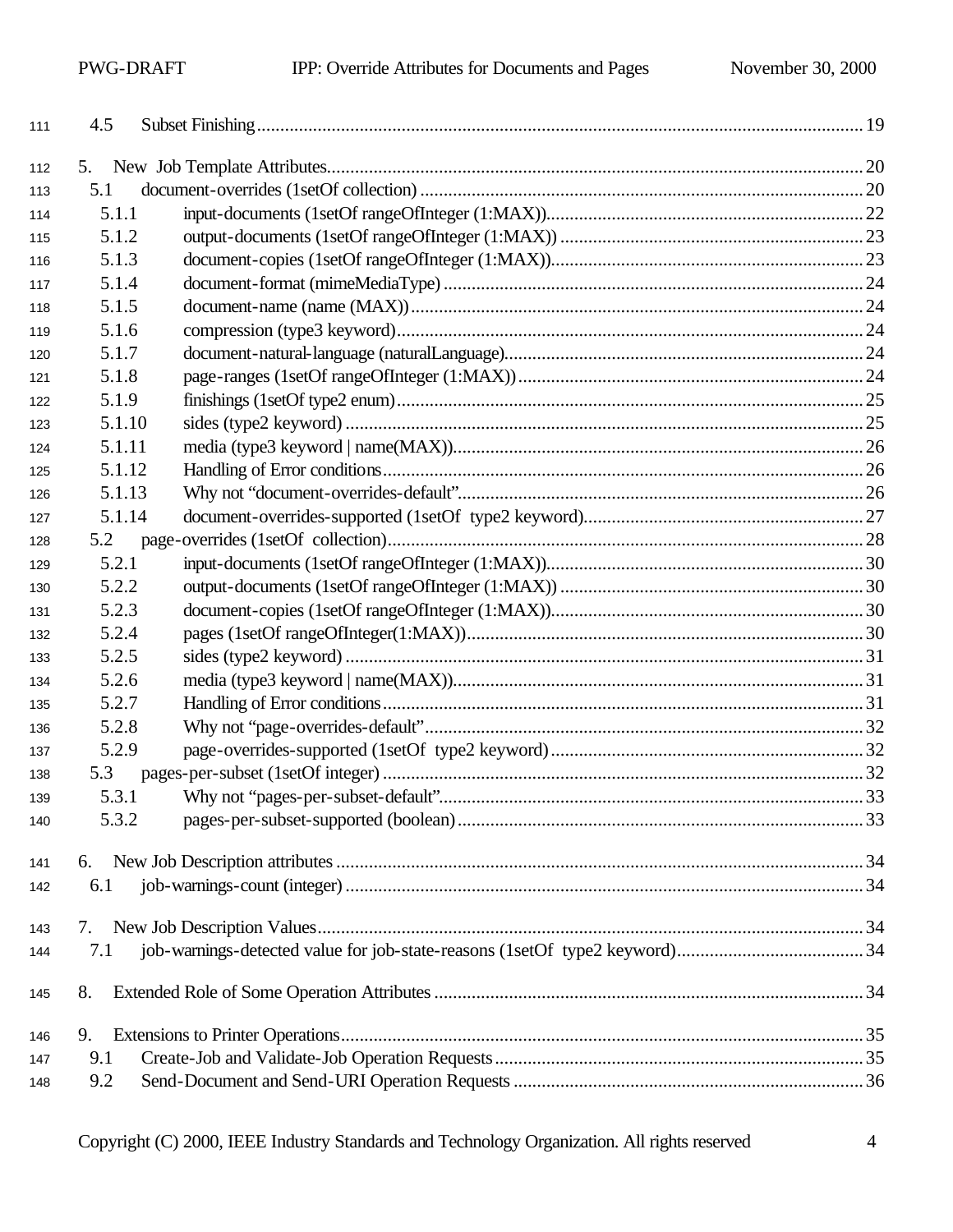4.5 Subset Finishing ........ 19

5. New Job Template Attributes ........ 20
- 5.1 document-overrides (1setOf collection) ........ 20
  - 5.1.1 input-documents (1setOf rangeOfInteger (1:MAX)) ........ 22
  - 5.1.2 output-documents (1setOf rangeOfInteger (1:MAX)) ........ 23
  - 5.1.3 document-copies (1setOf rangeOfInteger (1:MAX)) ........ 23
  - 5.1.4 document-format (mimeMediaType) ........ 24
  - 5.1.5 document-name (name (MAX)) ........ 24
  - 5.1.6 compression (type3 keyword) ........ 24
  - 5.1.7 document-natural-language (naturalLanguage) ........ 24
  - 5.1.8 page-ranges (1setOf rangeOfInteger (1:MAX)) ........ 24
  - 5.1.9 finishings (1setOf type2 enum) ........ 25
  - 5.1.10 sides (type2 keyword) ........ 25
  - 5.1.11 media (type3 keyword | name(MAX)) ........ 26
  - 5.1.12 Handling of Error conditions ........ 26
  - 5.1.13 Why not "document-overrides-default" ........ 26
  - 5.1.14 document-overrides-supported (1setOf type2 keyword) ........ 27
- 5.2 page-overrides (1setOf collection) ........ 28
  - 5.2.1 input-documents (1setOf rangeOfInteger (1:MAX)) ........ 30
  - 5.2.2 output-documents (1setOf rangeOfInteger (1:MAX)) ........ 30
  - 5.2.3 document-copies (1setOf rangeOfInteger (1:MAX)) ........ 30
  - 5.2.4 pages (1setOf rangeOfInteger(1:MAX)) ........ 30
  - 5.2.5 sides (type2 keyword) ........ 31
  - 5.2.6 media (type3 keyword | name(MAX)) ........ 31
  - 5.2.7 Handling of Error conditions ........ 31
  - 5.2.8 Why not "page-overrides-default" ........ 32
  - 5.2.9 page-overrides-supported (1setOf type2 keyword) ........ 32
- 5.3 pages-per-subset (1setOf integer) ........ 32
  - 5.3.1 Why not "pages-per-subset-default" ........ 33
  - 5.3.2 pages-per-subset-supported (boolean) ........ 33

6. New Job Description attributes ........ 34
- 6.1 job-warnings-count (integer) ........ 34

7. New Job Description Values ........ 34
- 7.1 job-warnings-detected value for job-state-reasons (1setOf type2 keyword) ........ 34

8. Extended Role of Some Operation Attributes ........ 34

9. Extensions to Printer Operations ........ 35
- 9.1 Create-Job and Validate-Job Operation Requests ........ 35
- 9.2 Send-Document and Send-URI Operation Requests ........ 36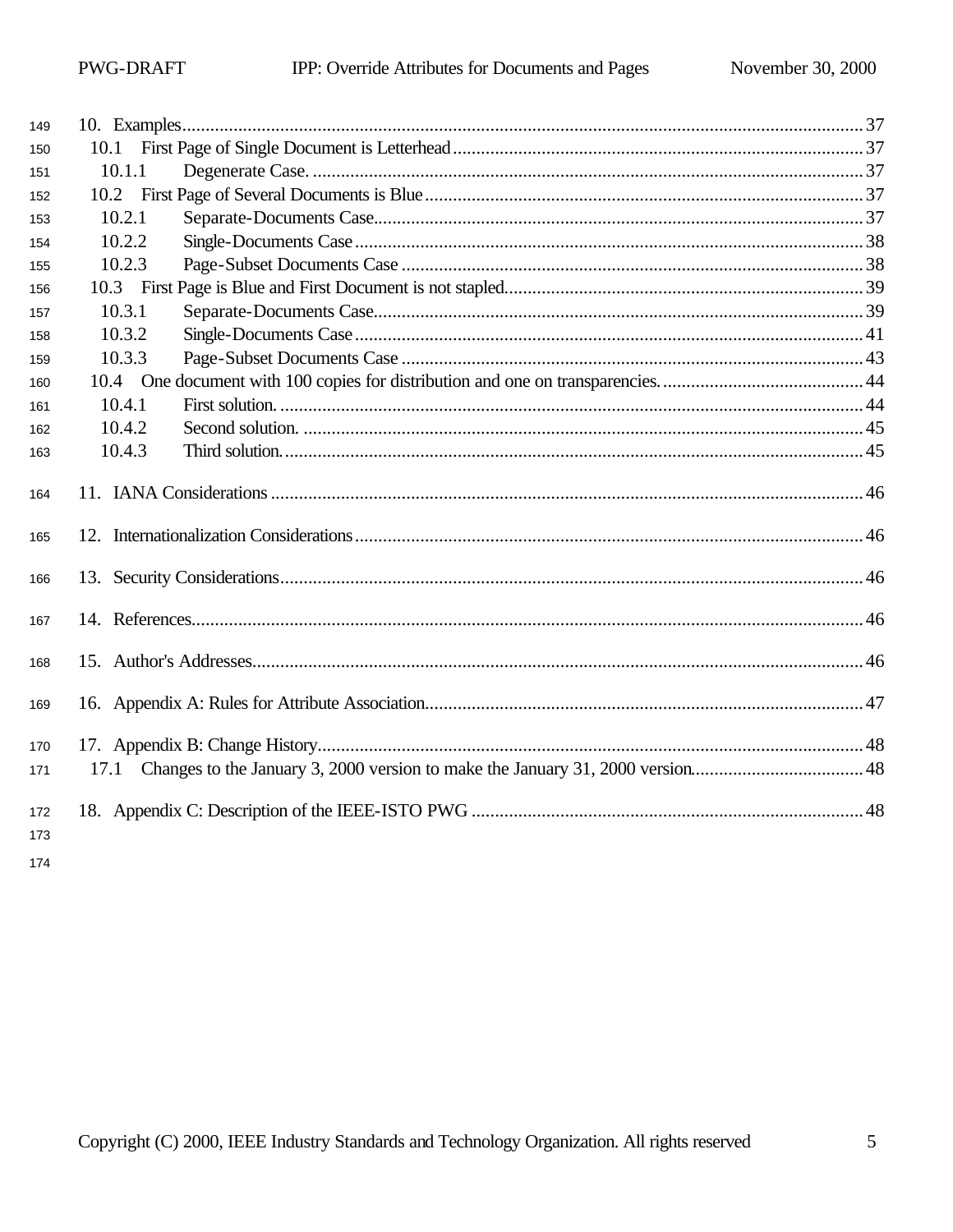10. Examples ........ 37
   10.1 First Page of Single Document is Letterhead ........ 37
      10.1.1 Degenerate Case. ........ 37
   10.2 First Page of Several Documents is Blue ........ 37
      10.2.1 Separate-Documents Case ........ 37
      10.2.2 Single-Documents Case ........ 38
      10.2.3 Page-Subset Documents Case ........ 38
   10.3 First Page is Blue and First Document is not stapled ........ 39
      10.3.1 Separate-Documents Case ........ 39
      10.3.2 Single-Documents Case ........ 41
      10.3.3 Page-Subset Documents Case ........ 43
   10.4 One document with 100 copies for distribution and one on transparencies. ........ 44
      10.4.1 First solution. ........ 44
      10.4.2 Second solution. ........ 45
      10.4.3 Third solution. ........ 45

11. IANA Considerations ........ 46

12. Internationalization Considerations ........ 46

13. Security Considerations ........ 46

14. References ........ 46

15. Author's Addresses ........ 46

16. Appendix A: Rules for Attribute Association ........ 47

17. Appendix B: Change History ........ 48
   17.1 Changes to the January 3, 2000 version to make the January 31, 2000 version ........ 48

18. Appendix C: Description of the IEEE-ISTO PWG ........ 48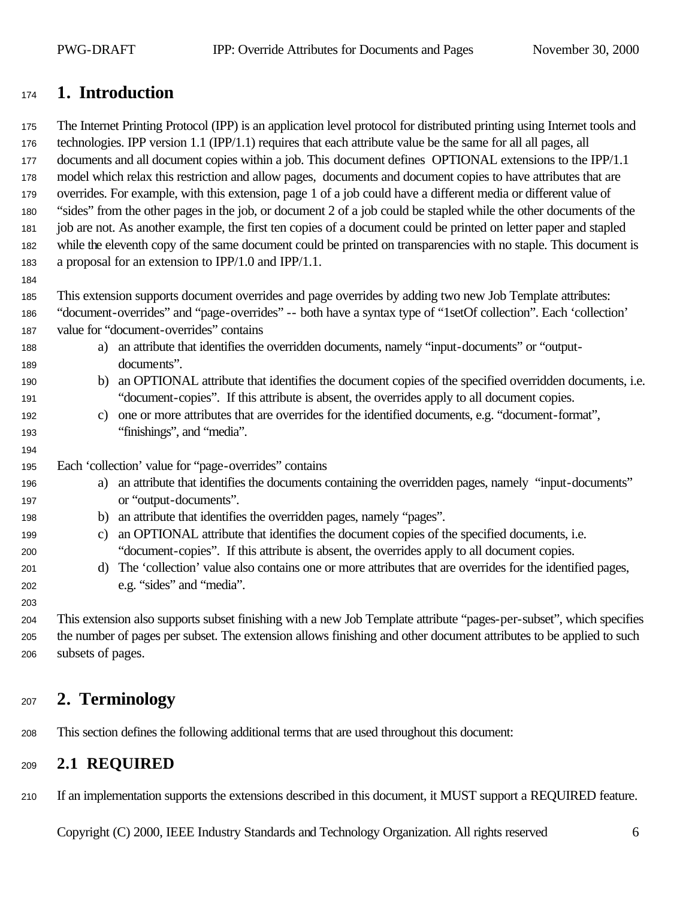# 1. Introduction

The Internet Printing Protocol (IPP) is an application level protocol for distributed printing using Internet tools and technologies. IPP version 1.1 (IPP/1.1) requires that each attribute value be the same for all all pages, all documents and all document copies within a job. This document defines OPTIONAL extensions to the IPP/1.1 model which relax this restriction and allow pages, documents and document copies to have attributes that are overrides. For example, with this extension, page 1 of a job could have a different media or different value of "sides" from the other pages in the job, or document 2 of a job could be stapled while the other documents of the job are not. As another example, the first ten copies of a document could be printed on letter paper and stapled while the eleventh copy of the same document could be printed on transparencies with no staple. This document is a proposal for an extension to IPP/1.0 and IPP/1.1.

This extension supports document overrides and page overrides by adding two new Job Template attributes: "document-overrides" and "page-overrides" -- both have a syntax type of "1setOf collection". Each 'collection' value for "document-overrides" contains

a) an attribute that identifies the overridden documents, namely "input-documents" or "output-documents".
b) an OPTIONAL attribute that identifies the document copies of the specified overridden documents, i.e. "document-copies". If this attribute is absent, the overrides apply to all document copies.
c) one or more attributes that are overrides for the identified documents, e.g. "document-format", "finishings", and "media".

Each 'collection' value for "page-overrides" contains

a) an attribute that identifies the documents containing the overridden pages, namely "input-documents" or "output-documents".
b) an attribute that identifies the overridden pages, namely "pages".
c) an OPTIONAL attribute that identifies the document copies of the specified documents, i.e. "document-copies". If this attribute is absent, the overrides apply to all document copies.
d) The 'collection' value also contains one or more attributes that are overrides for the identified pages, e.g. "sides" and "media".

This extension also supports subset finishing with a new Job Template attribute "pages-per-subset", which specifies the number of pages per subset. The extension allows finishing and other document attributes to be applied to such subsets of pages.

# 2. Terminology

This section defines the following additional terms that are used throughout this document:

## 2.1 REQUIRED

If an implementation supports the extensions described in this document, it MUST support a REQUIRED feature.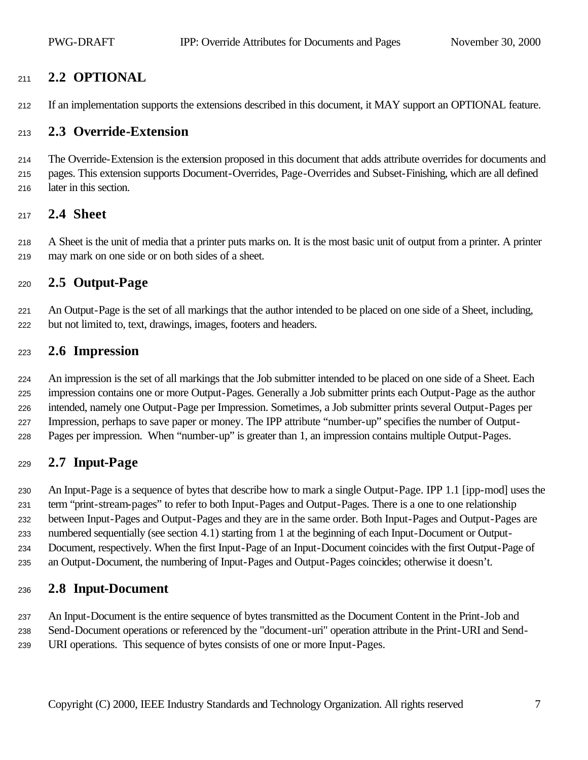## 2.2 OPTIONAL

If an implementation supports the extensions described in this document, it MAY support an OPTIONAL feature.

## 2.3 Override-Extension

The Override-Extension is the extension proposed in this document that adds attribute overrides for documents and pages. This extension supports Document-Overrides, Page-Overrides and Subset-Finishing, which are all defined later in this section.

## 2.4 Sheet

A Sheet is the unit of media that a printer puts marks on. It is the most basic unit of output from a printer. A printer may mark on one side or on both sides of a sheet.

## 2.5 Output-Page

An Output-Page is the set of all markings that the author intended to be placed on one side of a Sheet, including, but not limited to, text, drawings, images, footers and headers.

## 2.6 Impression

An impression is the set of all markings that the Job submitter intended to be placed on one side of a Sheet. Each impression contains one or more Output-Pages. Generally a Job submitter prints each Output-Page as the author intended, namely one Output-Page per Impression. Sometimes, a Job submitter prints several Output-Pages per Impression, perhaps to save paper or money. The IPP attribute "number-up" specifies the number of Output-Pages per impression. When "number-up" is greater than 1, an impression contains multiple Output-Pages.

## 2.7 Input-Page

An Input-Page is a sequence of bytes that describe how to mark a single Output-Page. IPP 1.1 [ipp-mod] uses the term "print-stream-pages" to refer to both Input-Pages and Output-Pages. There is a one to one relationship between Input-Pages and Output-Pages and they are in the same order. Both Input-Pages and Output-Pages are numbered sequentially (see section 4.1) starting from 1 at the beginning of each Input-Document or Output-Document, respectively. When the first Input-Page of an Input-Document coincides with the first Output-Page of an Output-Document, the numbering of Input-Pages and Output-Pages coincides; otherwise it doesn't.

## 2.8 Input-Document

An Input-Document is the entire sequence of bytes transmitted as the Document Content in the Print-Job and Send-Document operations or referenced by the "document-uri" operation attribute in the Print-URI and Send-URI operations. This sequence of bytes consists of one or more Input-Pages.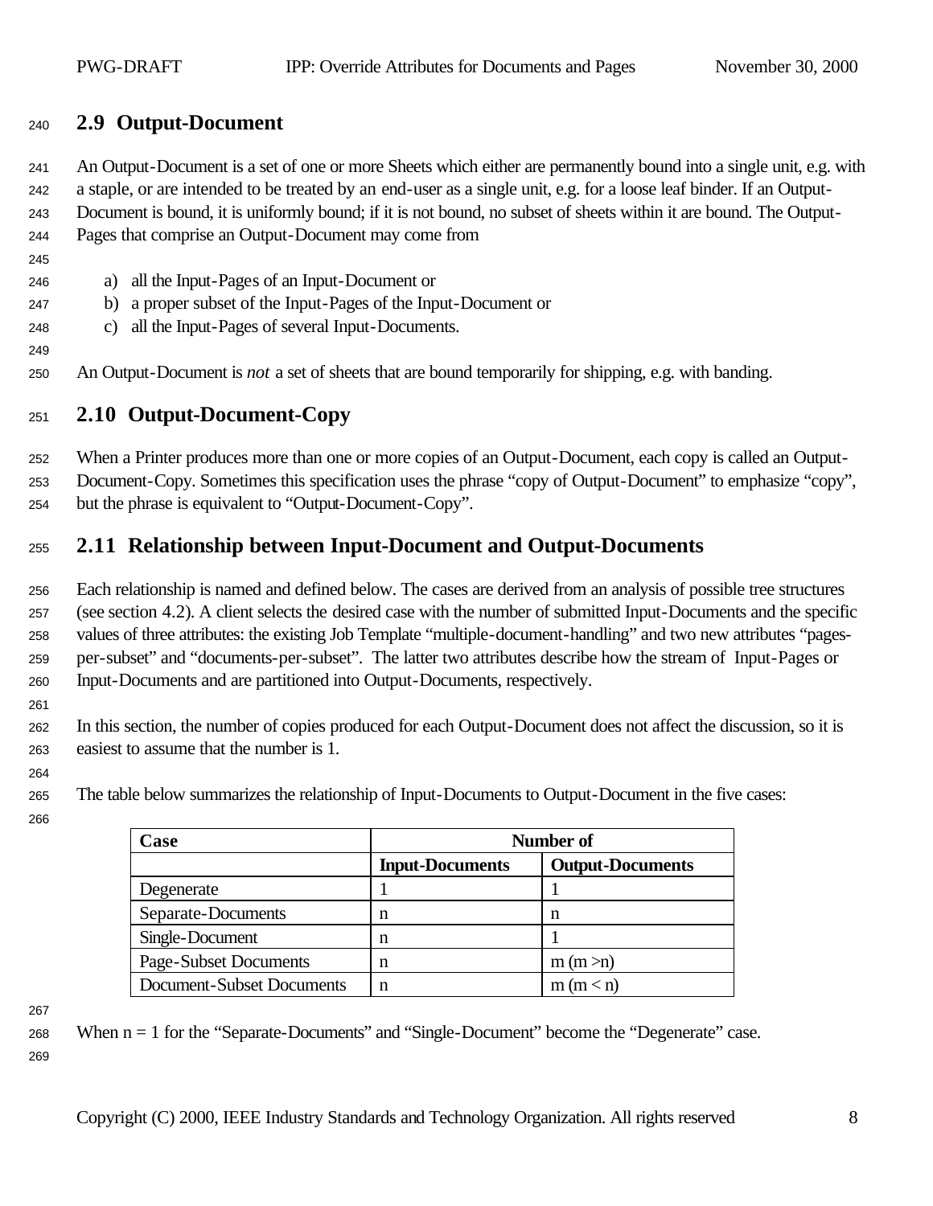## 2.9 Output-Document

An Output-Document is a set of one or more Sheets which either are permanently bound into a single unit, e.g. with a staple, or are intended to be treated by an end-user as a single unit, e.g. for a loose leaf binder. If an Output-Document is bound, it is uniformly bound; if it is not bound, no subset of sheets within it are bound. The Output-Pages that comprise an Output-Document may come from

a) all the Input-Pages of an Input-Document or
b) a proper subset of the Input-Pages of the Input-Document or
c) all the Input-Pages of several Input-Documents.

An Output-Document is *not* a set of sheets that are bound temporarily for shipping, e.g. with banding.

## 2.10 Output-Document-Copy

When a Printer produces more than one or more copies of an Output-Document, each copy is called an Output-Document-Copy. Sometimes this specification uses the phrase "copy of Output-Document" to emphasize "copy", but the phrase is equivalent to "Output-Document-Copy".

## 2.11 Relationship between Input-Document and Output-Documents

Each relationship is named and defined below. The cases are derived from an analysis of possible tree structures (see section 4.2). A client selects the desired case with the number of submitted Input-Documents and the specific values of three attributes: the existing Job Template "multiple-document-handling" and two new attributes "pages-per-subset" and "documents-per-subset". The latter two attributes describe how the stream of Input-Pages or Input-Documents and are partitioned into Output-Documents, respectively.

In this section, the number of copies produced for each Output-Document does not affect the discussion, so it is easiest to assume that the number is 1.

The table below summarizes the relationship of Input-Documents to Output-Document in the five cases:

| Case | Number of | |
|---|---|---|
| | **Input-Documents** | **Output-Documents** |
| Degenerate | 1 | 1 |
| Separate-Documents | n | n |
| Single-Document | n | 1 |
| Page-Subset Documents | n | m (m >n) |
| Document-Subset Documents | n | m (m < n) |

When n = 1 for the "Separate-Documents" and "Single-Document" become the "Degenerate" case.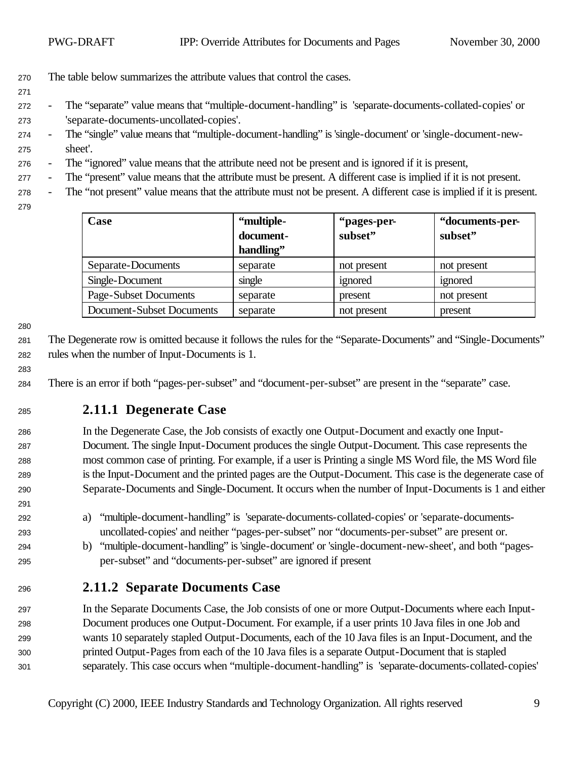The table below summarizes the attribute values that control the cases.

- The "separate" value means that "multiple-document-handling" is 'separate-documents-collated-copies' or 'separate-documents-uncollated-copies'.
- The "single" value means that "multiple-document-handling" is 'single-document' or 'single-document-new-sheet'.
- The "ignored" value means that the attribute need not be present and is ignored if it is present,
- The "present" value means that the attribute must be present. A different case is implied if it is not present.
- The "not present" value means that the attribute must not be present. A different case is implied if it is present.

| Case | "multiple-document-handling" | "pages-per-subset" | "documents-per-subset" |
|---|---|---|---|
| Separate-Documents | separate | not present | not present |
| Single-Document | single | ignored | ignored |
| Page-Subset Documents | separate | present | not present |
| Document-Subset Documents | separate | not present | present |

The Degenerate row is omitted because it follows the rules for the "Separate-Documents" and "Single-Documents" rules when the number of Input-Documents is 1.

There is an error if both "pages-per-subset" and "document-per-subset" are present in the "separate" case.

### 2.11.1 Degenerate Case

In the Degenerate Case, the Job consists of exactly one Output-Document and exactly one Input-Document. The single Input-Document produces the single Output-Document. This case represents the most common case of printing. For example, if a user is Printing a single MS Word file, the MS Word file is the Input-Document and the printed pages are the Output-Document. This case is the degenerate case of Separate-Documents and Single-Document. It occurs when the number of Input-Documents is 1 and either

a) "multiple-document-handling" is 'separate-documents-collated-copies' or 'separate-documents-uncollated-copies' and neither "pages-per-subset" nor "documents-per-subset" are present or.
b) "multiple-document-handling" is 'single-document' or 'single-document-new-sheet', and both "pages-per-subset" and "documents-per-subset" are ignored if present

### 2.11.2 Separate Documents Case

In the Separate Documents Case, the Job consists of one or more Output-Documents where each Input-Document produces one Output-Document. For example, if a user prints 10 Java files in one Job and wants 10 separately stapled Output-Documents, each of the 10 Java files is an Input-Document, and the printed Output-Pages from each of the 10 Java files is a separate Output-Document that is stapled separately. This case occurs when "multiple-document-handling" is 'separate-documents-collated-copies'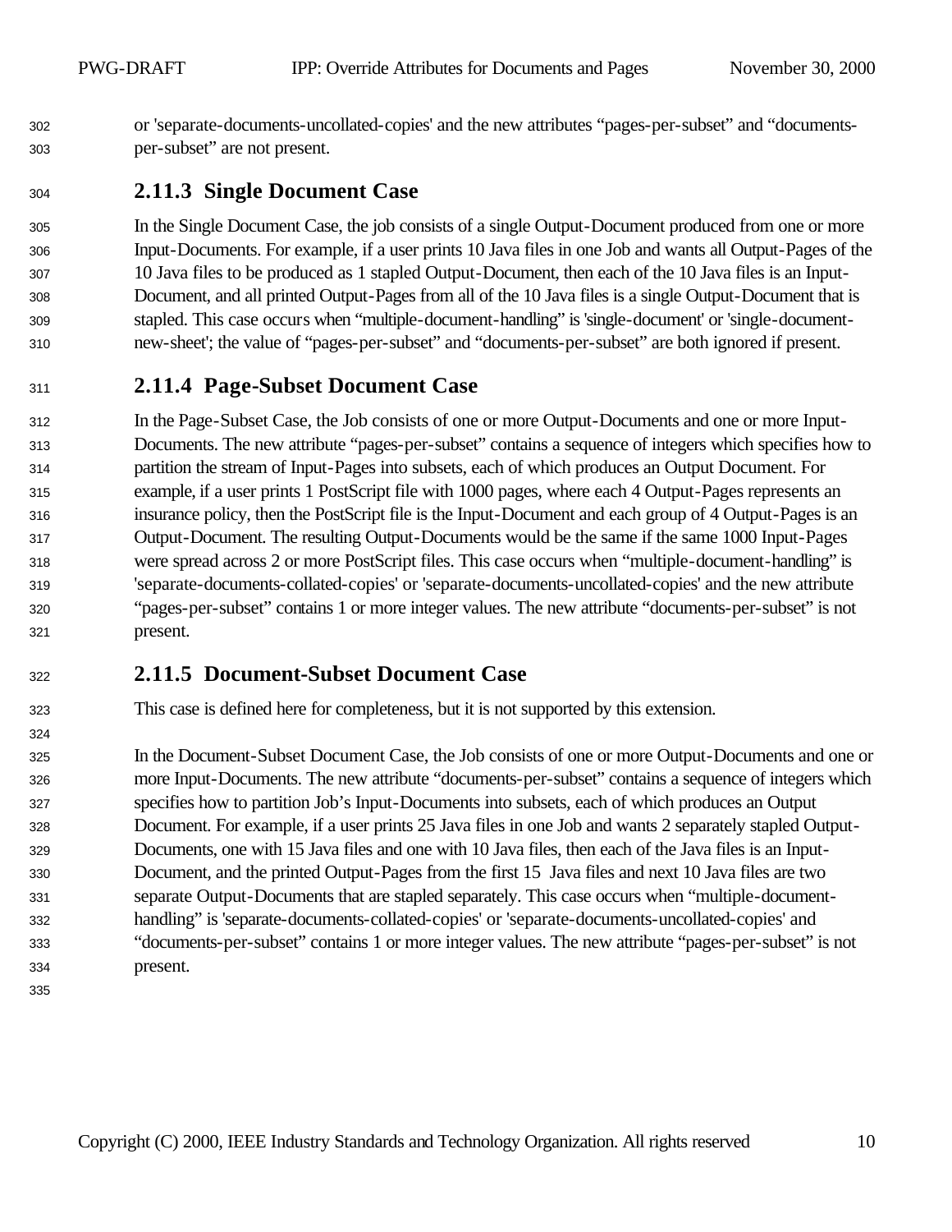or 'separate-documents-uncollated-copies' and the new attributes “pages-per-subset” and “documents-per-subset” are not present.

### 2.11.3 Single Document Case

In the Single Document Case, the job consists of a single Output-Document produced from one or more Input-Documents. For example, if a user prints 10 Java files in one Job and wants all Output-Pages of the 10 Java files to be produced as 1 stapled Output-Document, then each of the 10 Java files is an Input-Document, and all printed Output-Pages from all of the 10 Java files is a single Output-Document that is stapled. This case occurs when “multiple-document-handling” is 'single-document' or 'single-document-new-sheet'; the value of “pages-per-subset” and “documents-per-subset” are both ignored if present.

### 2.11.4 Page-Subset Document Case

In the Page-Subset Case, the Job consists of one or more Output-Documents and one or more Input-Documents. The new attribute “pages-per-subset” contains a sequence of integers which specifies how to partition the stream of Input-Pages into subsets, each of which produces an Output Document. For example, if a user prints 1 PostScript file with 1000 pages, where each 4 Output-Pages represents an insurance policy, then the PostScript file is the Input-Document and each group of 4 Output-Pages is an Output-Document. The resulting Output-Documents would be the same if the same 1000 Input-Pages were spread across 2 or more PostScript files. This case occurs when “multiple-document-handling” is 'separate-documents-collated-copies' or 'separate-documents-uncollated-copies' and the new attribute “pages-per-subset” contains 1 or more integer values. The new attribute “documents-per-subset” is not present.

### 2.11.5 Document-Subset Document Case

This case is defined here for completeness, but it is not supported by this extension.

In the Document-Subset Document Case, the Job consists of one or more Output-Documents and one or more Input-Documents. The new attribute “documents-per-subset” contains a sequence of integers which specifies how to partition Job’s Input-Documents into subsets, each of which produces an Output Document. For example, if a user prints 25 Java files in one Job and wants 2 separately stapled Output-Documents, one with 15 Java files and one with 10 Java files, then each of the Java files is an Input-Document, and the printed Output-Pages from the first 15 Java files and next 10 Java files are two separate Output-Documents that are stapled separately. This case occurs when “multiple-document-handling” is 'separate-documents-collated-copies' or 'separate-documents-uncollated-copies' and “documents-per-subset” contains 1 or more integer values. The new attribute “pages-per-subset” is not present.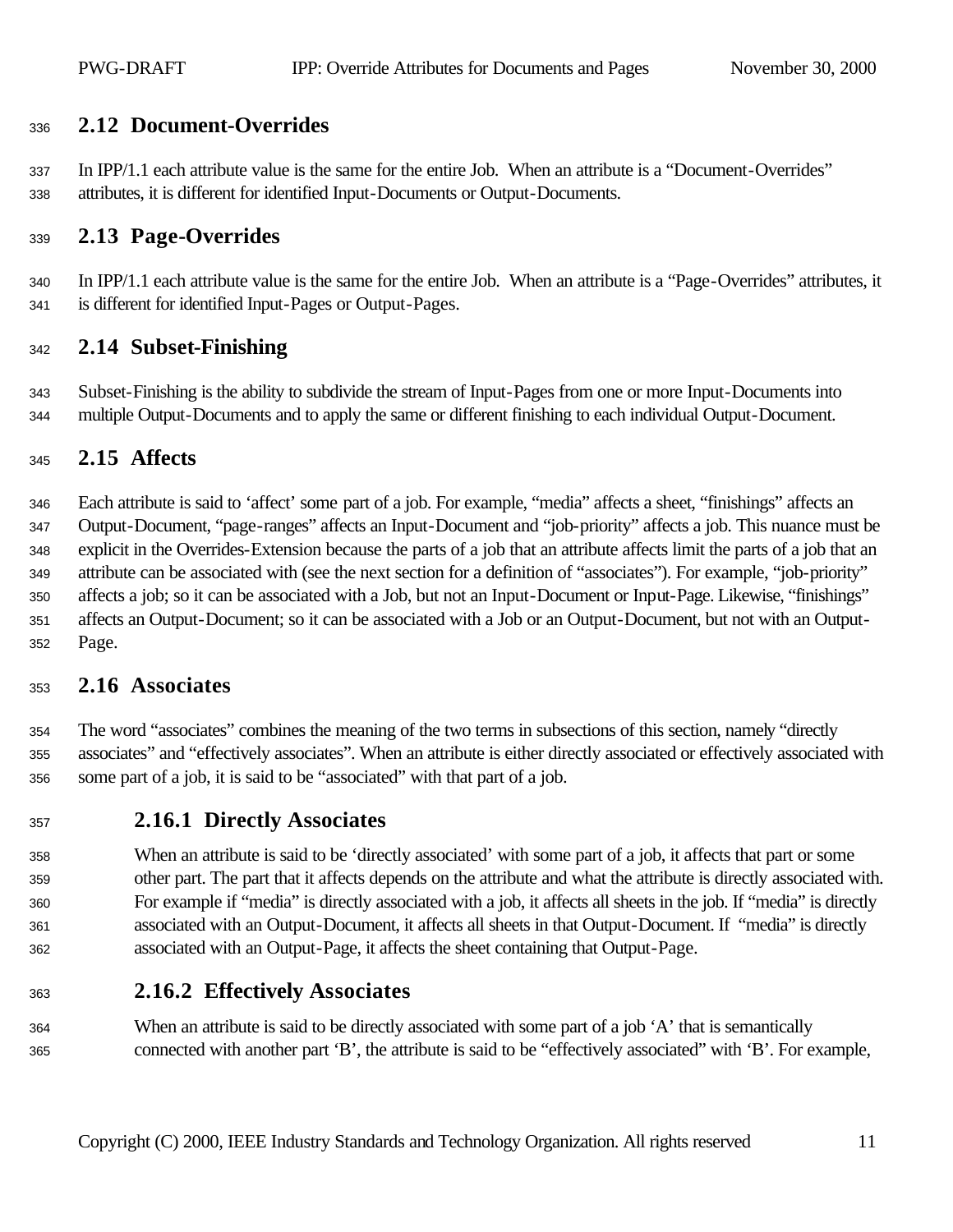## 2.12 Document-Overrides

In IPP/1.1 each attribute value is the same for the entire Job. When an attribute is a "Document-Overrides" attributes, it is different for identified Input-Documents or Output-Documents.

## 2.13 Page-Overrides

In IPP/1.1 each attribute value is the same for the entire Job. When an attribute is a "Page-Overrides" attributes, it is different for identified Input-Pages or Output-Pages.

## 2.14 Subset-Finishing

Subset-Finishing is the ability to subdivide the stream of Input-Pages from one or more Input-Documents into multiple Output-Documents and to apply the same or different finishing to each individual Output-Document.

## 2.15 Affects

Each attribute is said to 'affect' some part of a job. For example, "media" affects a sheet, "finishings" affects an Output-Document, "page-ranges" affects an Input-Document and "job-priority" affects a job. This nuance must be explicit in the Overrides-Extension because the parts of a job that an attribute affects limit the parts of a job that an attribute can be associated with (see the next section for a definition of "associates"). For example, "job-priority" affects a job; so it can be associated with a Job, but not an Input-Document or Input-Page. Likewise, "finishings" affects an Output-Document; so it can be associated with a Job or an Output-Document, but not with an Output-Page.

## 2.16 Associates

The word "associates" combines the meaning of the two terms in subsections of this section, namely "directly associates" and "effectively associates". When an attribute is either directly associated or effectively associated with some part of a job, it is said to be "associated" with that part of a job.

### 2.16.1 Directly Associates

When an attribute is said to be 'directly associated' with some part of a job, it affects that part or some other part. The part that it affects depends on the attribute and what the attribute is directly associated with. For example if "media" is directly associated with a job, it affects all sheets in the job. If "media" is directly associated with an Output-Document, it affects all sheets in that Output-Document. If "media" is directly associated with an Output-Page, it affects the sheet containing that Output-Page.

### 2.16.2 Effectively Associates

When an attribute is said to be directly associated with some part of a job 'A' that is semantically connected with another part 'B', the attribute is said to be "effectively associated" with 'B'. For example,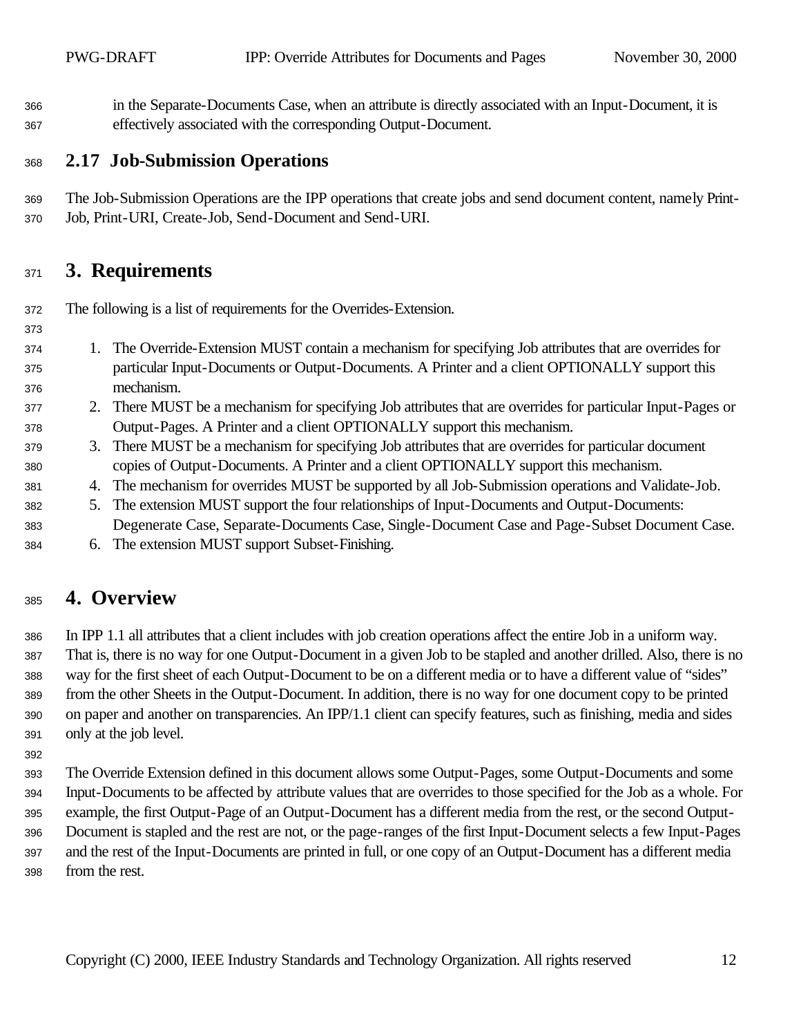in the Separate-Documents Case, when an attribute is directly associated with an Input-Document, it is effectively associated with the corresponding Output-Document.

## 2.17 Job-Submission Operations

The Job-Submission Operations are the IPP operations that create jobs and send document content, namely Print-Job, Print-URI, Create-Job, Send-Document and Send-URI.

# 3. Requirements

The following is a list of requirements for the Overrides-Extension.

1. The Override-Extension MUST contain a mechanism for specifying Job attributes that are overrides for particular Input-Documents or Output-Documents. A Printer and a client OPTIONALLY support this mechanism.
2. There MUST be a mechanism for specifying Job attributes that are overrides for particular Input-Pages or Output-Pages. A Printer and a client OPTIONALLY support this mechanism.
3. There MUST be a mechanism for specifying Job attributes that are overrides for particular document copies of Output-Documents. A Printer and a client OPTIONALLY support this mechanism.
4. The mechanism for overrides MUST be supported by all Job-Submission operations and Validate-Job.
5. The extension MUST support the four relationships of Input-Documents and Output-Documents: Degenerate Case, Separate-Documents Case, Single-Document Case and Page-Subset Document Case.
6. The extension MUST support Subset-Finishing.

# 4. Overview

In IPP 1.1 all attributes that a client includes with job creation operations affect the entire Job in a uniform way. That is, there is no way for one Output-Document in a given Job to be stapled and another drilled. Also, there is no way for the first sheet of each Output-Document to be on a different media or to have a different value of "sides" from the other Sheets in the Output-Document. In addition, there is no way for one document copy to be printed on paper and another on transparencies. An IPP/1.1 client can specify features, such as finishing, media and sides only at the job level.

The Override Extension defined in this document allows some Output-Pages, some Output-Documents and some Input-Documents to be affected by attribute values that are overrides to those specified for the Job as a whole. For example, the first Output-Page of an Output-Document has a different media from the rest, or the second Output-Document is stapled and the rest are not, or the page-ranges of the first Input-Document selects a few Input-Pages and the rest of the Input-Documents are printed in full, or one copy of an Output-Document has a different media from the rest.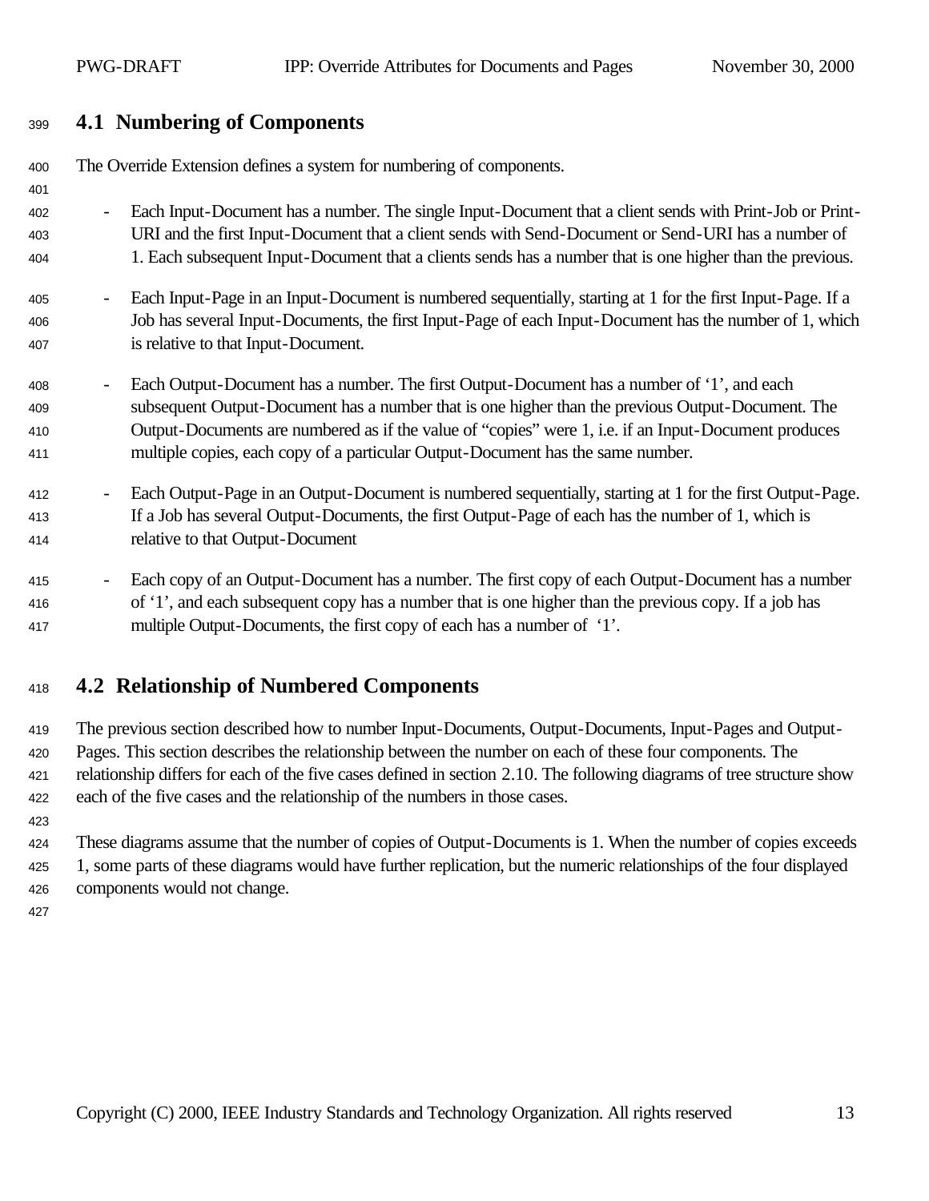## 4.1 Numbering of Components

The Override Extension defines a system for numbering of components.

- Each Input-Document has a number. The single Input-Document that a client sends with Print-Job or Print-URI and the first Input-Document that a client sends with Send-Document or Send-URI has a number of 1. Each subsequent Input-Document that a clients sends has a number that is one higher than the previous.
- Each Input-Page in an Input-Document is numbered sequentially, starting at 1 for the first Input-Page. If a Job has several Input-Documents, the first Input-Page of each Input-Document has the number of 1, which is relative to that Input-Document.
- Each Output-Document has a number. The first Output-Document has a number of '1', and each subsequent Output-Document has a number that is one higher than the previous Output-Document. The Output-Documents are numbered as if the value of "copies" were 1, i.e. if an Input-Document produces multiple copies, each copy of a particular Output-Document has the same number.
- Each Output-Page in an Output-Document is numbered sequentially, starting at 1 for the first Output-Page. If a Job has several Output-Documents, the first Output-Page of each has the number of 1, which is relative to that Output-Document
- Each copy of an Output-Document has a number. The first copy of each Output-Document has a number of '1', and each subsequent copy has a number that is one higher than the previous copy. If a job has multiple Output-Documents, the first copy of each has a number of '1'.

## 4.2 Relationship of Numbered Components

The previous section described how to number Input-Documents, Output-Documents, Input-Pages and Output-Pages. This section describes the relationship between the number on each of these four components. The relationship differs for each of the five cases defined in section 2.10. The following diagrams of tree structure show each of the five cases and the relationship of the numbers in those cases.

These diagrams assume that the number of copies of Output-Documents is 1. When the number of copies exceeds 1, some parts of these diagrams would have further replication, but the numeric relationships of the four displayed components would not change.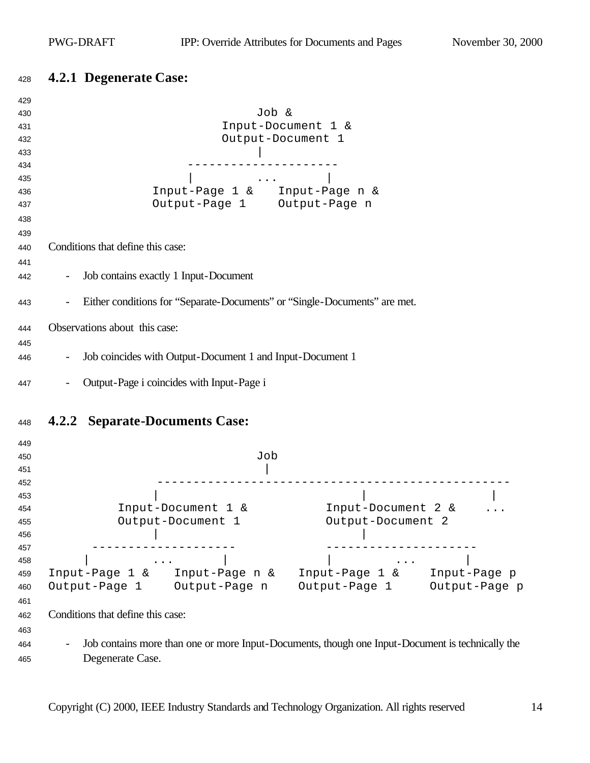### 4.2.1 Degenerate Case:

```
                         Job &
                    Input-Document 1 &
                    Output-Document 1
                         |
               ---------------------
               |        ...        |
          Input-Page 1 &    Input-Page n &
          Output-Page 1     Output-Page n
```

Conditions that define this case:

- Job contains exactly 1 Input-Document
- Either conditions for "Separate-Documents" or "Single-Documents" are met.

Observations about this case:

- Job coincides with Output-Document 1 and Input-Document 1
- Output-Page i coincides with Input-Page i

### 4.2.2 Separate-Documents Case:

```
                              Job
                               |
              -------------------------------------------------
              |                             |                 |
         Input-Document 1 &          Input-Document 2 &    ...
         Output-Document 1           Output-Document 2
              |                             |
     --------------------          ---------------------
     |        ...       |          |        ...        |
Input-Page 1 &   Input-Page n &   Input-Page 1 &    Input-Page p
Output-Page 1    Output-Page n    Output-Page 1     Output-Page p
```

Conditions that define this case:

- Job contains more than one or more Input-Documents, though one Input-Document is technically the Degenerate Case.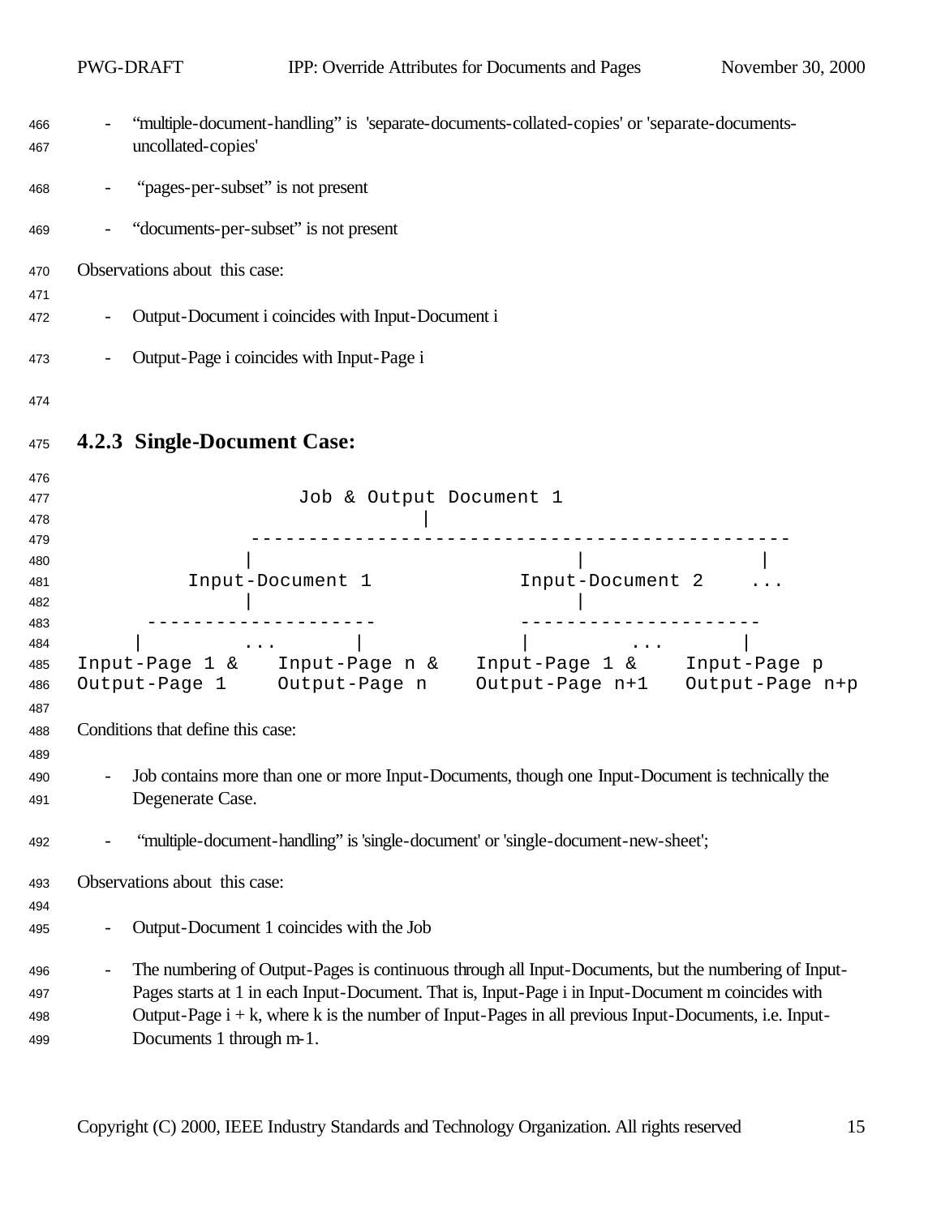- “multiple-document-handling” is 'separate-documents-collated-copies' or 'separate-documents-uncollated-copies'
- “pages-per-subset” is not present
- “documents-per-subset” is not present

Observations about this case:

- Output-Document i coincides with Input-Document i
- Output-Page i coincides with Input-Page i

### 4.2.3 Single-Document Case:

```
                   Job & Output Document 1
                              |
                -------------------------------------------
                |                         |             |
           Input-Document 1           Input-Document 2    ...
                |                         |
      --------------------          --------------------
     |        ...       |          |        ...       |
Input-Page 1 &   Input-Page n &   Input-Page 1 &    Input-Page p
Output-Page 1    Output-Page n    Output-Page n+1   Output-Page n+p
```

Conditions that define this case:

- Job contains more than one or more Input-Documents, though one Input-Document is technically the Degenerate Case.
- “multiple-document-handling” is 'single-document' or 'single-document-new-sheet';

Observations about this case:

- Output-Document 1 coincides with the Job
- The numbering of Output-Pages is continuous through all Input-Documents, but the numbering of Input-Pages starts at 1 in each Input-Document. That is, Input-Page i in Input-Document m coincides with Output-Page i + k, where k is the number of Input-Pages in all previous Input-Documents, i.e. Input-Documents 1 through m-1.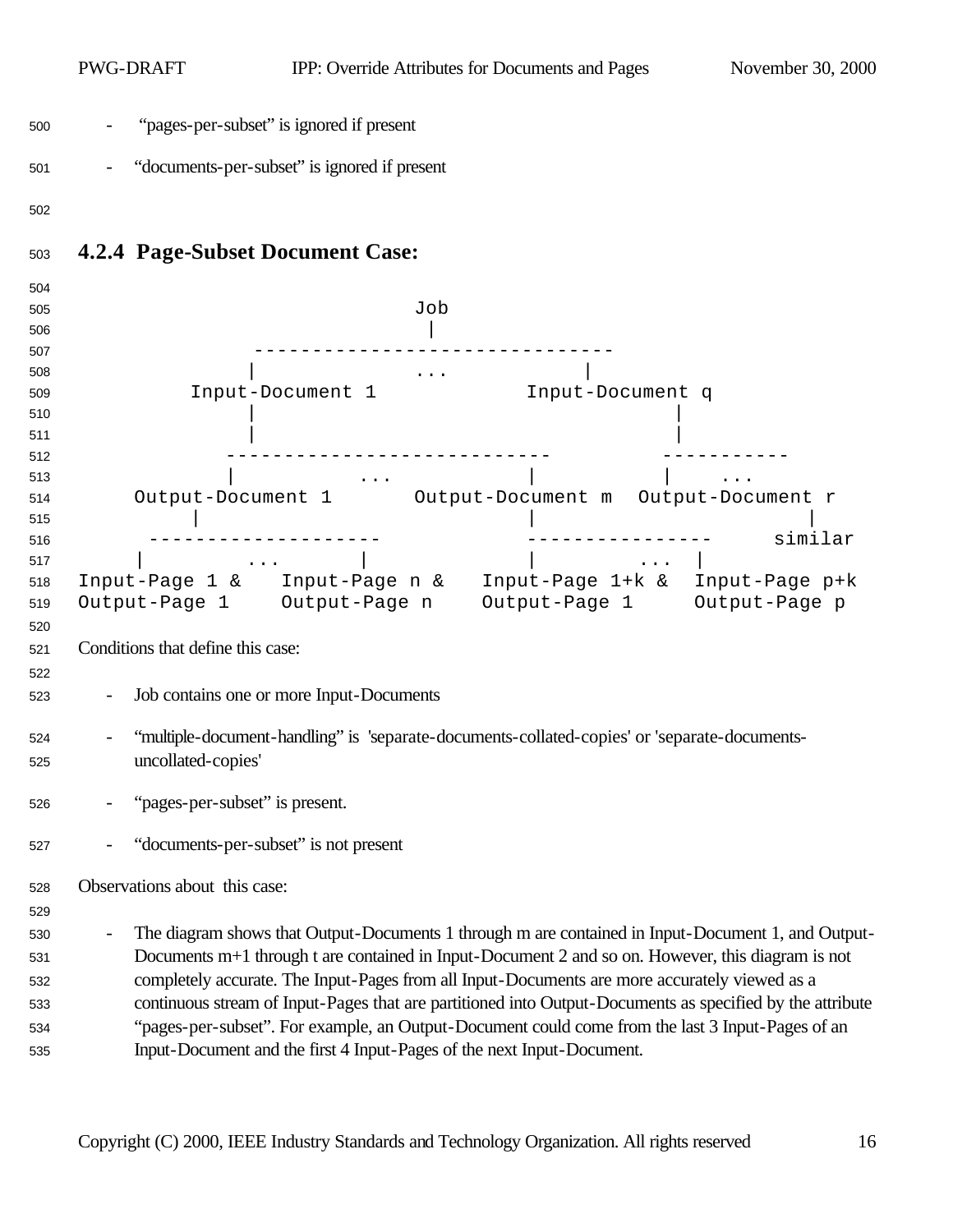- "pages-per-subset" is ignored if present
- "documents-per-subset" is ignored if present

### 4.2.4 Page-Subset Document Case:

```
                                Job
                                 |
                  ------------------------------
                 |             ...            |
            Input-Document 1            Input-Document q
                 |                               |
                 |                               |
               ---------------------------         -----------
               |          ...          |          |    ...
       Output-Document 1       Output-Document m  Output-Document r
            |                          |                       |
        --------------------           ----------------     similar
        |        ...       |           |        ...  |
Input-Page 1 &    Input-Page n &   Input-Page 1+k &  Input-Page p+k
Output-Page 1     Output-Page n    Output-Page 1     Output-Page p
```

Conditions that define this case:

- Job contains one or more Input-Documents
- "multiple-document-handling" is 'separate-documents-collated-copies' or 'separate-documents-uncollated-copies'
- "pages-per-subset" is present.
- "documents-per-subset" is not present

Observations about this case:

- The diagram shows that Output-Documents 1 through m are contained in Input-Document 1, and Output-Documents m+1 through t are contained in Input-Document 2 and so on. However, this diagram is not completely accurate. The Input-Pages from all Input-Documents are more accurately viewed as a continuous stream of Input-Pages that are partitioned into Output-Documents as specified by the attribute "pages-per-subset". For example, an Output-Document could come from the last 3 Input-Pages of an Input-Document and the first 4 Input-Pages of the next Input-Document.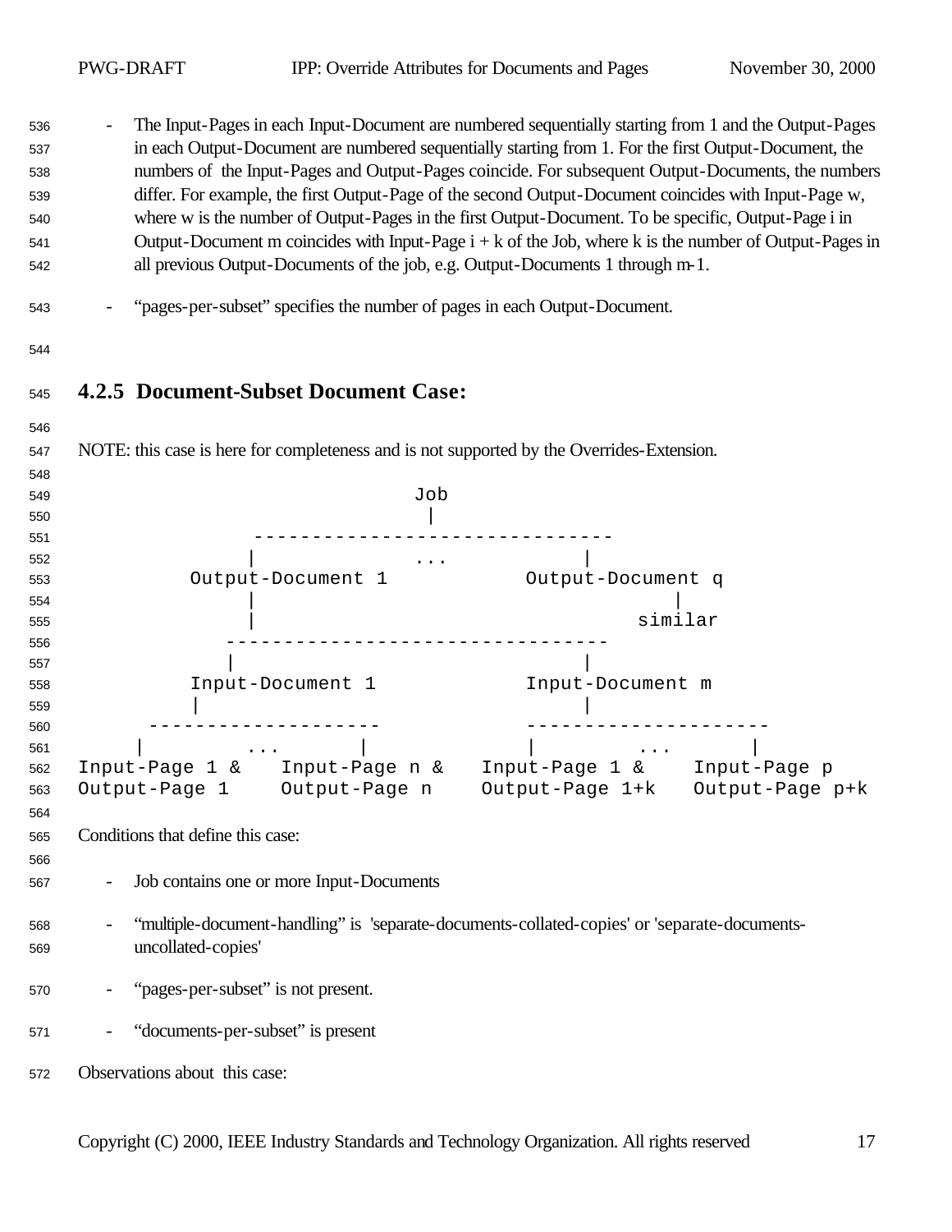- The Input-Pages in each Input-Document are numbered sequentially starting from 1 and the Output-Pages in each Output-Document are numbered sequentially starting from 1. For the first Output-Document, the numbers of the Input-Pages and Output-Pages coincide. For subsequent Output-Documents, the numbers differ. For example, the first Output-Page of the second Output-Document coincides with Input-Page w, where w is the number of Output-Pages in the first Output-Document. To be specific, Output-Page i in Output-Document m coincides with Input-Page i + k of the Job, where k is the number of Output-Pages in all previous Output-Documents of the job, e.g. Output-Documents 1 through m-1.

- "pages-per-subset" specifies the number of pages in each Output-Document.

### 4.2.5 Document-Subset Document Case:

NOTE: this case is here for completeness and is not supported by the Overrides-Extension.

```
                                Job
                                 |
               ------------------------------
              |                 ...          |
         Output-Document 1            Output-Document q
              |                                      |
              |                                   similar
            --------------------------------
            |                              |
         Input-Document 1             Input-Document m
         |                                 |
      --------------------            --------------------
      |        ...       |            |        ...       |
Input-Page 1 &   Input-Page n &   Input-Page 1 &    Input-Page p
Output-Page 1    Output-Page n    Output-Page 1+k   Output-Page p+k
```

Conditions that define this case:

- Job contains one or more Input-Documents

- "multiple-document-handling" is 'separate-documents-collated-copies' or 'separate-documents-uncollated-copies'

- "pages-per-subset" is not present.

- "documents-per-subset" is present

Observations about this case: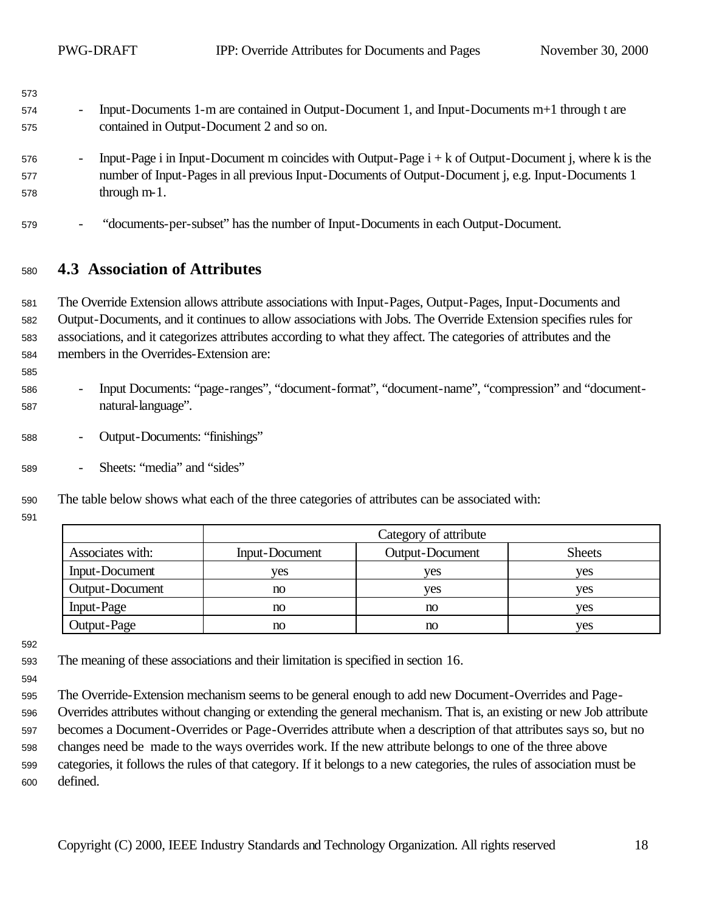- Input-Documents 1-m are contained in Output-Document 1, and Input-Documents m+1 through t are contained in Output-Document 2 and so on.

- Input-Page i in Input-Document m coincides with Output-Page i + k of Output-Document j, where k is the number of Input-Pages in all previous Input-Documents of Output-Document j, e.g. Input-Documents 1 through m-1.

- "documents-per-subset" has the number of Input-Documents in each Output-Document.

## 4.3 Association of Attributes

The Override Extension allows attribute associations with Input-Pages, Output-Pages, Input-Documents and Output-Documents, and it continues to allow associations with Jobs. The Override Extension specifies rules for associations, and it categorizes attributes according to what they affect. The categories of attributes and the members in the Overrides-Extension are:

- Input Documents: "page-ranges", "document-format", "document-name", "compression" and "document-natural-language".

- Output-Documents: "finishings"

- Sheets: "media" and "sides"

The table below shows what each of the three categories of attributes can be associated with:

| | Category of attribute | | |
|---|---|---|---|
| Associates with: | Input-Document | Output-Document | Sheets |
| Input-Document | yes | yes | yes |
| Output-Document | no | yes | yes |
| Input-Page | no | no | yes |
| Output-Page | no | no | yes |

The meaning of these associations and their limitation is specified in section 16.

The Override-Extension mechanism seems to be general enough to add new Document-Overrides and Page-Overrides attributes without changing or extending the general mechanism. That is, an existing or new Job attribute becomes a Document-Overrides or Page-Overrides attribute when a description of that attributes says so, but no changes need be made to the ways overrides work. If the new attribute belongs to one of the three above categories, it follows the rules of that category. If it belongs to a new categories, the rules of association must be defined.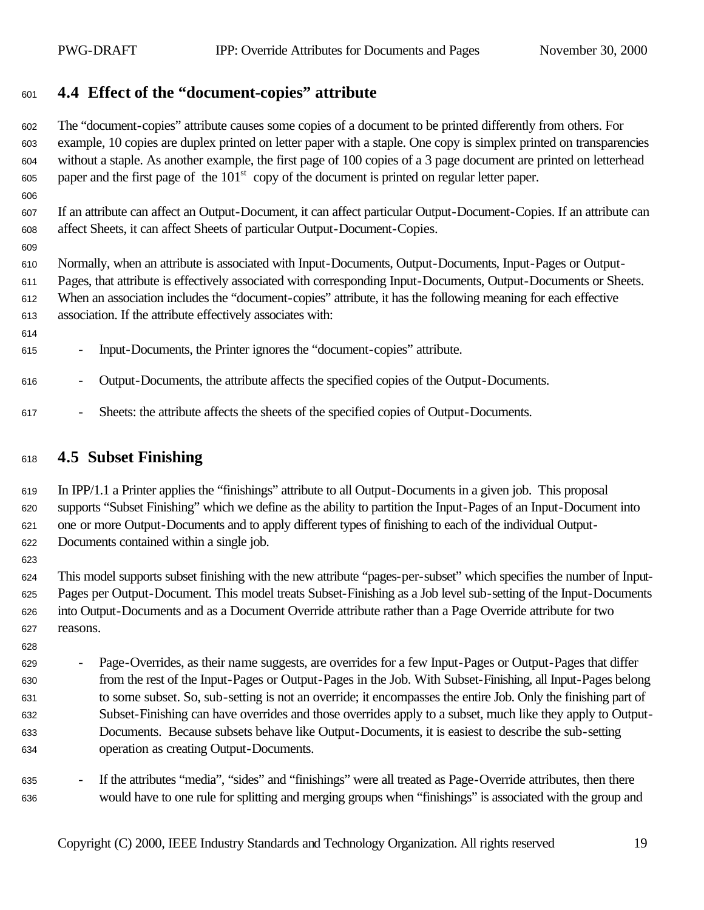## 4.4 Effect of the "document-copies" attribute

The "document-copies" attribute causes some copies of a document to be printed differently from others. For example, 10 copies are duplex printed on letter paper with a staple. One copy is simplex printed on transparencies without a staple. As another example, the first page of 100 copies of a 3 page document are printed on letterhead paper and the first page of the 101st copy of the document is printed on regular letter paper.

If an attribute can affect an Output-Document, it can affect particular Output-Document-Copies. If an attribute can affect Sheets, it can affect Sheets of particular Output-Document-Copies.

Normally, when an attribute is associated with Input-Documents, Output-Documents, Input-Pages or Output-Pages, that attribute is effectively associated with corresponding Input-Documents, Output-Documents or Sheets. When an association includes the "document-copies" attribute, it has the following meaning for each effective association. If the attribute effectively associates with:

- Input-Documents, the Printer ignores the "document-copies" attribute.
- Output-Documents, the attribute affects the specified copies of the Output-Documents.
- Sheets: the attribute affects the sheets of the specified copies of Output-Documents.

## 4.5 Subset Finishing

In IPP/1.1 a Printer applies the "finishings" attribute to all Output-Documents in a given job. This proposal supports "Subset Finishing" which we define as the ability to partition the Input-Pages of an Input-Document into one or more Output-Documents and to apply different types of finishing to each of the individual Output-Documents contained within a single job.

This model supports subset finishing with the new attribute "pages-per-subset" which specifies the number of Input-Pages per Output-Document. This model treats Subset-Finishing as a Job level sub-setting of the Input-Documents into Output-Documents and as a Document Override attribute rather than a Page Override attribute for two reasons.

- Page-Overrides, as their name suggests, are overrides for a few Input-Pages or Output-Pages that differ from the rest of the Input-Pages or Output-Pages in the Job. With Subset-Finishing, all Input-Pages belong to some subset. So, sub-setting is not an override; it encompasses the entire Job. Only the finishing part of Subset-Finishing can have overrides and those overrides apply to a subset, much like they apply to Output-Documents. Because subsets behave like Output-Documents, it is easiest to describe the sub-setting operation as creating Output-Documents.
- If the attributes "media", "sides" and "finishings" were all treated as Page-Override attributes, then there would have to one rule for splitting and merging groups when "finishings" is associated with the group and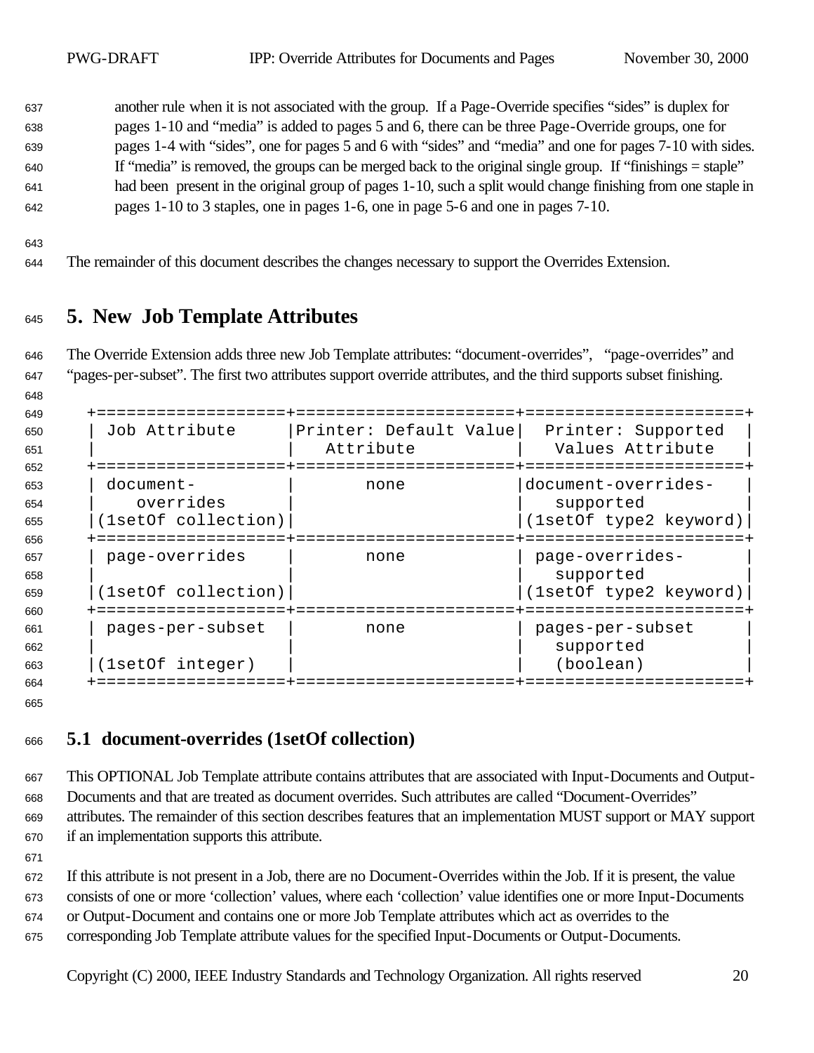another rule when it is not associated with the group. If a Page-Override specifies "sides" is duplex for pages 1-10 and "media" is added to pages 5 and 6, there can be three Page-Override groups, one for pages 1-4 with "sides", one for pages 5 and 6 with "sides" and "media" and one for pages 7-10 with sides. If "media" is removed, the groups can be merged back to the original single group. If "finishings = staple" had been present in the original group of pages 1-10, such a split would change finishing from one staple in pages 1-10 to 3 staples, one in pages 1-6, one in page 5-6 and one in pages 7-10.

The remainder of this document describes the changes necessary to support the Overrides Extension.

# 5. New Job Template Attributes

The Override Extension adds three new Job Template attributes: "document-overrides", "page-overrides" and "pages-per-subset". The first two attributes support override attributes, and the third supports subset finishing.

| Job Attribute | Printer: Default Value Attribute | Printer: Supported Values Attribute |
|---|---|---|
| document-overrides (1setOf collection) | none | document-overrides-supported (1setOf type2 keyword) |
| page-overrides (1setOf collection) | none | page-overrides-supported (1setOf type2 keyword) |
| pages-per-subset (1setOf integer) | none | pages-per-subset supported (boolean) |

## 5.1 document-overrides (1setOf collection)

This OPTIONAL Job Template attribute contains attributes that are associated with Input-Documents and Output-Documents and that are treated as document overrides. Such attributes are called "Document-Overrides" attributes. The remainder of this section describes features that an implementation MUST support or MAY support if an implementation supports this attribute.

If this attribute is not present in a Job, there are no Document-Overrides within the Job. If it is present, the value consists of one or more 'collection' values, where each 'collection' value identifies one or more Input-Documents or Output-Document and contains one or more Job Template attributes which act as overrides to the corresponding Job Template attribute values for the specified Input-Documents or Output-Documents.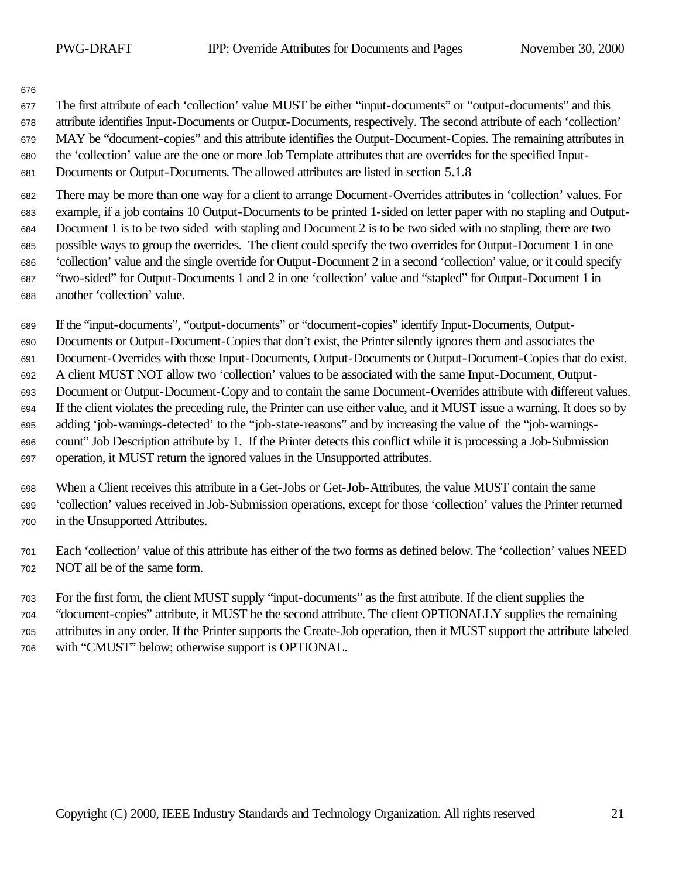The first attribute of each 'collection' value MUST be either "input-documents" or "output-documents" and this attribute identifies Input-Documents or Output-Documents, respectively. The second attribute of each 'collection' MAY be "document-copies" and this attribute identifies the Output-Document-Copies. The remaining attributes in the 'collection' value are the one or more Job Template attributes that are overrides for the specified Input-Documents or Output-Documents. The allowed attributes are listed in section 5.1.8

There may be more than one way for a client to arrange Document-Overrides attributes in 'collection' values. For example, if a job contains 10 Output-Documents to be printed 1-sided on letter paper with no stapling and Output-Document 1 is to be two sided with stapling and Document 2 is to be two sided with no stapling, there are two possible ways to group the overrides. The client could specify the two overrides for Output-Document 1 in one 'collection' value and the single override for Output-Document 2 in a second 'collection' value, or it could specify "two-sided" for Output-Documents 1 and 2 in one 'collection' value and "stapled" for Output-Document 1 in another 'collection' value.

If the "input-documents", "output-documents" or "document-copies" identify Input-Documents, Output-Documents or Output-Document-Copies that don't exist, the Printer silently ignores them and associates the Document-Overrides with those Input-Documents, Output-Documents or Output-Document-Copies that do exist. A client MUST NOT allow two 'collection' values to be associated with the same Input-Document, Output-Document or Output-Document-Copy and to contain the same Document-Overrides attribute with different values. If the client violates the preceding rule, the Printer can use either value, and it MUST issue a warning. It does so by adding 'job-warnings-detected' to the "job-state-reasons" and by increasing the value of the "job-warnings-count" Job Description attribute by 1. If the Printer detects this conflict while it is processing a Job-Submission operation, it MUST return the ignored values in the Unsupported attributes.

When a Client receives this attribute in a Get-Jobs or Get-Job-Attributes, the value MUST contain the same 'collection' values received in Job-Submission operations, except for those 'collection' values the Printer returned in the Unsupported Attributes.

Each 'collection' value of this attribute has either of the two forms as defined below. The 'collection' values NEED NOT all be of the same form.

For the first form, the client MUST supply "input-documents" as the first attribute. If the client supplies the "document-copies" attribute, it MUST be the second attribute. The client OPTIONALLY supplies the remaining attributes in any order. If the Printer supports the Create-Job operation, then it MUST support the attribute labeled with "CMUST" below; otherwise support is OPTIONAL.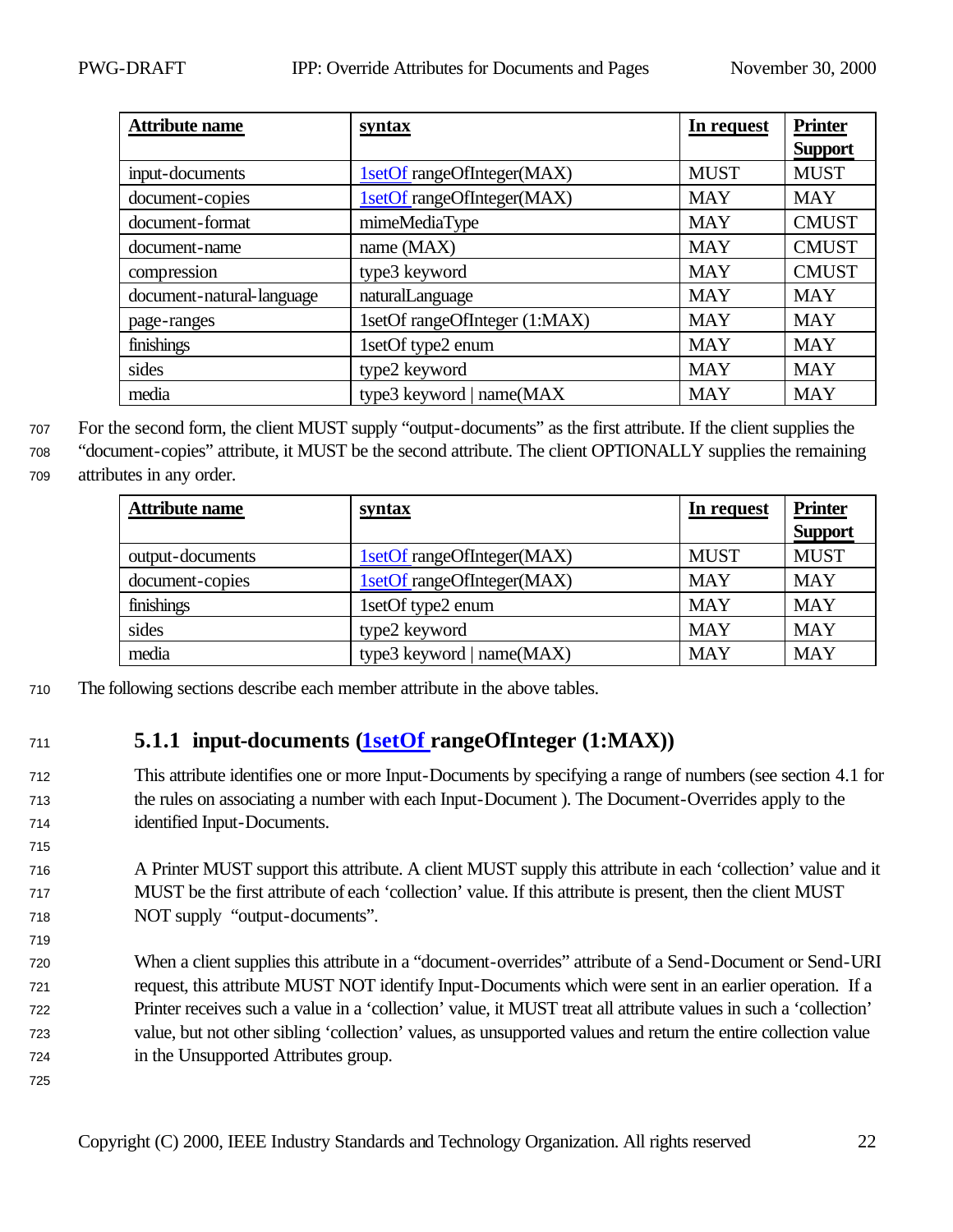| **Attribute name** | **syntax** | **In request** | **Printer Support** |
|---|---|---|---|
| input-documents | 1setOf rangeOfInteger(MAX) | MUST | MUST |
| document-copies | 1setOf rangeOfInteger(MAX) | MAY | MAY |
| document-format | mimeMediaType | MAY | CMUST |
| document-name | name (MAX) | MAY | CMUST |
| compression | type3 keyword | MAY | CMUST |
| document-natural-language | naturalLanguage | MAY | MAY |
| page-ranges | 1setOf rangeOfInteger (1:MAX) | MAY | MAY |
| finishings | 1setOf type2 enum | MAY | MAY |
| sides | type2 keyword | MAY | MAY |
| media | type3 keyword \| name(MAX | MAY | MAY |

For the second form, the client MUST supply "output-documents" as the first attribute. If the client supplies the "document-copies" attribute, it MUST be the second attribute. The client OPTIONALLY supplies the remaining attributes in any order.

| **Attribute name** | **syntax** | **In request** | **Printer Support** |
|---|---|---|---|
| output-documents | 1setOf rangeOfInteger(MAX) | MUST | MUST |
| document-copies | 1setOf rangeOfInteger(MAX) | MAY | MAY |
| finishings | 1setOf type2 enum | MAY | MAY |
| sides | type2 keyword | MAY | MAY |
| media | type3 keyword \| name(MAX) | MAY | MAY |

The following sections describe each member attribute in the above tables.

### 5.1.1 input-documents (1setOf rangeOfInteger (1:MAX))

This attribute identifies one or more Input-Documents by specifying a range of numbers (see section 4.1 for the rules on associating a number with each Input-Document ). The Document-Overrides apply to the identified Input-Documents.

A Printer MUST support this attribute. A client MUST supply this attribute in each 'collection' value and it MUST be the first attribute of each 'collection' value. If this attribute is present, then the client MUST NOT supply "output-documents".

When a client supplies this attribute in a "document-overrides" attribute of a Send-Document or Send-URI request, this attribute MUST NOT identify Input-Documents which were sent in an earlier operation. If a Printer receives such a value in a 'collection' value, it MUST treat all attribute values in such a 'collection' value, but not other sibling 'collection' values, as unsupported values and return the entire collection value in the Unsupported Attributes group.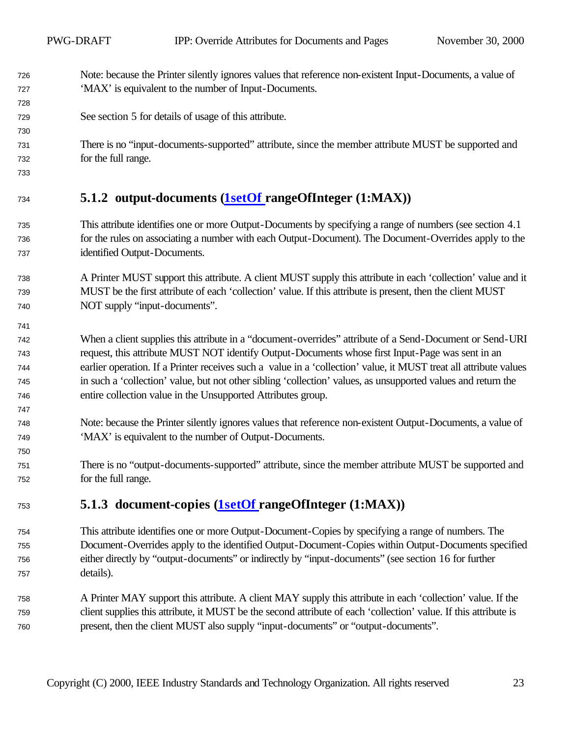Note: because the Printer silently ignores values that reference non-existent Input-Documents, a value of 'MAX' is equivalent to the number of Input-Documents.

See section 5 for details of usage of this attribute.

There is no "input-documents-supported" attribute, since the member attribute MUST be supported and for the full range.

### 5.1.2 output-documents (1setOf rangeOfInteger (1:MAX))

This attribute identifies one or more Output-Documents by specifying a range of numbers (see section 4.1 for the rules on associating a number with each Output-Document). The Document-Overrides apply to the identified Output-Documents.

A Printer MUST support this attribute. A client MUST supply this attribute in each 'collection' value and it MUST be the first attribute of each 'collection' value. If this attribute is present, then the client MUST NOT supply "input-documents".

When a client supplies this attribute in a "document-overrides" attribute of a Send-Document or Send-URI request, this attribute MUST NOT identify Output-Documents whose first Input-Page was sent in an earlier operation. If a Printer receives such a value in a 'collection' value, it MUST treat all attribute values in such a 'collection' value, but not other sibling 'collection' values, as unsupported values and return the entire collection value in the Unsupported Attributes group.

Note: because the Printer silently ignores values that reference non-existent Output-Documents, a value of 'MAX' is equivalent to the number of Output-Documents.

There is no "output-documents-supported" attribute, since the member attribute MUST be supported and for the full range.

### 5.1.3 document-copies (1setOf rangeOfInteger (1:MAX))

This attribute identifies one or more Output-Document-Copies by specifying a range of numbers. The Document-Overrides apply to the identified Output-Document-Copies within Output-Documents specified either directly by "output-documents" or indirectly by "input-documents" (see section 16 for further details).

A Printer MAY support this attribute. A client MAY supply this attribute in each 'collection' value. If the client supplies this attribute, it MUST be the second attribute of each 'collection' value. If this attribute is present, then the client MUST also supply "input-documents" or "output-documents".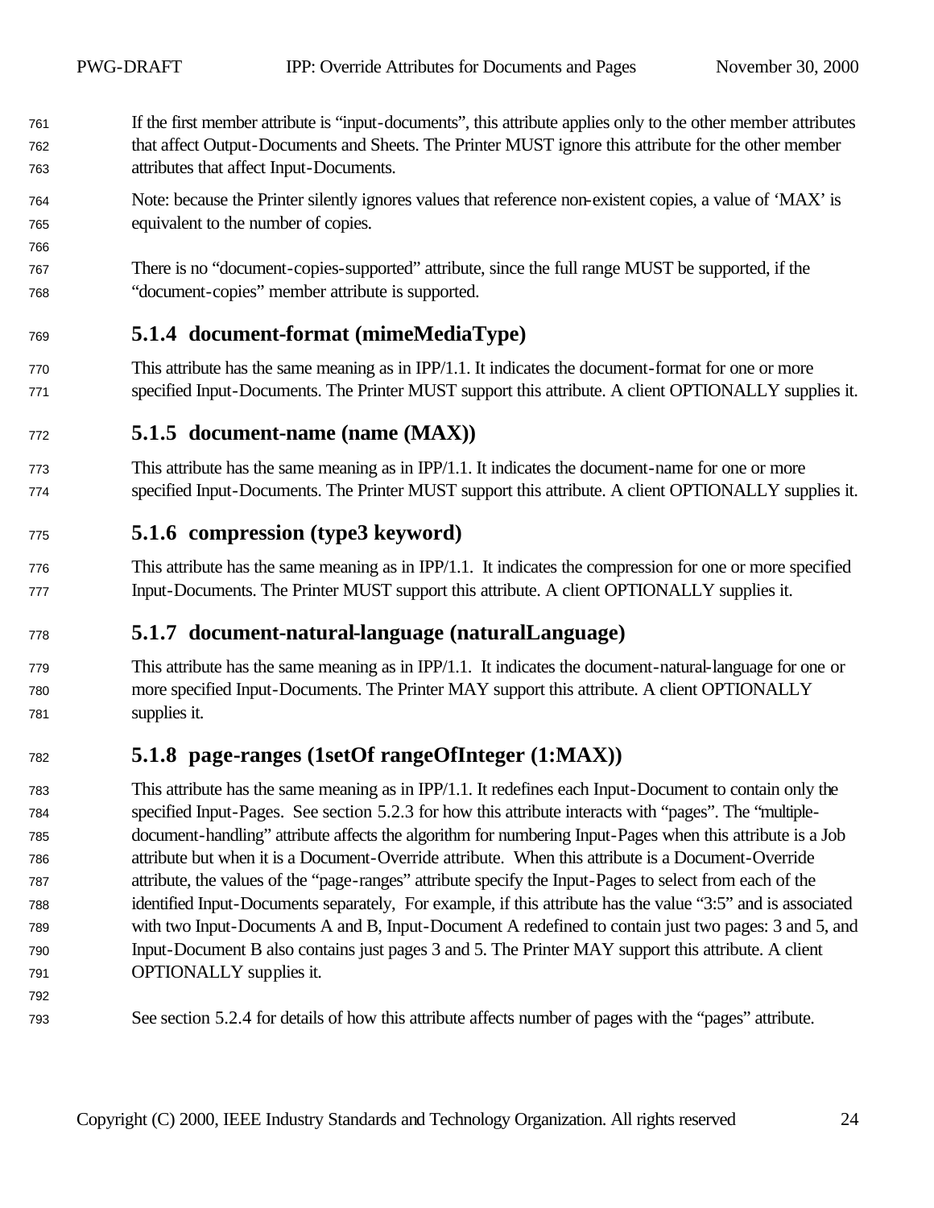If the first member attribute is “input-documents”, this attribute applies only to the other member attributes that affect Output-Documents and Sheets. The Printer MUST ignore this attribute for the other member attributes that affect Input-Documents.

Note: because the Printer silently ignores values that reference non-existent copies, a value of ‘MAX’ is equivalent to the number of copies.

There is no “document-copies-supported” attribute, since the full range MUST be supported, if the “document-copies” member attribute is supported.

### 5.1.4 document-format (mimeMediaType)

This attribute has the same meaning as in IPP/1.1. It indicates the document-format for one or more specified Input-Documents. The Printer MUST support this attribute. A client OPTIONALLY supplies it.

### 5.1.5 document-name (name (MAX))

This attribute has the same meaning as in IPP/1.1. It indicates the document-name for one or more specified Input-Documents. The Printer MUST support this attribute. A client OPTIONALLY supplies it.

### 5.1.6 compression (type3 keyword)

This attribute has the same meaning as in IPP/1.1. It indicates the compression for one or more specified Input-Documents. The Printer MUST support this attribute. A client OPTIONALLY supplies it.

### 5.1.7 document-natural-language (naturalLanguage)

This attribute has the same meaning as in IPP/1.1. It indicates the document-natural-language for one or more specified Input-Documents. The Printer MAY support this attribute. A client OPTIONALLY supplies it.

### 5.1.8 page-ranges (1setOf rangeOfInteger (1:MAX))

This attribute has the same meaning as in IPP/1.1. It redefines each Input-Document to contain only the specified Input-Pages. See section 5.2.3 for how this attribute interacts with “pages”. The “multiple-document-handling” attribute affects the algorithm for numbering Input-Pages when this attribute is a Job attribute but when it is a Document-Override attribute. When this attribute is a Document-Override attribute, the values of the “page-ranges” attribute specify the Input-Pages to select from each of the identified Input-Documents separately, For example, if this attribute has the value “3:5” and is associated with two Input-Documents A and B, Input-Document A redefined to contain just two pages: 3 and 5, and Input-Document B also contains just pages 3 and 5. The Printer MAY support this attribute. A client OPTIONALLY supplies it.

See section 5.2.4 for details of how this attribute affects number of pages with the “pages” attribute.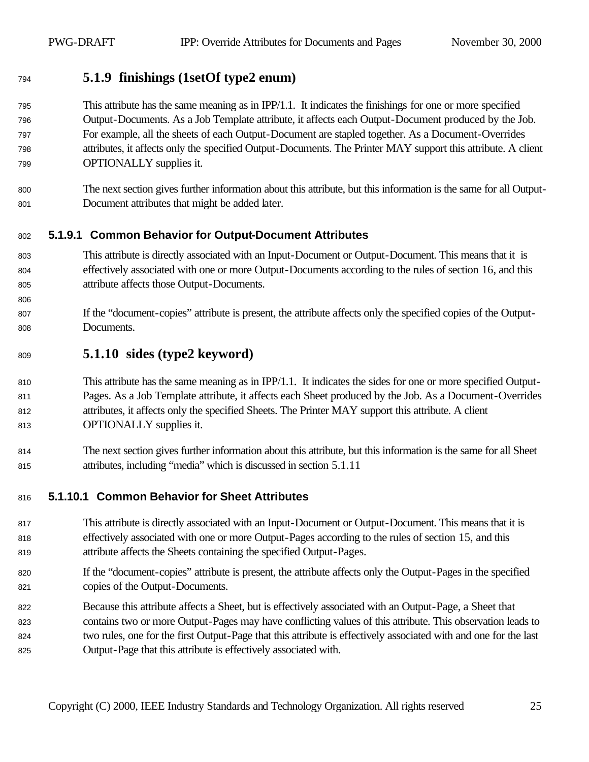### 5.1.9 finishings (1setOf type2 enum)

This attribute has the same meaning as in IPP/1.1. It indicates the finishings for one or more specified Output-Documents. As a Job Template attribute, it affects each Output-Document produced by the Job. For example, all the sheets of each Output-Document are stapled together. As a Document-Overrides attributes, it affects only the specified Output-Documents. The Printer MAY support this attribute. A client OPTIONALLY supplies it.

The next section gives further information about this attribute, but this information is the same for all Output-Document attributes that might be added later.

#### 5.1.9.1 Common Behavior for Output-Document Attributes

This attribute is directly associated with an Input-Document or Output-Document. This means that it is effectively associated with one or more Output-Documents according to the rules of section 16, and this attribute affects those Output-Documents.

If the "document-copies" attribute is present, the attribute affects only the specified copies of the Output-Documents.

### 5.1.10 sides (type2 keyword)

This attribute has the same meaning as in IPP/1.1. It indicates the sides for one or more specified Output-Pages. As a Job Template attribute, it affects each Sheet produced by the Job. As a Document-Overrides attributes, it affects only the specified Sheets. The Printer MAY support this attribute. A client OPTIONALLY supplies it.

The next section gives further information about this attribute, but this information is the same for all Sheet attributes, including "media" which is discussed in section 5.1.11

#### 5.1.10.1 Common Behavior for Sheet Attributes

This attribute is directly associated with an Input-Document or Output-Document. This means that it is effectively associated with one or more Output-Pages according to the rules of section 15, and this attribute affects the Sheets containing the specified Output-Pages.

If the "document-copies" attribute is present, the attribute affects only the Output-Pages in the specified copies of the Output-Documents.

Because this attribute affects a Sheet, but is effectively associated with an Output-Page, a Sheet that contains two or more Output-Pages may have conflicting values of this attribute. This observation leads to two rules, one for the first Output-Page that this attribute is effectively associated with and one for the last Output-Page that this attribute is effectively associated with.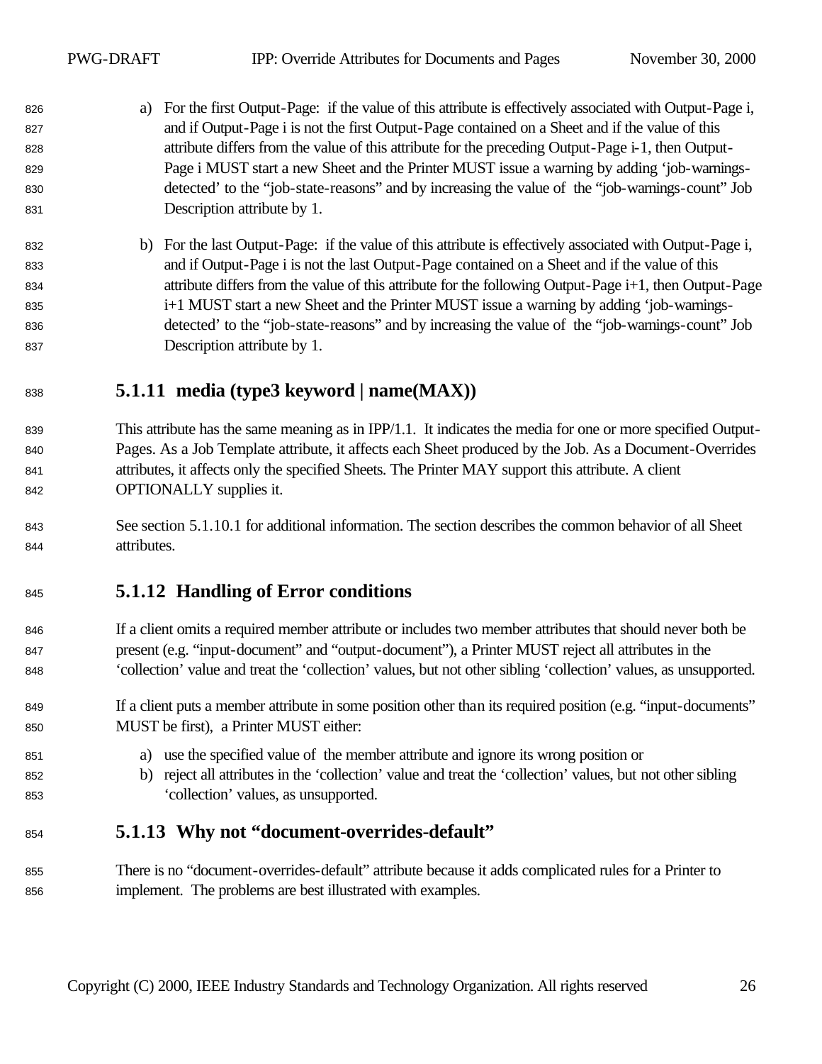a) For the first Output-Page: if the value of this attribute is effectively associated with Output-Page i, and if Output-Page i is not the first Output-Page contained on a Sheet and if the value of this attribute differs from the value of this attribute for the preceding Output-Page i-1, then Output-Page i MUST start a new Sheet and the Printer MUST issue a warning by adding 'job-warnings-detected' to the "job-state-reasons" and by increasing the value of the "job-warnings-count" Job Description attribute by 1.

b) For the last Output-Page: if the value of this attribute is effectively associated with Output-Page i, and if Output-Page i is not the last Output-Page contained on a Sheet and if the value of this attribute differs from the value of this attribute for the following Output-Page i+1, then Output-Page i+1 MUST start a new Sheet and the Printer MUST issue a warning by adding 'job-warnings-detected' to the "job-state-reasons" and by increasing the value of the "job-warnings-count" Job Description attribute by 1.

### 5.1.11 media (type3 keyword | name(MAX))

This attribute has the same meaning as in IPP/1.1. It indicates the media for one or more specified Output-Pages. As a Job Template attribute, it affects each Sheet produced by the Job. As a Document-Overrides attributes, it affects only the specified Sheets. The Printer MAY support this attribute. A client OPTIONALLY supplies it.

See section 5.1.10.1 for additional information. The section describes the common behavior of all Sheet attributes.

### 5.1.12 Handling of Error conditions

If a client omits a required member attribute or includes two member attributes that should never both be present (e.g. "input-document" and "output-document"), a Printer MUST reject all attributes in the 'collection' value and treat the 'collection' values, but not other sibling 'collection' values, as unsupported.

If a client puts a member attribute in some position other than its required position (e.g. "input-documents" MUST be first), a Printer MUST either:

a) use the specified value of the member attribute and ignore its wrong position or
b) reject all attributes in the 'collection' value and treat the 'collection' values, but not other sibling 'collection' values, as unsupported.

### 5.1.13 Why not "document-overrides-default"

There is no "document-overrides-default" attribute because it adds complicated rules for a Printer to implement. The problems are best illustrated with examples.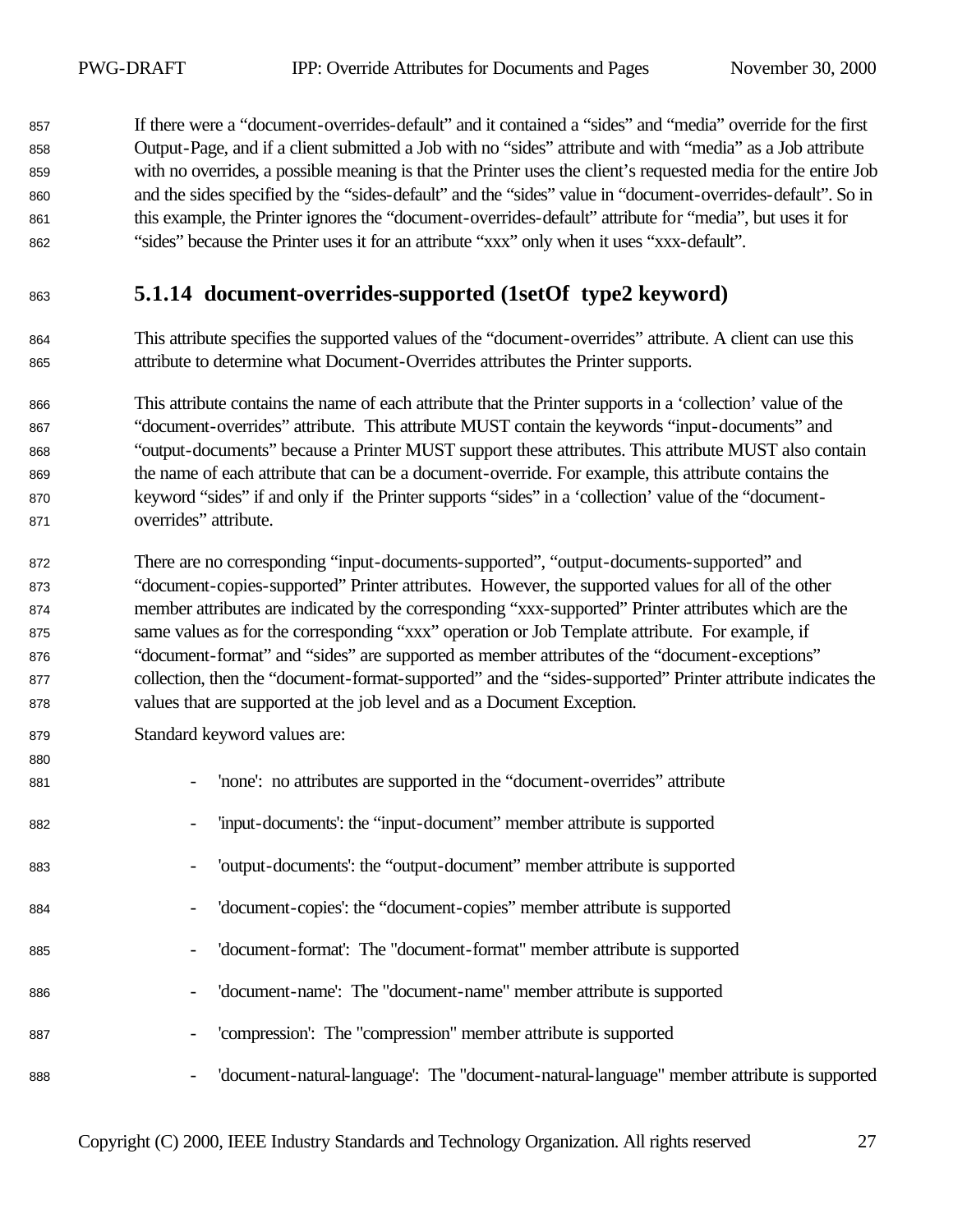If there were a “document-overrides-default” and it contained a “sides” and “media” override for the first Output-Page, and if a client submitted a Job with no “sides” attribute and with “media” as a Job attribute with no overrides, a possible meaning is that the Printer uses the client’s requested media for the entire Job and the sides specified by the “sides-default” and the “sides” value in “document-overrides-default”. So in this example, the Printer ignores the “document-overrides-default” attribute for “media”, but uses it for “sides” because the Printer uses it for an attribute “xxx” only when it uses “xxx-default”.

### 5.1.14 document-overrides-supported (1setOf type2 keyword)

This attribute specifies the supported values of the “document-overrides” attribute. A client can use this attribute to determine what Document-Overrides attributes the Printer supports.

This attribute contains the name of each attribute that the Printer supports in a ‘collection’ value of the “document-overrides” attribute. This attribute MUST contain the keywords “input-documents” and “output-documents” because a Printer MUST support these attributes. This attribute MUST also contain the name of each attribute that can be a document-override. For example, this attribute contains the keyword “sides” if and only if the Printer supports “sides” in a ‘collection’ value of the “document-overrides” attribute.

There are no corresponding “input-documents-supported”, “output-documents-supported” and “document-copies-supported” Printer attributes. However, the supported values for all of the other member attributes are indicated by the corresponding “xxx-supported” Printer attributes which are the same values as for the corresponding “xxx” operation or Job Template attribute. For example, if “document-format” and “sides” are supported as member attributes of the “document-exceptions” collection, then the “document-format-supported” and the “sides-supported” Printer attribute indicates the values that are supported at the job level and as a Document Exception.

Standard keyword values are:

- 'none': no attributes are supported in the “document-overrides” attribute
- 'input-documents': the “input-document” member attribute is supported
- 'output-documents': the “output-document” member attribute is supported
- 'document-copies': the “document-copies” member attribute is supported
- 'document-format': The "document-format" member attribute is supported
- 'document-name': The "document-name" member attribute is supported
- 'compression': The "compression" member attribute is supported
- 'document-natural-language': The "document-natural-language" member attribute is supported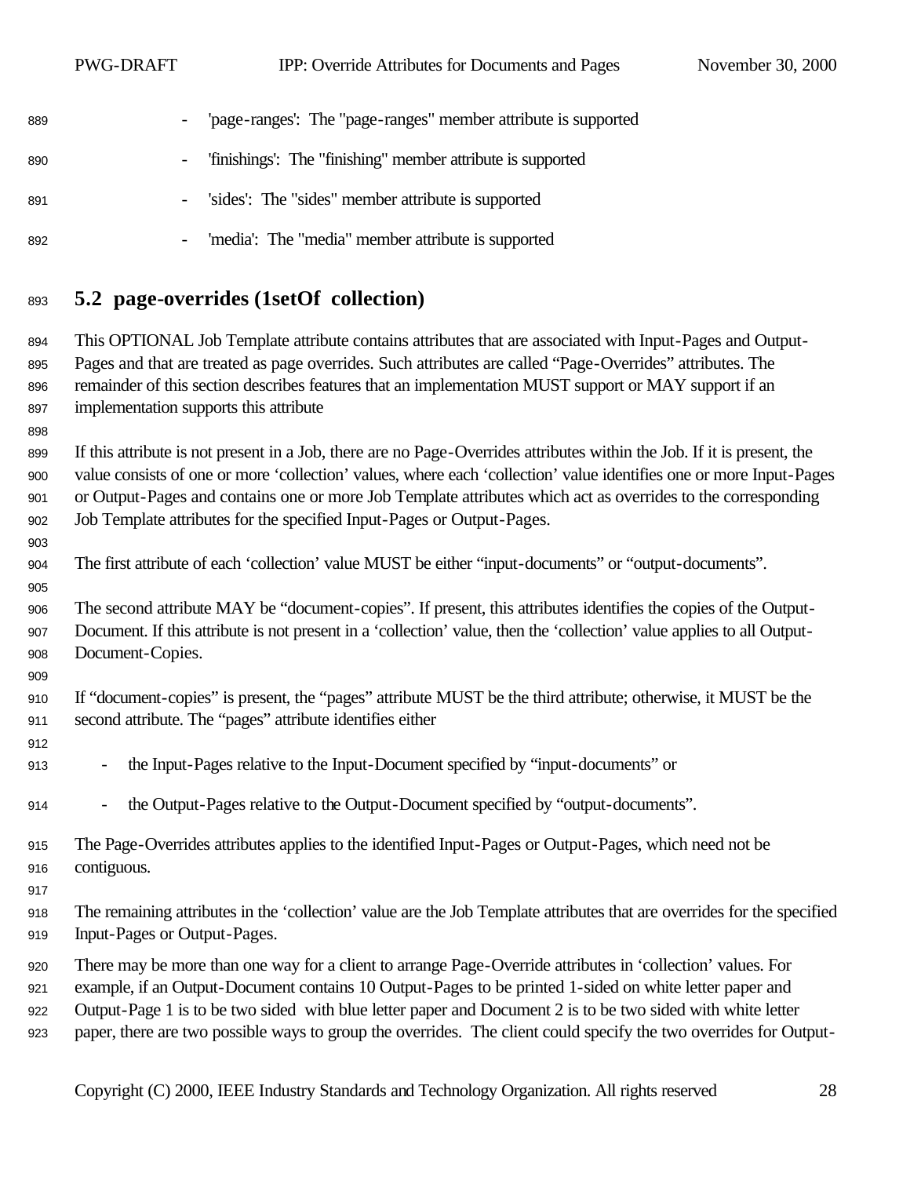- 'page-ranges': The "page-ranges" member attribute is supported
- 'finishings': The "finishing" member attribute is supported
- 'sides': The "sides" member attribute is supported
- 'media': The "media" member attribute is supported

## 5.2 page-overrides (1setOf collection)

This OPTIONAL Job Template attribute contains attributes that are associated with Input-Pages and Output-Pages and that are treated as page overrides. Such attributes are called “Page-Overrides” attributes. The remainder of this section describes features that an implementation MUST support or MAY support if an implementation supports this attribute

If this attribute is not present in a Job, there are no Page-Overrides attributes within the Job. If it is present, the value consists of one or more ‘collection’ values, where each ‘collection’ value identifies one or more Input-Pages or Output-Pages and contains one or more Job Template attributes which act as overrides to the corresponding Job Template attributes for the specified Input-Pages or Output-Pages.

The first attribute of each ‘collection’ value MUST be either “input-documents” or “output-documents”.

The second attribute MAY be “document-copies”. If present, this attributes identifies the copies of the Output-Document. If this attribute is not present in a ‘collection’ value, then the ‘collection’ value applies to all Output-Document-Copies.

If “document-copies” is present, the “pages” attribute MUST be the third attribute; otherwise, it MUST be the second attribute. The “pages” attribute identifies either

- the Input-Pages relative to the Input-Document specified by “input-documents” or
- the Output-Pages relative to the Output-Document specified by “output-documents”.

The Page-Overrides attributes applies to the identified Input-Pages or Output-Pages, which need not be contiguous.

The remaining attributes in the ‘collection’ value are the Job Template attributes that are overrides for the specified Input-Pages or Output-Pages.

There may be more than one way for a client to arrange Page-Override attributes in ‘collection’ values. For example, if an Output-Document contains 10 Output-Pages to be printed 1-sided on white letter paper and Output-Page 1 is to be two sided with blue letter paper and Document 2 is to be two sided with white letter paper, there are two possible ways to group the overrides. The client could specify the two overrides for Output-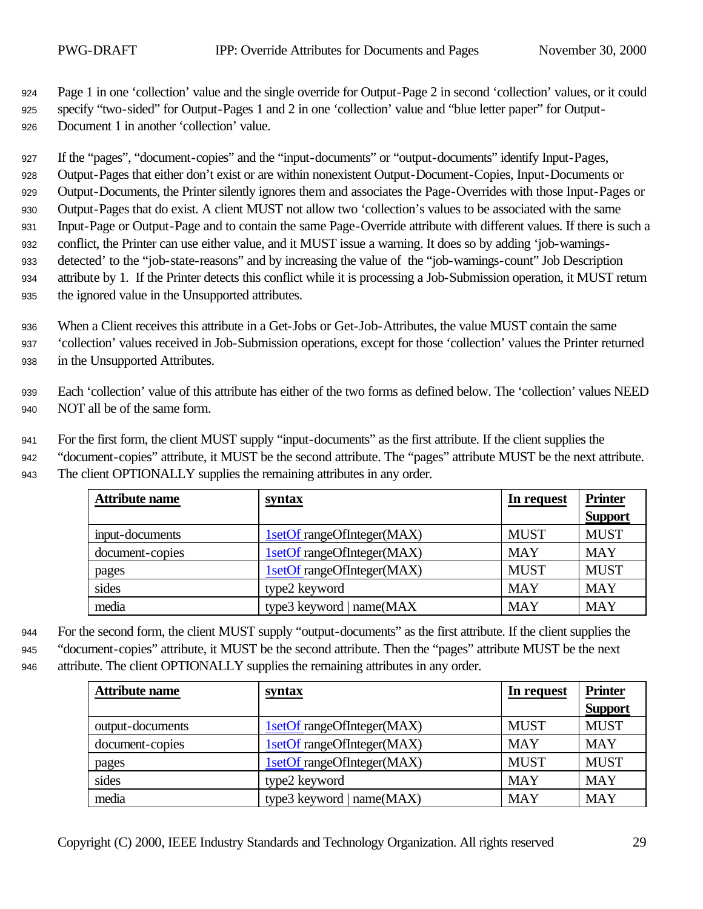Page 1 in one 'collection' value and the single override for Output-Page 2 in second 'collection' values, or it could specify "two-sided" for Output-Pages 1 and 2 in one 'collection' value and "blue letter paper" for Output-Document 1 in another 'collection' value.

If the "pages", "document-copies" and the "input-documents" or "output-documents" identify Input-Pages, Output-Pages that either don't exist or are within nonexistent Output-Document-Copies, Input-Documents or Output-Documents, the Printer silently ignores them and associates the Page-Overrides with those Input-Pages or Output-Pages that do exist. A client MUST not allow two 'collection's values to be associated with the same Input-Page or Output-Page and to contain the same Page-Override attribute with different values. If there is such a conflict, the Printer can use either value, and it MUST issue a warning. It does so by adding 'job-warnings-detected' to the "job-state-reasons" and by increasing the value of the "job-warnings-count" Job Description attribute by 1. If the Printer detects this conflict while it is processing a Job-Submission operation, it MUST return the ignored value in the Unsupported attributes.

When a Client receives this attribute in a Get-Jobs or Get-Job-Attributes, the value MUST contain the same 'collection' values received in Job-Submission operations, except for those 'collection' values the Printer returned in the Unsupported Attributes.

Each 'collection' value of this attribute has either of the two forms as defined below. The 'collection' values NEED NOT all be of the same form.

For the first form, the client MUST supply "input-documents" as the first attribute. If the client supplies the "document-copies" attribute, it MUST be the second attribute. The "pages" attribute MUST be the next attribute. The client OPTIONALLY supplies the remaining attributes in any order.

| Attribute name | syntax | In request | Printer Support |
|---|---|---|---|
| input-documents | 1setOf rangeOfInteger(MAX) | MUST | MUST |
| document-copies | 1setOf rangeOfInteger(MAX) | MAY | MAY |
| pages | 1setOf rangeOfInteger(MAX) | MUST | MUST |
| sides | type2 keyword | MAY | MAY |
| media | type3 keyword \| name(MAX | MAY | MAY |

For the second form, the client MUST supply "output-documents" as the first attribute. If the client supplies the "document-copies" attribute, it MUST be the second attribute. Then the "pages" attribute MUST be the next attribute. The client OPTIONALLY supplies the remaining attributes in any order.

| Attribute name | syntax | In request | Printer Support |
|---|---|---|---|
| output-documents | 1setOf rangeOfInteger(MAX) | MUST | MUST |
| document-copies | 1setOf rangeOfInteger(MAX) | MAY | MAY |
| pages | 1setOf rangeOfInteger(MAX) | MUST | MUST |
| sides | type2 keyword | MAY | MAY |
| media | type3 keyword \| name(MAX) | MAY | MAY |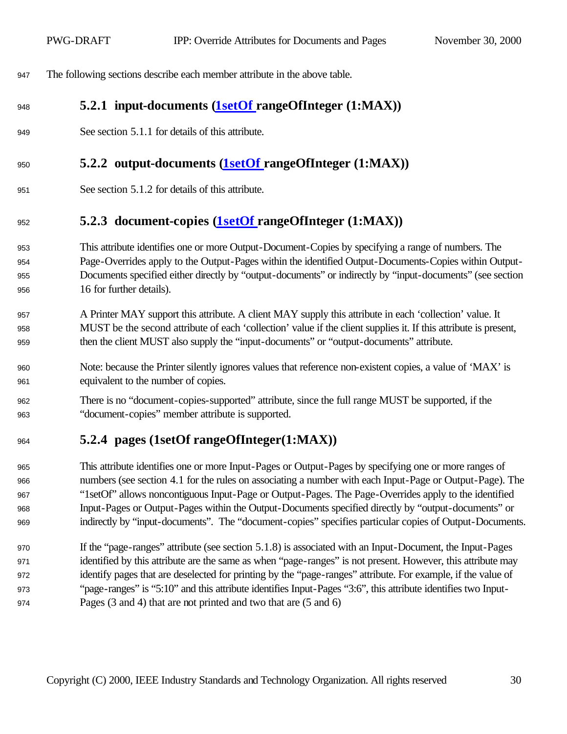The following sections describe each member attribute in the above table.

### 5.2.1 input-documents (1setOf rangeOfInteger (1:MAX))

See section 5.1.1 for details of this attribute.

### 5.2.2 output-documents (1setOf rangeOfInteger (1:MAX))

See section 5.1.2 for details of this attribute.

### 5.2.3 document-copies (1setOf rangeOfInteger (1:MAX))

This attribute identifies one or more Output-Document-Copies by specifying a range of numbers. The Page-Overrides apply to the Output-Pages within the identified Output-Documents-Copies within Output-Documents specified either directly by "output-documents" or indirectly by "input-documents" (see section 16 for further details).

A Printer MAY support this attribute. A client MAY supply this attribute in each 'collection' value. It MUST be the second attribute of each 'collection' value if the client supplies it. If this attribute is present, then the client MUST also supply the "input-documents" or "output-documents" attribute.

Note: because the Printer silently ignores values that reference non-existent copies, a value of 'MAX' is equivalent to the number of copies.

There is no "document-copies-supported" attribute, since the full range MUST be supported, if the "document-copies" member attribute is supported.

### 5.2.4 pages (1setOf rangeOfInteger(1:MAX))

This attribute identifies one or more Input-Pages or Output-Pages by specifying one or more ranges of numbers (see section 4.1 for the rules on associating a number with each Input-Page or Output-Page). The "1setOf" allows noncontiguous Input-Page or Output-Pages. The Page-Overrides apply to the identified Input-Pages or Output-Pages within the Output-Documents specified directly by "output-documents" or indirectly by "input-documents". The "document-copies" specifies particular copies of Output-Documents.

If the "page-ranges" attribute (see section 5.1.8) is associated with an Input-Document, the Input-Pages identified by this attribute are the same as when "page-ranges" is not present. However, this attribute may identify pages that are deselected for printing by the "page-ranges" attribute. For example, if the value of "page-ranges" is "5:10" and this attribute identifies Input-Pages "3:6", this attribute identifies two Input-Pages (3 and 4) that are not printed and two that are (5 and 6)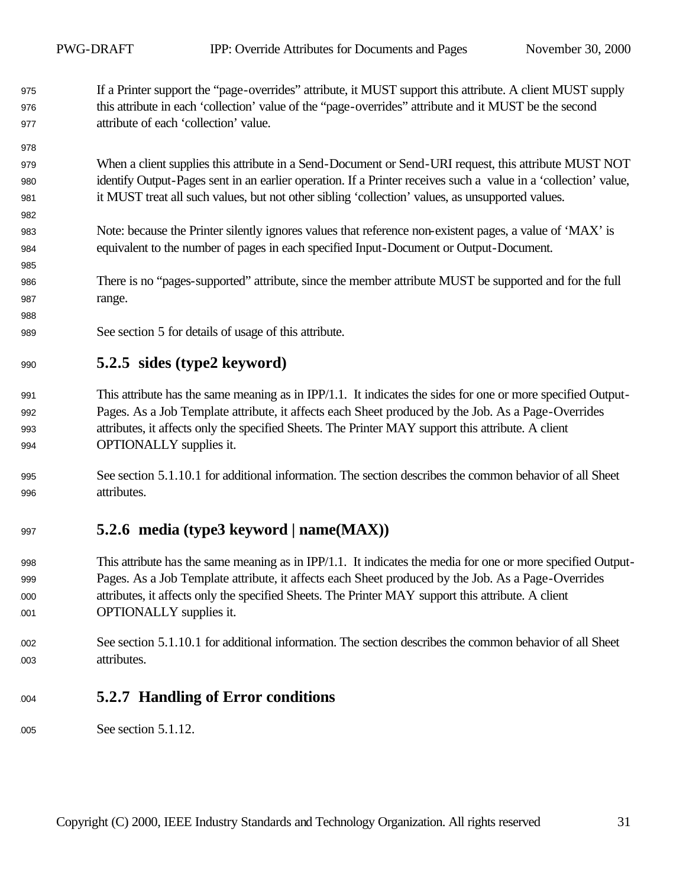If a Printer support the "page-overrides" attribute, it MUST support this attribute. A client MUST supply this attribute in each 'collection' value of the "page-overrides" attribute and it MUST be the second attribute of each 'collection' value.

When a client supplies this attribute in a Send-Document or Send-URI request, this attribute MUST NOT identify Output-Pages sent in an earlier operation. If a Printer receives such a value in a 'collection' value, it MUST treat all such values, but not other sibling 'collection' values, as unsupported values.

Note: because the Printer silently ignores values that reference non-existent pages, a value of 'MAX' is equivalent to the number of pages in each specified Input-Document or Output-Document.

There is no "pages-supported" attribute, since the member attribute MUST be supported and for the full range.

See section 5 for details of usage of this attribute.

### 5.2.5 sides (type2 keyword)

This attribute has the same meaning as in IPP/1.1. It indicates the sides for one or more specified Output-Pages. As a Job Template attribute, it affects each Sheet produced by the Job. As a Page-Overrides attributes, it affects only the specified Sheets. The Printer MAY support this attribute. A client OPTIONALLY supplies it.

See section 5.1.10.1 for additional information. The section describes the common behavior of all Sheet attributes.

### 5.2.6 media (type3 keyword | name(MAX))

This attribute has the same meaning as in IPP/1.1. It indicates the media for one or more specified Output-Pages. As a Job Template attribute, it affects each Sheet produced by the Job. As a Page-Overrides attributes, it affects only the specified Sheets. The Printer MAY support this attribute. A client OPTIONALLY supplies it.

See section 5.1.10.1 for additional information. The section describes the common behavior of all Sheet attributes.

### 5.2.7 Handling of Error conditions

See section 5.1.12.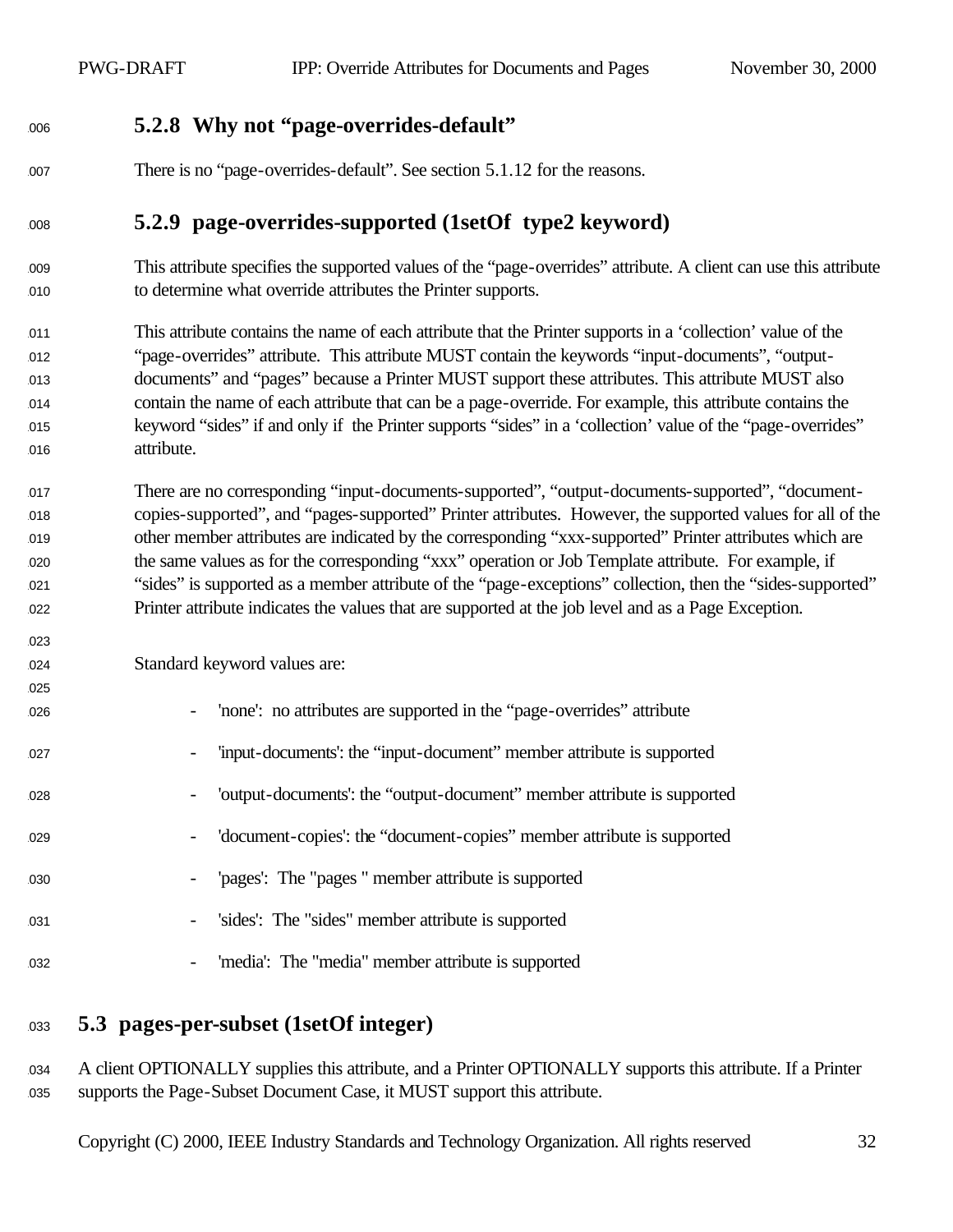### 5.2.8 Why not "page-overrides-default"

There is no "page-overrides-default". See section 5.1.12 for the reasons.

### 5.2.9 page-overrides-supported (1setOf type2 keyword)

This attribute specifies the supported values of the "page-overrides" attribute. A client can use this attribute to determine what override attributes the Printer supports.

This attribute contains the name of each attribute that the Printer supports in a 'collection' value of the "page-overrides" attribute. This attribute MUST contain the keywords "input-documents", "output-documents" and "pages" because a Printer MUST support these attributes. This attribute MUST also contain the name of each attribute that can be a page-override. For example, this attribute contains the keyword "sides" if and only if the Printer supports "sides" in a 'collection' value of the "page-overrides" attribute.

There are no corresponding "input-documents-supported", "output-documents-supported", "document-copies-supported", and "pages-supported" Printer attributes. However, the supported values for all of the other member attributes are indicated by the corresponding "xxx-supported" Printer attributes which are the same values as for the corresponding "xxx" operation or Job Template attribute. For example, if "sides" is supported as a member attribute of the "page-exceptions" collection, then the "sides-supported" Printer attribute indicates the values that are supported at the job level and as a Page Exception.

Standard keyword values are:

- 'none': no attributes are supported in the "page-overrides" attribute
- 'input-documents': the "input-document" member attribute is supported
- 'output-documents': the "output-document" member attribute is supported
- 'document-copies': the "document-copies" member attribute is supported
- 'pages': The "pages " member attribute is supported
- 'sides': The "sides" member attribute is supported
- 'media': The "media" member attribute is supported

## 5.3 pages-per-subset (1setOf integer)

A client OPTIONALLY supplies this attribute, and a Printer OPTIONALLY supports this attribute. If a Printer supports the Page-Subset Document Case, it MUST support this attribute.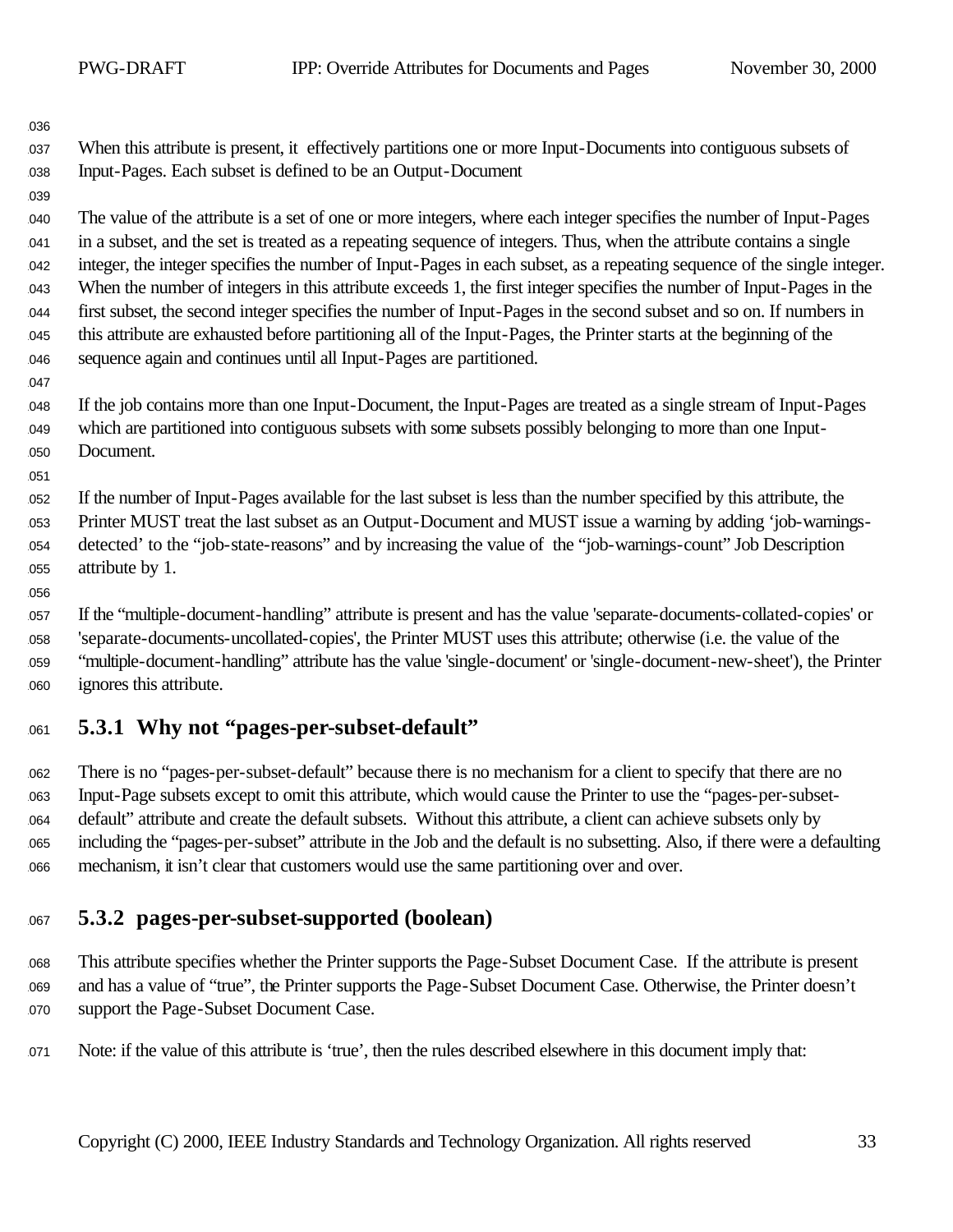When this attribute is present, it effectively partitions one or more Input-Documents into contiguous subsets of Input-Pages. Each subset is defined to be an Output-Document

The value of the attribute is a set of one or more integers, where each integer specifies the number of Input-Pages in a subset, and the set is treated as a repeating sequence of integers. Thus, when the attribute contains a single integer, the integer specifies the number of Input-Pages in each subset, as a repeating sequence of the single integer. When the number of integers in this attribute exceeds 1, the first integer specifies the number of Input-Pages in the first subset, the second integer specifies the number of Input-Pages in the second subset and so on. If numbers in this attribute are exhausted before partitioning all of the Input-Pages, the Printer starts at the beginning of the sequence again and continues until all Input-Pages are partitioned.

If the job contains more than one Input-Document, the Input-Pages are treated as a single stream of Input-Pages which are partitioned into contiguous subsets with some subsets possibly belonging to more than one Input-Document.

If the number of Input-Pages available for the last subset is less than the number specified by this attribute, the Printer MUST treat the last subset as an Output-Document and MUST issue a warning by adding 'job-warnings-detected' to the "job-state-reasons" and by increasing the value of the "job-warnings-count" Job Description attribute by 1.

If the "multiple-document-handling" attribute is present and has the value 'separate-documents-collated-copies' or 'separate-documents-uncollated-copies', the Printer MUST uses this attribute; otherwise (i.e. the value of the "multiple-document-handling" attribute has the value 'single-document' or 'single-document-new-sheet'), the Printer ignores this attribute.

### 5.3.1 Why not "pages-per-subset-default"

There is no "pages-per-subset-default" because there is no mechanism for a client to specify that there are no Input-Page subsets except to omit this attribute, which would cause the Printer to use the "pages-per-subset-default" attribute and create the default subsets. Without this attribute, a client can achieve subsets only by including the "pages-per-subset" attribute in the Job and the default is no subsetting. Also, if there were a defaulting mechanism, it isn't clear that customers would use the same partitioning over and over.

### 5.3.2 pages-per-subset-supported (boolean)

This attribute specifies whether the Printer supports the Page-Subset Document Case. If the attribute is present and has a value of "true", the Printer supports the Page-Subset Document Case. Otherwise, the Printer doesn't support the Page-Subset Document Case.

Note: if the value of this attribute is 'true', then the rules described elsewhere in this document imply that: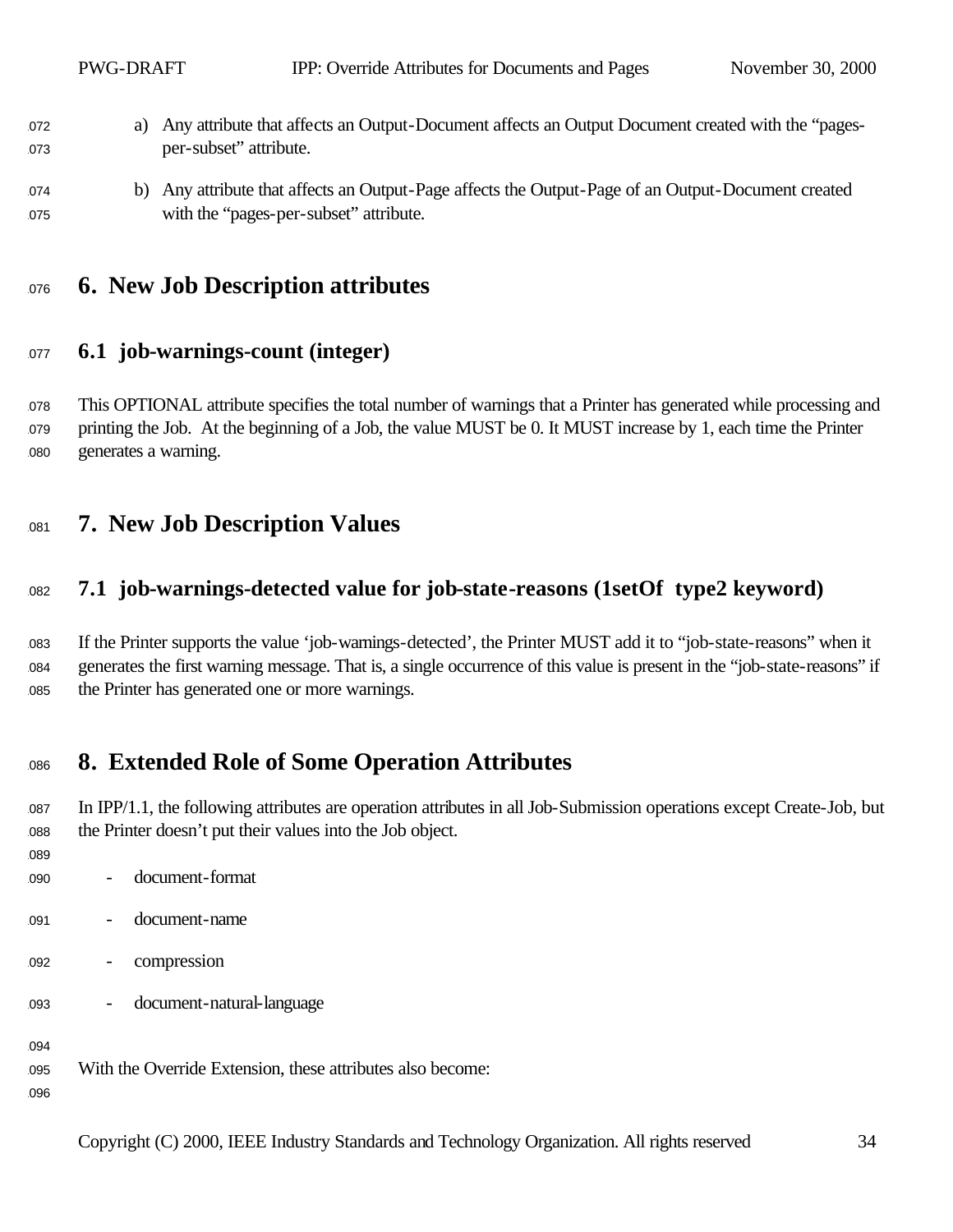a) Any attribute that affects an Output-Document affects an Output Document created with the "pages-per-subset" attribute.

b) Any attribute that affects an Output-Page affects the Output-Page of an Output-Document created with the "pages-per-subset" attribute.

# 6. New Job Description attributes

## 6.1 job-warnings-count (integer)

This OPTIONAL attribute specifies the total number of warnings that a Printer has generated while processing and printing the Job. At the beginning of a Job, the value MUST be 0. It MUST increase by 1, each time the Printer generates a warning.

# 7. New Job Description Values

## 7.1 job-warnings-detected value for job-state-reasons (1setOf type2 keyword)

If the Printer supports the value 'job-warnings-detected', the Printer MUST add it to "job-state-reasons" when it generates the first warning message. That is, a single occurrence of this value is present in the "job-state-reasons" if the Printer has generated one or more warnings.

# 8. Extended Role of Some Operation Attributes

In IPP/1.1, the following attributes are operation attributes in all Job-Submission operations except Create-Job, but the Printer doesn't put their values into the Job object.

- document-format
- document-name
- compression
- document-natural-language

With the Override Extension, these attributes also become: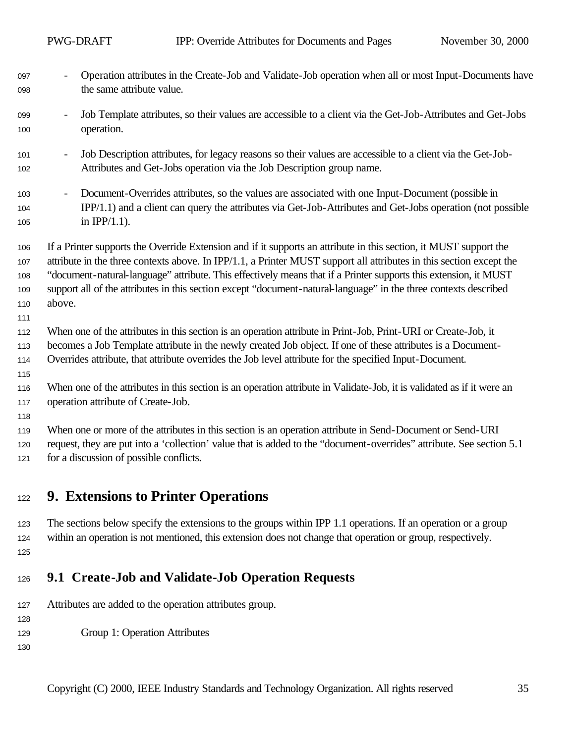- Operation attributes in the Create-Job and Validate-Job operation when all or most Input-Documents have the same attribute value.
- Job Template attributes, so their values are accessible to a client via the Get-Job-Attributes and Get-Jobs operation.
- Job Description attributes, for legacy reasons so their values are accessible to a client via the Get-Job-Attributes and Get-Jobs operation via the Job Description group name.
- Document-Overrides attributes, so the values are associated with one Input-Document (possible in IPP/1.1) and a client can query the attributes via Get-Job-Attributes and Get-Jobs operation (not possible in IPP/1.1).

If a Printer supports the Override Extension and if it supports an attribute in this section, it MUST support the attribute in the three contexts above. In IPP/1.1, a Printer MUST support all attributes in this section except the "document-natural-language" attribute. This effectively means that if a Printer supports this extension, it MUST support all of the attributes in this section except "document-natural-language" in the three contexts described above.

When one of the attributes in this section is an operation attribute in Print-Job, Print-URI or Create-Job, it becomes a Job Template attribute in the newly created Job object. If one of these attributes is a Document-Overrides attribute, that attribute overrides the Job level attribute for the specified Input-Document.

When one of the attributes in this section is an operation attribute in Validate-Job, it is validated as if it were an operation attribute of Create-Job.

When one or more of the attributes in this section is an operation attribute in Send-Document or Send-URI request, they are put into a 'collection' value that is added to the "document-overrides" attribute. See section 5.1 for a discussion of possible conflicts.

# 9. Extensions to Printer Operations

The sections below specify the extensions to the groups within IPP 1.1 operations. If an operation or a group within an operation is not mentioned, this extension does not change that operation or group, respectively.

## 9.1 Create-Job and Validate-Job Operation Requests

Attributes are added to the operation attributes group.

Group 1: Operation Attributes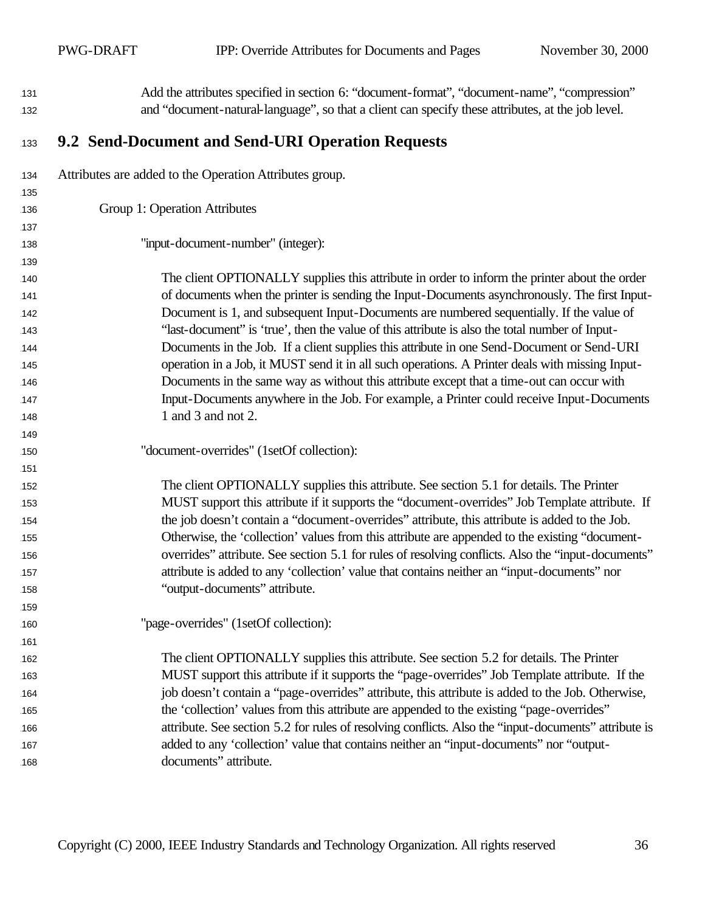Add the attributes specified in section 6: “document-format”, “document-name”, “compression” and “document-natural-language”, so that a client can specify these attributes, at the job level.

## 9.2 Send-Document and Send-URI Operation Requests

Attributes are added to the Operation Attributes group.

Group 1: Operation Attributes

"input-document-number" (integer):

The client OPTIONALLY supplies this attribute in order to inform the printer about the order of documents when the printer is sending the Input-Documents asynchronously. The first Input-Document is 1, and subsequent Input-Documents are numbered sequentially. If the value of “last-document” is ‘true’, then the value of this attribute is also the total number of Input-Documents in the Job. If a client supplies this attribute in one Send-Document or Send-URI operation in a Job, it MUST send it in all such operations. A Printer deals with missing Input-Documents in the same way as without this attribute except that a time-out can occur with Input-Documents anywhere in the Job. For example, a Printer could receive Input-Documents 1 and 3 and not 2.

"document-overrides" (1setOf collection):

The client OPTIONALLY supplies this attribute. See section 5.1 for details. The Printer MUST support this attribute if it supports the “document-overrides” Job Template attribute. If the job doesn’t contain a “document-overrides” attribute, this attribute is added to the Job. Otherwise, the ‘collection’ values from this attribute are appended to the existing “document-overrides” attribute. See section 5.1 for rules of resolving conflicts. Also the “input-documents” attribute is added to any ‘collection’ value that contains neither an “input-documents” nor “output-documents” attribute.

"page-overrides" (1setOf collection):

The client OPTIONALLY supplies this attribute. See section 5.2 for details. The Printer MUST support this attribute if it supports the “page-overrides” Job Template attribute. If the job doesn’t contain a “page-overrides” attribute, this attribute is added to the Job. Otherwise, the ‘collection’ values from this attribute are appended to the existing “page-overrides” attribute. See section 5.2 for rules of resolving conflicts. Also the “input-documents” attribute is added to any ‘collection’ value that contains neither an “input-documents” nor “output-documents” attribute.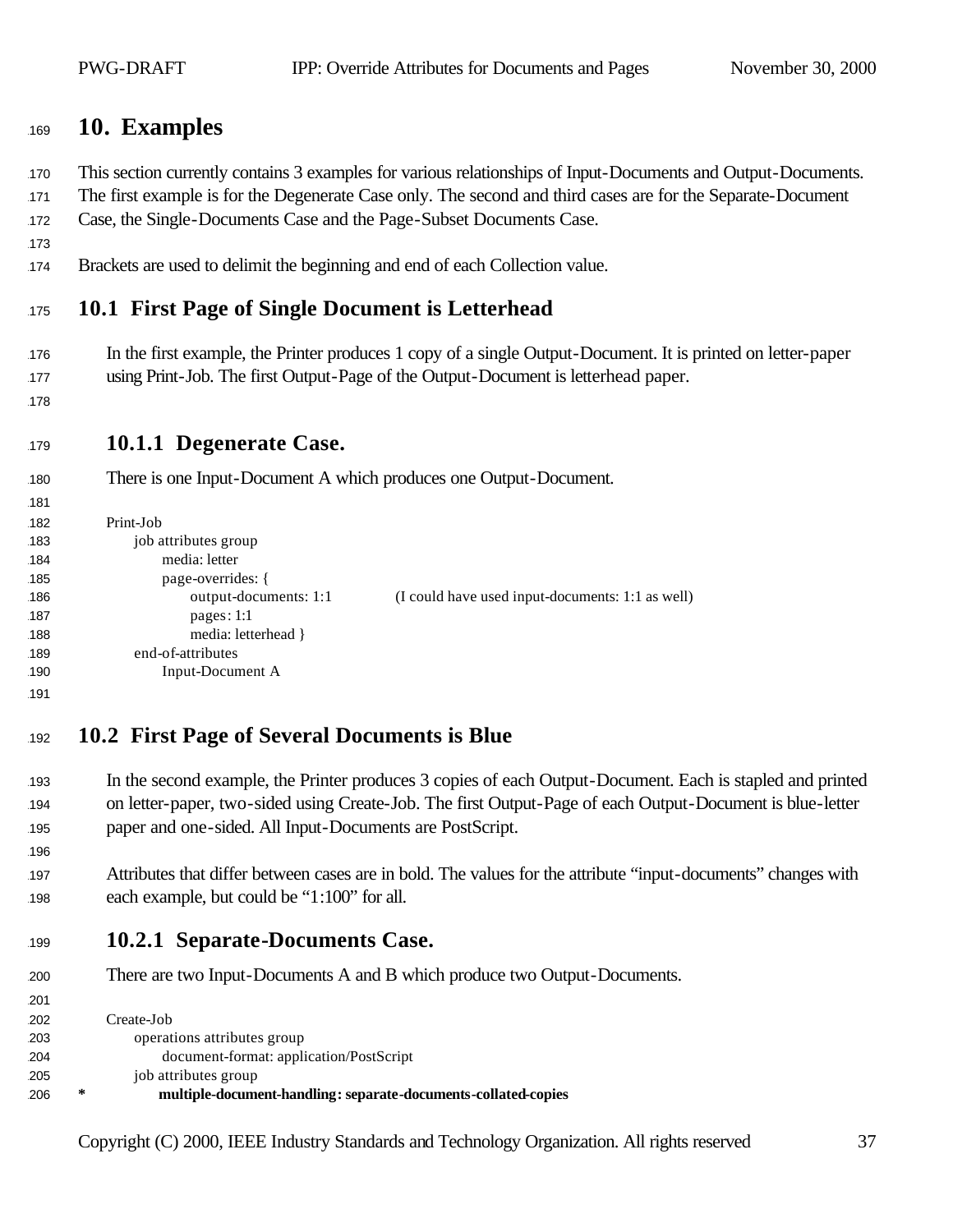# 10. Examples

This section currently contains 3 examples for various relationships of Input-Documents and Output-Documents. The first example is for the Degenerate Case only. The second and third cases are for the Separate-Document Case, the Single-Documents Case and the Page-Subset Documents Case.

Brackets are used to delimit the beginning and end of each Collection value.

## 10.1 First Page of Single Document is Letterhead

In the first example, the Printer produces 1 copy of a single Output-Document. It is printed on letter-paper using Print-Job. The first Output-Page of the Output-Document is letterhead paper.

### 10.1.1 Degenerate Case.

There is one Input-Document A which produces one Output-Document.

```
Print-Job
    job attributes group
        media: letter
        page-overrides: {
            output-documents: 1:1          (I could have used input-documents: 1:1 as well)
            pages: 1:1
            media: letterhead }
    end-of-attributes
        Input-Document A
```

## 10.2 First Page of Several Documents is Blue

In the second example, the Printer produces 3 copies of each Output-Document. Each is stapled and printed on letter-paper, two-sided using Create-Job. The first Output-Page of each Output-Document is blue-letter paper and one-sided. All Input-Documents are PostScript.

Attributes that differ between cases are in bold. The values for the attribute "input-documents" changes with each example, but could be "1:100" for all.

### 10.2.1 Separate-Documents Case.

There are two Input-Documents A and B which produce two Output-Documents.

```
Create-Job
    operations attributes group
        document-format: application/PostScript
    job attributes group
*       multiple-document-handling: separate-documents-collated-copies
```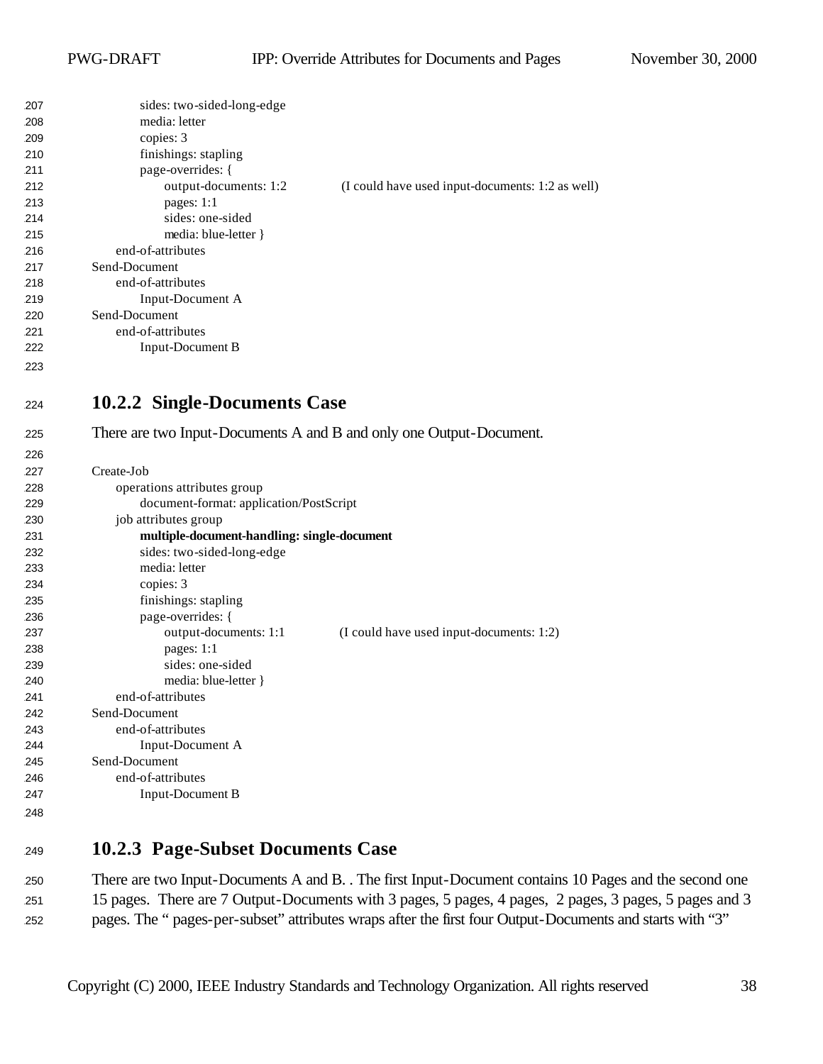```
            sides: two-sided-long-edge
            media: letter
            copies: 3
            finishings: stapling
            page-overrides: {
                  output-documents: 1:2           (I could have used input-documents: 1:2 as well)
                  pages: 1:1
                  sides: one-sided
                  media: blue-letter }
      end-of-attributes
Send-Document
      end-of-attributes
            Input-Document A
Send-Document
      end-of-attributes
            Input-Document B
```

### 10.2.2 Single-Documents Case

There are two Input-Documents A and B and only one Output-Document.

```
Create-Job
      operations attributes group
            document-format: application/PostScript
      job attributes group
            multiple-document-handling: single-document
            sides: two-sided-long-edge
            media: letter
            copies: 3
            finishings: stapling
            page-overrides: {
                  output-documents: 1:1           (I could have used input-documents: 1:2)
                  pages: 1:1
                  sides: one-sided
                  media: blue-letter }
      end-of-attributes
Send-Document
      end-of-attributes
            Input-Document A
Send-Document
      end-of-attributes
            Input-Document B
```

### 10.2.3 Page-Subset Documents Case

There are two Input-Documents A and B. . The first Input-Document contains 10 Pages and the second one 15 pages. There are 7 Output-Documents with 3 pages, 5 pages, 4 pages, 2 pages, 3 pages, 5 pages and 3 pages. The " pages-per-subset" attributes wraps after the first four Output-Documents and starts with "3"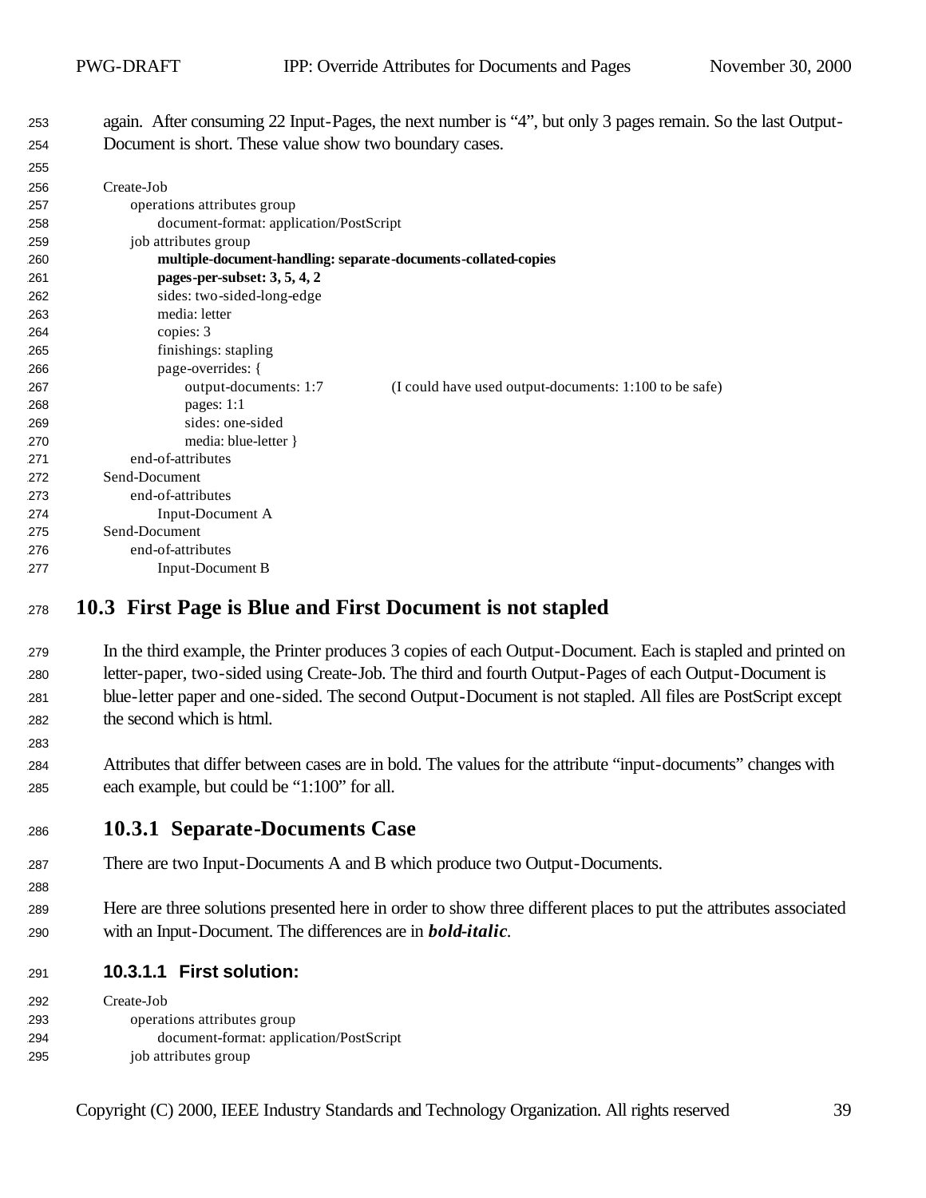again. After consuming 22 Input-Pages, the next number is "4", but only 3 pages remain. So the last Output-Document is short. These value show two boundary cases.

```
Create-Job
    operations attributes group
        document-format: application/PostScript
    job attributes group
        multiple-document-handling: separate-documents-collated-copies
        pages-per-subset: 3, 5, 4, 2
        sides: two-sided-long-edge
        media: letter
        copies: 3
        finishings: stapling
        page-overrides: {
            output-documents: 1:7          (I could have used output-documents: 1:100 to be safe)
            pages: 1:1
            sides: one-sided
            media: blue-letter }
    end-of-attributes
Send-Document
    end-of-attributes
        Input-Document A
Send-Document
    end-of-attributes
        Input-Document B
```

## 10.3 First Page is Blue and First Document is not stapled

In the third example, the Printer produces 3 copies of each Output-Document. Each is stapled and printed on letter-paper, two-sided using Create-Job. The third and fourth Output-Pages of each Output-Document is blue-letter paper and one-sided. The second Output-Document is not stapled. All files are PostScript except the second which is html.

Attributes that differ between cases are in bold. The values for the attribute "input-documents" changes with each example, but could be "1:100" for all.

### 10.3.1 Separate-Documents Case

There are two Input-Documents A and B which produce two Output-Documents.

Here are three solutions presented here in order to show three different places to put the attributes associated with an Input-Document. The differences are in ***bold-italic***.

#### 10.3.1.1 First solution:

```
Create-Job
    operations attributes group
        document-format: application/PostScript
    job attributes group
```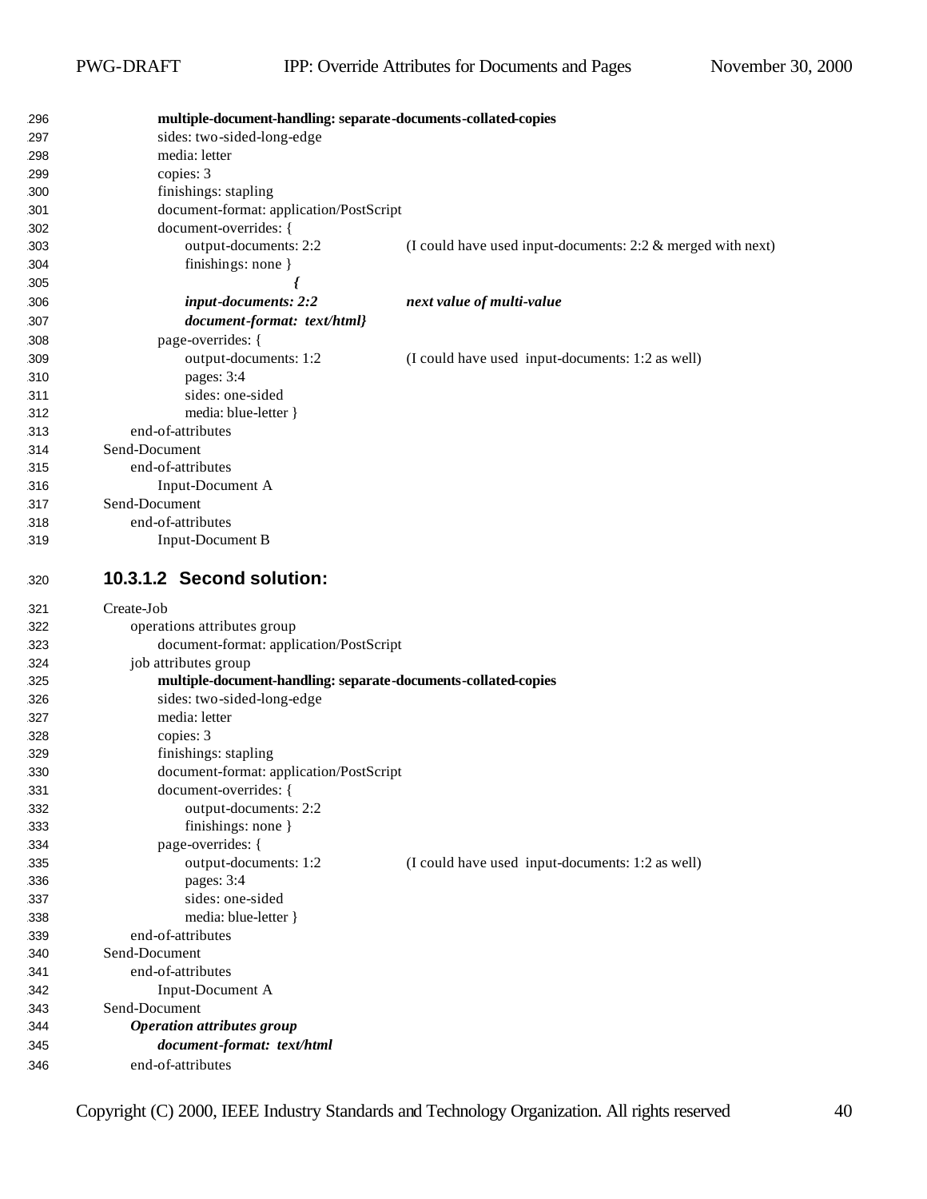**multiple-document-handling: separate-documents-collated-copies**
sides: two-sided-long-edge
media: letter
copies: 3
finishings: stapling
document-format: application/PostScript
document-overrides: {
output-documents: 2:2 (I could have used input-documents: 2:2 & merged with next)
finishings: none }
***{***
***input-documents: 2:2*** ***next value of multi-value***
***document-format: text/html}***
page-overrides: {
output-documents: 1:2 (I could have used input-documents: 1:2 as well)
pages: 3:4
sides: one-sided
media: blue-letter }
end-of-attributes
Send-Document
end-of-attributes
Input-Document A
Send-Document
end-of-attributes
Input-Document B

#### 10.3.1.2 Second solution:

Create-Job
operations attributes group
document-format: application/PostScript
job attributes group
**multiple-document-handling: separate-documents-collated-copies**
sides: two-sided-long-edge
media: letter
copies: 3
finishings: stapling
document-format: application/PostScript
document-overrides: {
output-documents: 2:2
finishings: none }
page-overrides: {
output-documents: 1:2 (I could have used input-documents: 1:2 as well)
pages: 3:4
sides: one-sided
media: blue-letter }
end-of-attributes
Send-Document
end-of-attributes
Input-Document A
Send-Document
***Operation attributes group***
***document-format: text/html***
end-of-attributes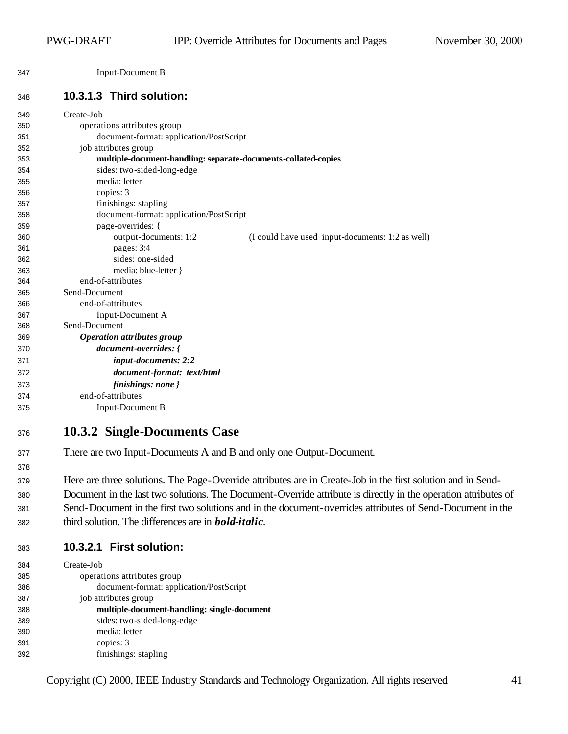Input-Document B

#### 10.3.1.3 Third solution:

```
Create-Job
    operations attributes group
        document-format: application/PostScript
    job attributes group
        multiple-document-handling: separate-documents-collated-copies
        sides: two-sided-long-edge
        media: letter
        copies: 3
        finishings: stapling
        document-format: application/PostScript
        page-overrides: {
            output-documents: 1:2            (I could have used input-documents: 1:2 as well)
            pages: 3:4
            sides: one-sided
            media: blue-letter }
    end-of-attributes
Send-Document
    end-of-attributes
        Input-Document A
Send-Document
    Operation attributes group
        document-overrides: {
            input-documents: 2:2
            document-format: text/html
            finishings: none }
    end-of-attributes
        Input-Document B
```

### 10.3.2 Single-Documents Case

There are two Input-Documents A and B and only one Output-Document.

Here are three solutions. The Page-Override attributes are in Create-Job in the first solution and in Send-Document in the last two solutions. The Document-Override attribute is directly in the operation attributes of Send-Document in the first two solutions and in the document-overrides attributes of Send-Document in the third solution. The differences are in ***bold-italic***.

#### 10.3.2.1 First solution:

```
Create-Job
    operations attributes group
        document-format: application/PostScript
    job attributes group
        multiple-document-handling: single-document
        sides: two-sided-long-edge
        media: letter
        copies: 3
        finishings: stapling
```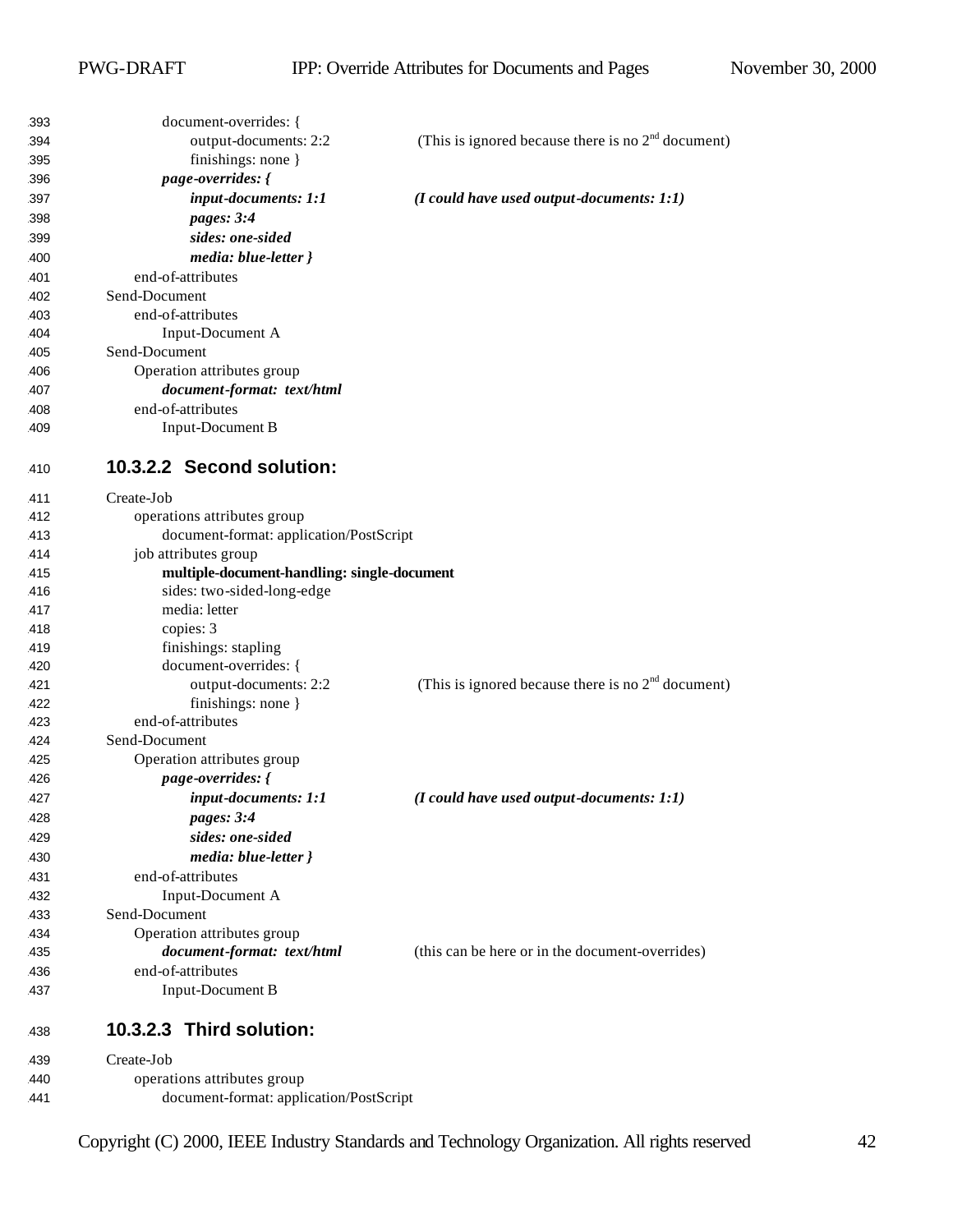```
    document-overrides: {
        output-documents: 2:2          (This is ignored because there is no 2nd document)
        finishings: none }
    page-overrides: {
        input-documents: 1:1           (I could have used output-documents: 1:1)
        pages: 3:4
        sides: one-sided
        media: blue-letter }
  end-of-attributes
Send-Document
  end-of-attributes
    Input-Document A
Send-Document
  Operation attributes group
    document-format:  text/html
  end-of-attributes
    Input-Document B
```

#### 10.3.2.2 Second solution:

```
Create-Job
  operations attributes group
    document-format: application/PostScript
  job attributes group
    multiple-document-handling: single-document
    sides: two-sided-long-edge
    media: letter
    copies: 3
    finishings: stapling
    document-overrides: {
        output-documents: 2:2          (This is ignored because there is no 2nd document)
        finishings: none }
  end-of-attributes
Send-Document
  Operation attributes group
    page-overrides: {
        input-documents: 1:1           (I could have used output-documents: 1:1)
        pages: 3:4
        sides: one-sided
        media: blue-letter }
  end-of-attributes
    Input-Document A
Send-Document
  Operation attributes group
    document-format:  text/html        (this can be here or in the document-overrides)
  end-of-attributes
    Input-Document B
```

#### 10.3.2.3 Third solution:

```
Create-Job
  operations attributes group
    document-format: application/PostScript
```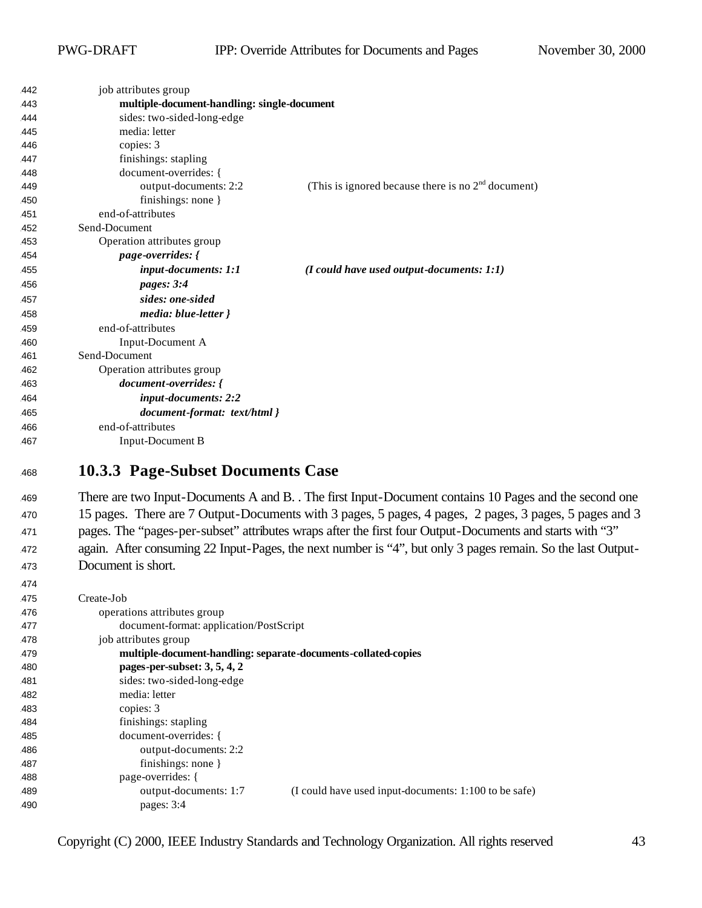```
    job attributes group
        multiple-document-handling: single-document
        sides: two-sided-long-edge
        media: letter
        copies: 3
        finishings: stapling
        document-overrides: {
            output-documents: 2:2          (This is ignored because there is no 2nd document)
            finishings: none }
    end-of-attributes
Send-Document
    Operation attributes group
        page-overrides: {
            input-documents: 1:1           (I could have used output-documents: 1:1)
            pages: 3:4
            sides: one-sided
            media: blue-letter }
    end-of-attributes
        Input-Document A
Send-Document
    Operation attributes group
        document-overrides: {
            input-documents: 2:2
            document-format: text/html }
    end-of-attributes
        Input-Document B
```

### 10.3.3 Page-Subset Documents Case

There are two Input-Documents A and B. . The first Input-Document contains 10 Pages and the second one 15 pages. There are 7 Output-Documents with 3 pages, 5 pages, 4 pages, 2 pages, 3 pages, 5 pages and 3 pages. The "pages-per-subset" attributes wraps after the first four Output-Documents and starts with "3" again. After consuming 22 Input-Pages, the next number is "4", but only 3 pages remain. So the last Output-Document is short.

```
Create-Job
    operations attributes group
        document-format: application/PostScript
    job attributes group
        multiple-document-handling: separate-documents-collated-copies
        pages-per-subset: 3, 5, 4, 2
        sides: two-sided-long-edge
        media: letter
        copies: 3
        finishings: stapling
        document-overrides: {
            output-documents: 2:2
            finishings: none }
        page-overrides: {
            output-documents: 1:7          (I could have used input-documents: 1:100 to be safe)
            pages: 3:4
```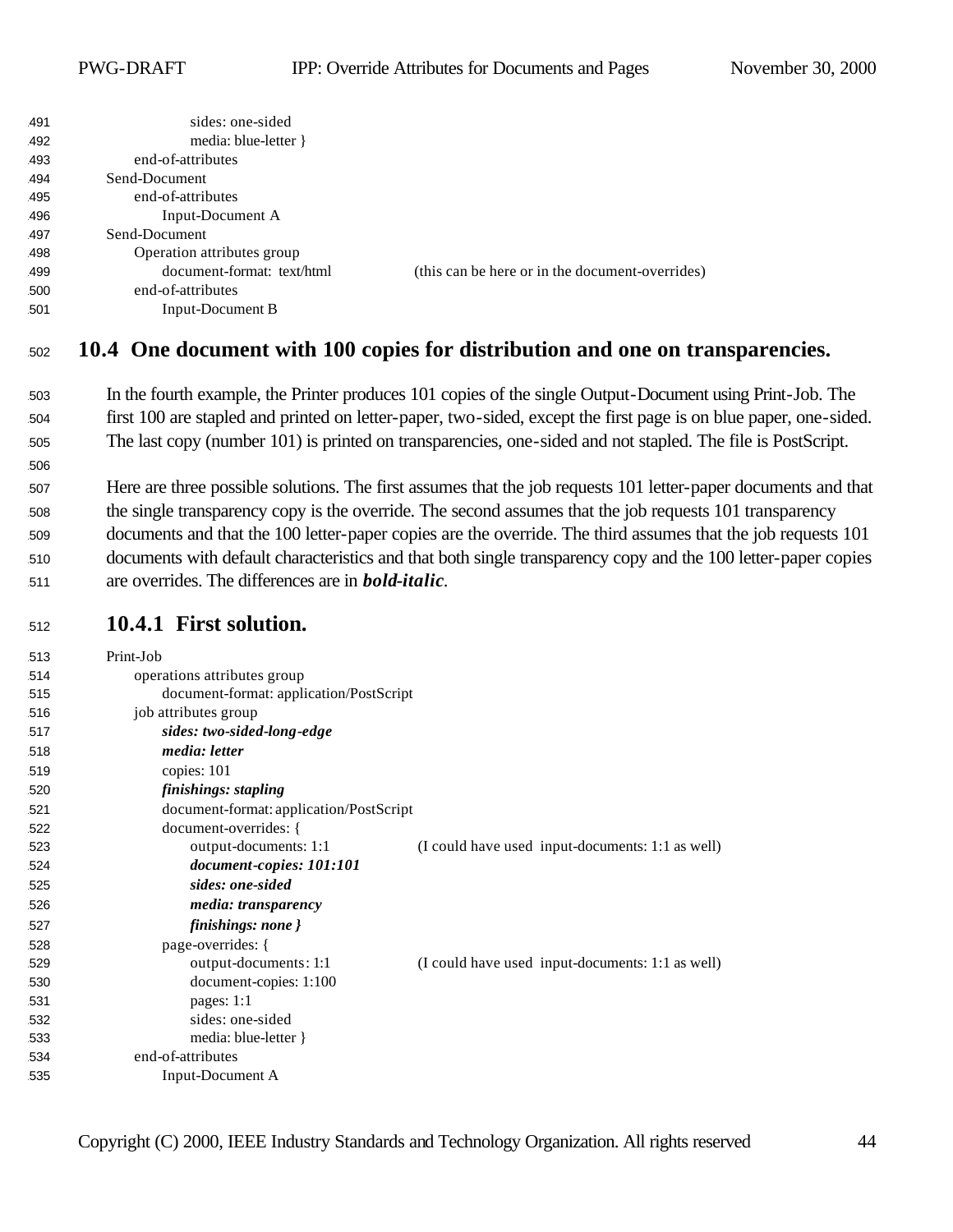```
            sides: one-sided
            media: blue-letter }
    end-of-attributes
Send-Document
    end-of-attributes
        Input-Document A
Send-Document
    Operation attributes group
        document-format:  text/html          (this can be here or in the document-overrides)
    end-of-attributes
        Input-Document B
```

## 10.4 One document with 100 copies for distribution and one on transparencies.

In the fourth example, the Printer produces 101 copies of the single Output-Document using Print-Job. The first 100 are stapled and printed on letter-paper, two-sided, except the first page is on blue paper, one-sided. The last copy (number 101) is printed on transparencies, one-sided and not stapled. The file is PostScript.

Here are three possible solutions. The first assumes that the job requests 101 letter-paper documents and that the single transparency copy is the override. The second assumes that the job requests 101 transparency documents and that the 100 letter-paper copies are the override. The third assumes that the job requests 101 documents with default characteristics and that both single transparency copy and the 100 letter-paper copies are overrides. The differences are in ***bold-italic***.

### 10.4.1 First solution.

Print-Job
&nbsp;&nbsp;&nbsp;&nbsp;operations attributes group
&nbsp;&nbsp;&nbsp;&nbsp;&nbsp;&nbsp;&nbsp;&nbsp;document-format: application/PostScript
&nbsp;&nbsp;&nbsp;&nbsp;job attributes group
&nbsp;&nbsp;&nbsp;&nbsp;&nbsp;&nbsp;&nbsp;&nbsp;***sides: two-sided-long-edge***
&nbsp;&nbsp;&nbsp;&nbsp;&nbsp;&nbsp;&nbsp;&nbsp;***media: letter***
&nbsp;&nbsp;&nbsp;&nbsp;&nbsp;&nbsp;&nbsp;&nbsp;copies: 101
&nbsp;&nbsp;&nbsp;&nbsp;&nbsp;&nbsp;&nbsp;&nbsp;***finishings: stapling***
&nbsp;&nbsp;&nbsp;&nbsp;&nbsp;&nbsp;&nbsp;&nbsp;document-format: application/PostScript
&nbsp;&nbsp;&nbsp;&nbsp;&nbsp;&nbsp;&nbsp;&nbsp;document-overrides: {
&nbsp;&nbsp;&nbsp;&nbsp;&nbsp;&nbsp;&nbsp;&nbsp;&nbsp;&nbsp;&nbsp;&nbsp;output-documents: 1:1 &nbsp;&nbsp;&nbsp;&nbsp;&nbsp;&nbsp;&nbsp;&nbsp;(I could have used input-documents: 1:1 as well)
&nbsp;&nbsp;&nbsp;&nbsp;&nbsp;&nbsp;&nbsp;&nbsp;&nbsp;&nbsp;&nbsp;&nbsp;***document-copies: 101:101***
&nbsp;&nbsp;&nbsp;&nbsp;&nbsp;&nbsp;&nbsp;&nbsp;&nbsp;&nbsp;&nbsp;&nbsp;***sides: one-sided***
&nbsp;&nbsp;&nbsp;&nbsp;&nbsp;&nbsp;&nbsp;&nbsp;&nbsp;&nbsp;&nbsp;&nbsp;***media: transparency***
&nbsp;&nbsp;&nbsp;&nbsp;&nbsp;&nbsp;&nbsp;&nbsp;&nbsp;&nbsp;&nbsp;&nbsp;***finishings: none }***
&nbsp;&nbsp;&nbsp;&nbsp;&nbsp;&nbsp;&nbsp;&nbsp;page-overrides: {
&nbsp;&nbsp;&nbsp;&nbsp;&nbsp;&nbsp;&nbsp;&nbsp;&nbsp;&nbsp;&nbsp;&nbsp;output-documents: 1:1 &nbsp;&nbsp;&nbsp;&nbsp;&nbsp;&nbsp;&nbsp;&nbsp;(I could have used input-documents: 1:1 as well)
&nbsp;&nbsp;&nbsp;&nbsp;&nbsp;&nbsp;&nbsp;&nbsp;&nbsp;&nbsp;&nbsp;&nbsp;document-copies: 1:100
&nbsp;&nbsp;&nbsp;&nbsp;&nbsp;&nbsp;&nbsp;&nbsp;&nbsp;&nbsp;&nbsp;&nbsp;pages: 1:1
&nbsp;&nbsp;&nbsp;&nbsp;&nbsp;&nbsp;&nbsp;&nbsp;&nbsp;&nbsp;&nbsp;&nbsp;sides: one-sided
&nbsp;&nbsp;&nbsp;&nbsp;&nbsp;&nbsp;&nbsp;&nbsp;&nbsp;&nbsp;&nbsp;&nbsp;media: blue-letter }
&nbsp;&nbsp;&nbsp;&nbsp;end-of-attributes
&nbsp;&nbsp;&nbsp;&nbsp;&nbsp;&nbsp;&nbsp;&nbsp;Input-Document A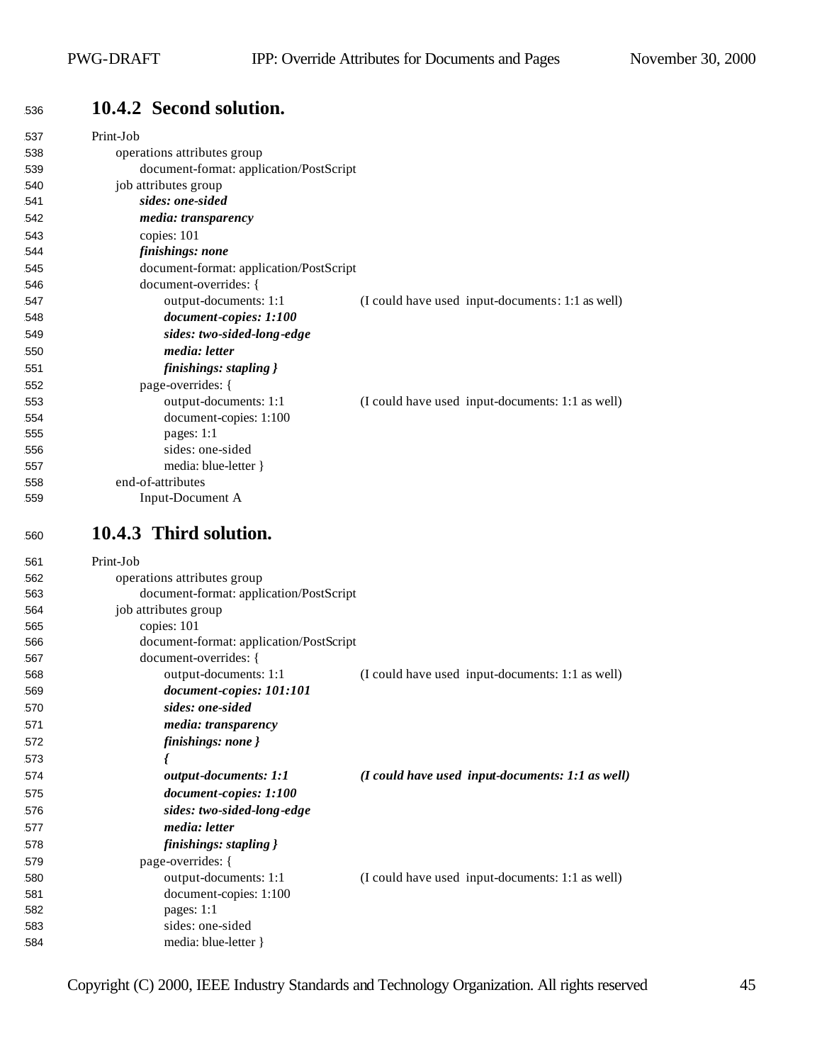### 10.4.2 Second solution.

```
Print-Job
     operations attributes group
          document-format: application/PostScript
     job attributes group
          sides: one-sided
          media: transparency
          copies: 101
          finishings: none
          document-format: application/PostScript
          document-overrides: {
               output-documents: 1:1          (I could have used input-documents: 1:1 as well)
               document-copies: 1:100
               sides: two-sided-long-edge
               media: letter
               finishings: stapling }
          page-overrides: {
               output-documents: 1:1          (I could have used input-documents: 1:1 as well)
               document-copies: 1:100
               pages: 1:1
               sides: one-sided
               media: blue-letter }
     end-of-attributes
          Input-Document A
```

### 10.4.3 Third solution.

```
Print-Job
     operations attributes group
          document-format: application/PostScript
     job attributes group
          copies: 101
          document-format: application/PostScript
          document-overrides: {
               output-documents: 1:1          (I could have used input-documents: 1:1 as well)
               document-copies: 101:101
               sides: one-sided
               media: transparency
               finishings: none }
               {
               output-documents: 1:1          (I could have used input-documents: 1:1 as well)
               document-copies: 1:100
               sides: two-sided-long-edge
               media: letter
               finishings: stapling }
          page-overrides: {
               output-documents: 1:1          (I could have used input-documents: 1:1 as well)
               document-copies: 1:100
               pages: 1:1
               sides: one-sided
               media: blue-letter }
```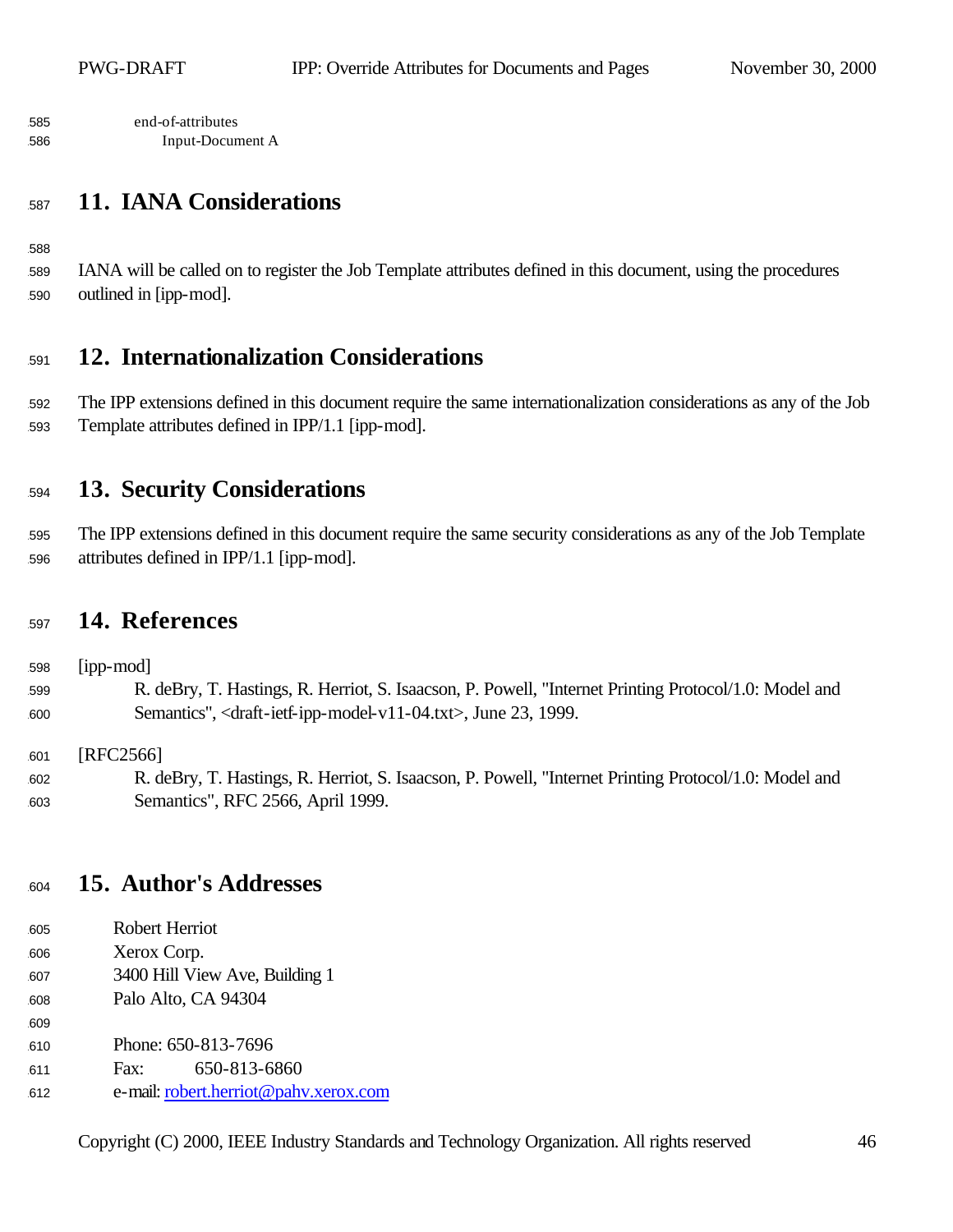end-of-attributes
    Input-Document A

# 11. IANA Considerations

IANA will be called on to register the Job Template attributes defined in this document, using the procedures outlined in [ipp-mod].

# 12. Internationalization Considerations

The IPP extensions defined in this document require the same internationalization considerations as any of the Job Template attributes defined in IPP/1.1 [ipp-mod].

# 13. Security Considerations

The IPP extensions defined in this document require the same security considerations as any of the Job Template attributes defined in IPP/1.1 [ipp-mod].

# 14. References

[ipp-mod]
R. deBry, T. Hastings, R. Herriot, S. Isaacson, P. Powell, "Internet Printing Protocol/1.0: Model and Semantics", <draft-ietf-ipp-model-v11-04.txt>, June 23, 1999.

[RFC2566]
R. deBry, T. Hastings, R. Herriot, S. Isaacson, P. Powell, "Internet Printing Protocol/1.0: Model and Semantics", RFC 2566, April 1999.

# 15. Author's Addresses

Robert Herriot
Xerox Corp.
3400 Hill View Ave, Building 1
Palo Alto, CA 94304

Phone: 650-813-7696
Fax: 650-813-6860
e-mail: robert.herriot@pahv.xerox.com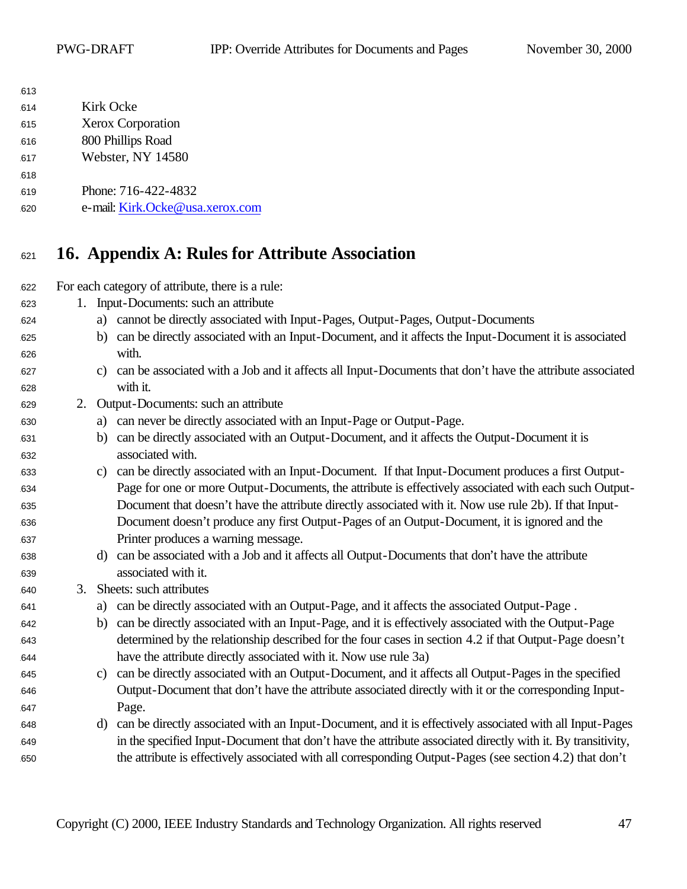Kirk Ocke
Xerox Corporation
800 Phillips Road
Webster, NY 14580

Phone: 716-422-4832
e-mail: Kirk.Ocke@usa.xerox.com

# 16. Appendix A: Rules for Attribute Association

For each category of attribute, there is a rule:

1. Input-Documents: such an attribute
   a) cannot be directly associated with Input-Pages, Output-Pages, Output-Documents
   b) can be directly associated with an Input-Document, and it affects the Input-Document it is associated with.
   c) can be associated with a Job and it affects all Input-Documents that don't have the attribute associated with it.
2. Output-Documents: such an attribute
   a) can never be directly associated with an Input-Page or Output-Page.
   b) can be directly associated with an Output-Document, and it affects the Output-Document it is associated with.
   c) can be directly associated with an Input-Document. If that Input-Document produces a first Output-Page for one or more Output-Documents, the attribute is effectively associated with each such Output-Document that doesn't have the attribute directly associated with it. Now use rule 2b). If that Input-Document doesn't produce any first Output-Pages of an Output-Document, it is ignored and the Printer produces a warning message.
   d) can be associated with a Job and it affects all Output-Documents that don't have the attribute associated with it.
3. Sheets: such attributes
   a) can be directly associated with an Output-Page, and it affects the associated Output-Page .
   b) can be directly associated with an Input-Page, and it is effectively associated with the Output-Page determined by the relationship described for the four cases in section 4.2 if that Output-Page doesn't have the attribute directly associated with it. Now use rule 3a)
   c) can be directly associated with an Output-Document, and it affects all Output-Pages in the specified Output-Document that don't have the attribute associated directly with it or the corresponding Input-Page.
   d) can be directly associated with an Input-Document, and it is effectively associated with all Input-Pages in the specified Input-Document that don't have the attribute associated directly with it. By transitivity, the attribute is effectively associated with all corresponding Output-Pages (see section 4.2) that don't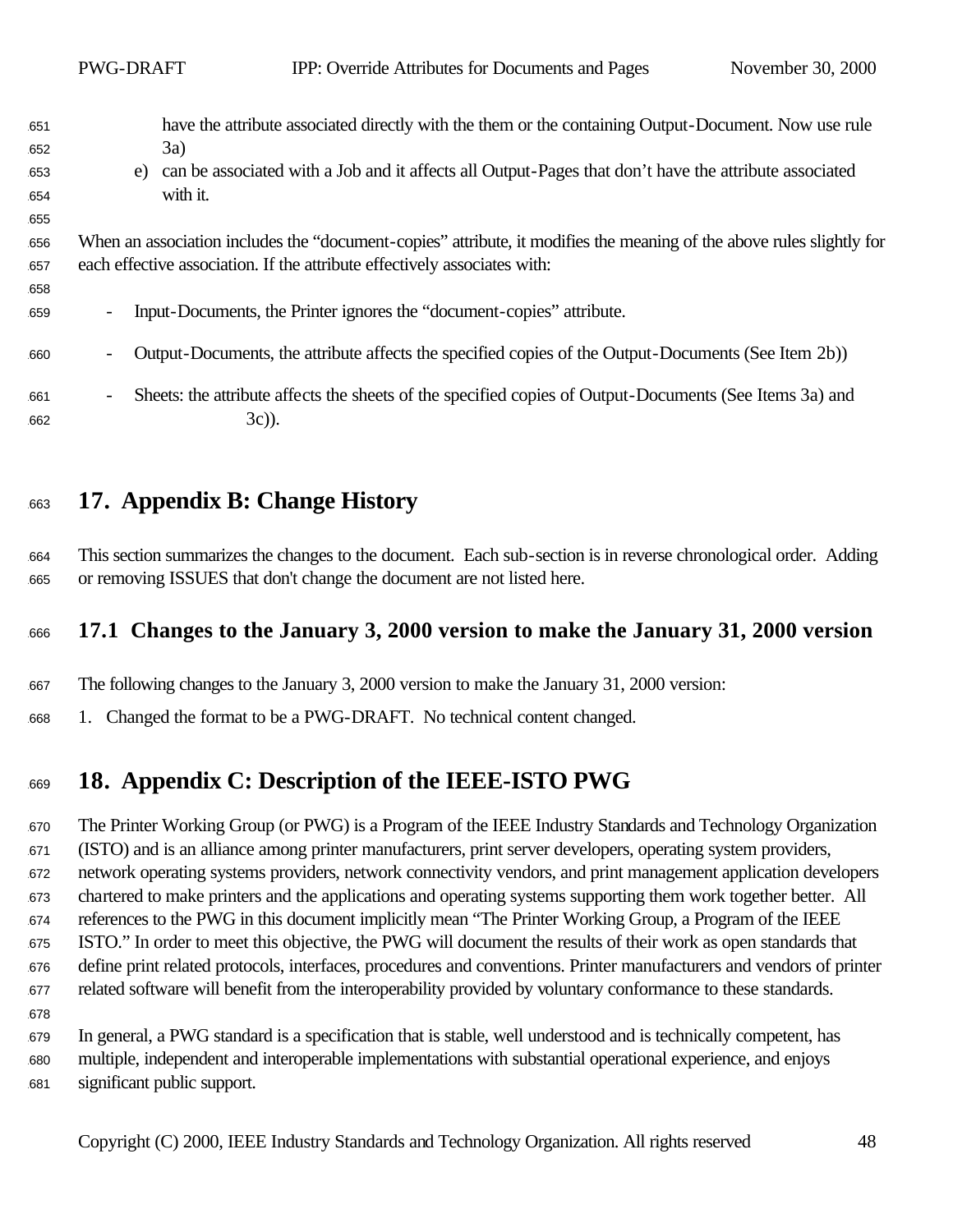have the attribute associated directly with the them or the containing Output-Document. Now use rule 3a)

e) can be associated with a Job and it affects all Output-Pages that don't have the attribute associated with it.

When an association includes the "document-copies" attribute, it modifies the meaning of the above rules slightly for each effective association. If the attribute effectively associates with:

- Input-Documents, the Printer ignores the "document-copies" attribute.
- Output-Documents, the attribute affects the specified copies of the Output-Documents (See Item 2b))
- Sheets: the attribute affects the sheets of the specified copies of Output-Documents (See Items 3a) and 3c)).

# 17. Appendix B: Change History

This section summarizes the changes to the document. Each sub-section is in reverse chronological order. Adding or removing ISSUES that don't change the document are not listed here.

## 17.1 Changes to the January 3, 2000 version to make the January 31, 2000 version

The following changes to the January 3, 2000 version to make the January 31, 2000 version:

1. Changed the format to be a PWG-DRAFT. No technical content changed.

# 18. Appendix C: Description of the IEEE-ISTO PWG

The Printer Working Group (or PWG) is a Program of the IEEE Industry Standards and Technology Organization (ISTO) and is an alliance among printer manufacturers, print server developers, operating system providers, network operating systems providers, network connectivity vendors, and print management application developers chartered to make printers and the applications and operating systems supporting them work together better. All references to the PWG in this document implicitly mean "The Printer Working Group, a Program of the IEEE ISTO." In order to meet this objective, the PWG will document the results of their work as open standards that define print related protocols, interfaces, procedures and conventions. Printer manufacturers and vendors of printer related software will benefit from the interoperability provided by voluntary conformance to these standards.

In general, a PWG standard is a specification that is stable, well understood and is technically competent, has multiple, independent and interoperable implementations with substantial operational experience, and enjoys significant public support.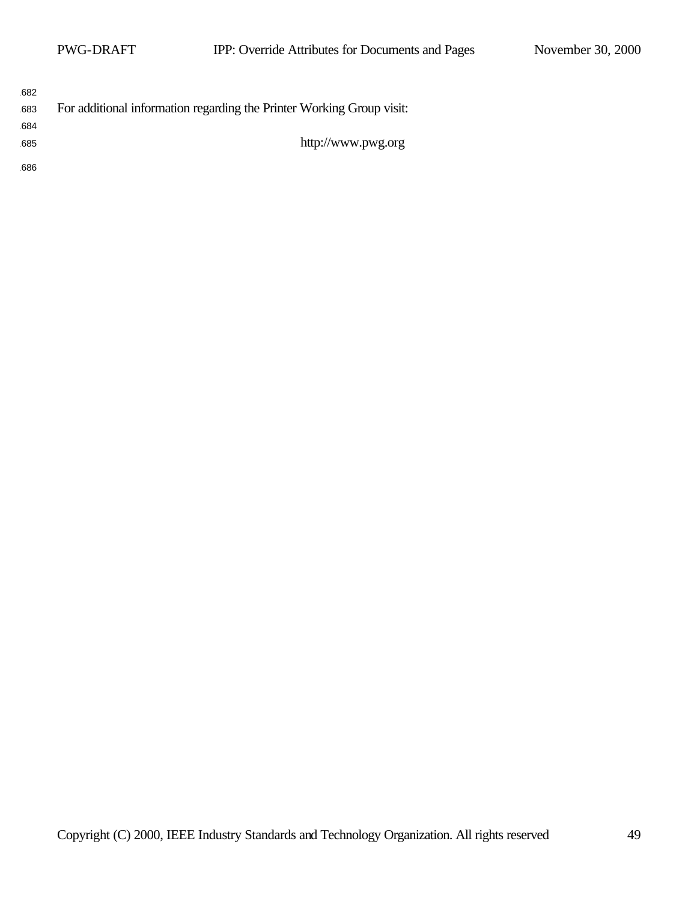For additional information regarding the Printer Working Group visit:

http://www.pwg.org